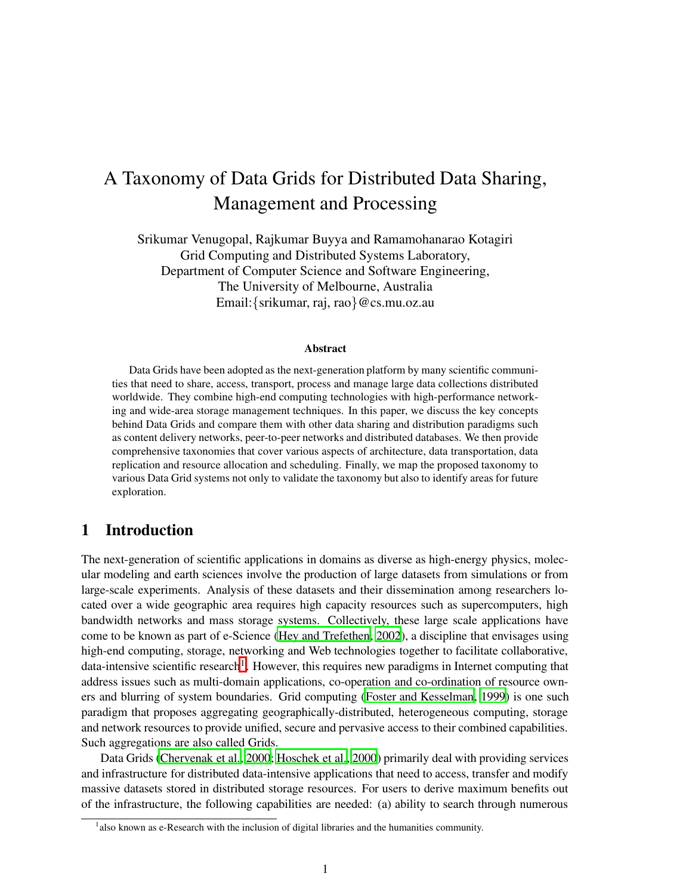# A Taxonomy of Data Grids for Distributed Data Sharing, Management and Processing

Srikumar Venugopal, Rajkumar Buyya and Ramamohanarao Kotagiri
Grid Computing and Distributed Systems Laboratory,
Department of Computer Science and Software Engineering,
The University of Melbourne, Australia
Email:{srikumar, raj, rao}@cs.mu.oz.au

**Abstract**

Data Grids have been adopted as the next-generation platform by many scientific communities that need to share, access, transport, process and manage large data collections distributed worldwide. They combine high-end computing technologies with high-performance networking and wide-area storage management techniques. In this paper, we discuss the key concepts behind Data Grids and compare them with other data sharing and distribution paradigms such as content delivery networks, peer-to-peer networks and distributed databases. We then provide comprehensive taxonomies that cover various aspects of architecture, data transportation, data replication and resource allocation and scheduling. Finally, we map the proposed taxonomy to various Data Grid systems not only to validate the taxonomy but also to identify areas for future exploration.

## 1 Introduction

The next-generation of scientific applications in domains as diverse as high-energy physics, molecular modeling and earth sciences involve the production of large datasets from simulations or from large-scale experiments. Analysis of these datasets and their dissemination among researchers located over a wide geographic area requires high capacity resources such as supercomputers, high bandwidth networks and mass storage systems. Collectively, these large scale applications have come to be known as part of e-Science (Hey and Trefethen, 2002), a discipline that envisages using high-end computing, storage, networking and Web technologies together to facilitate collaborative, data-intensive scientific research[1]. However, this requires new paradigms in Internet computing that address issues such as multi-domain applications, co-operation and co-ordination of resource owners and blurring of system boundaries. Grid computing (Foster and Kesselman, 1999) is one such paradigm that proposes aggregating geographically-distributed, heterogeneous computing, storage and network resources to provide unified, secure and pervasive access to their combined capabilities. Such aggregations are also called Grids.

Data Grids (Chervenak et al., 2000; Hoschek et al., 2000) primarily deal with providing services and infrastructure for distributed data-intensive applications that need to access, transfer and modify massive datasets stored in distributed storage resources. For users to derive maximum benefits out of the infrastructure, the following capabilities are needed: (a) ability to search through numerous

[1] also known as e-Research with the inclusion of digital libraries and the humanities community.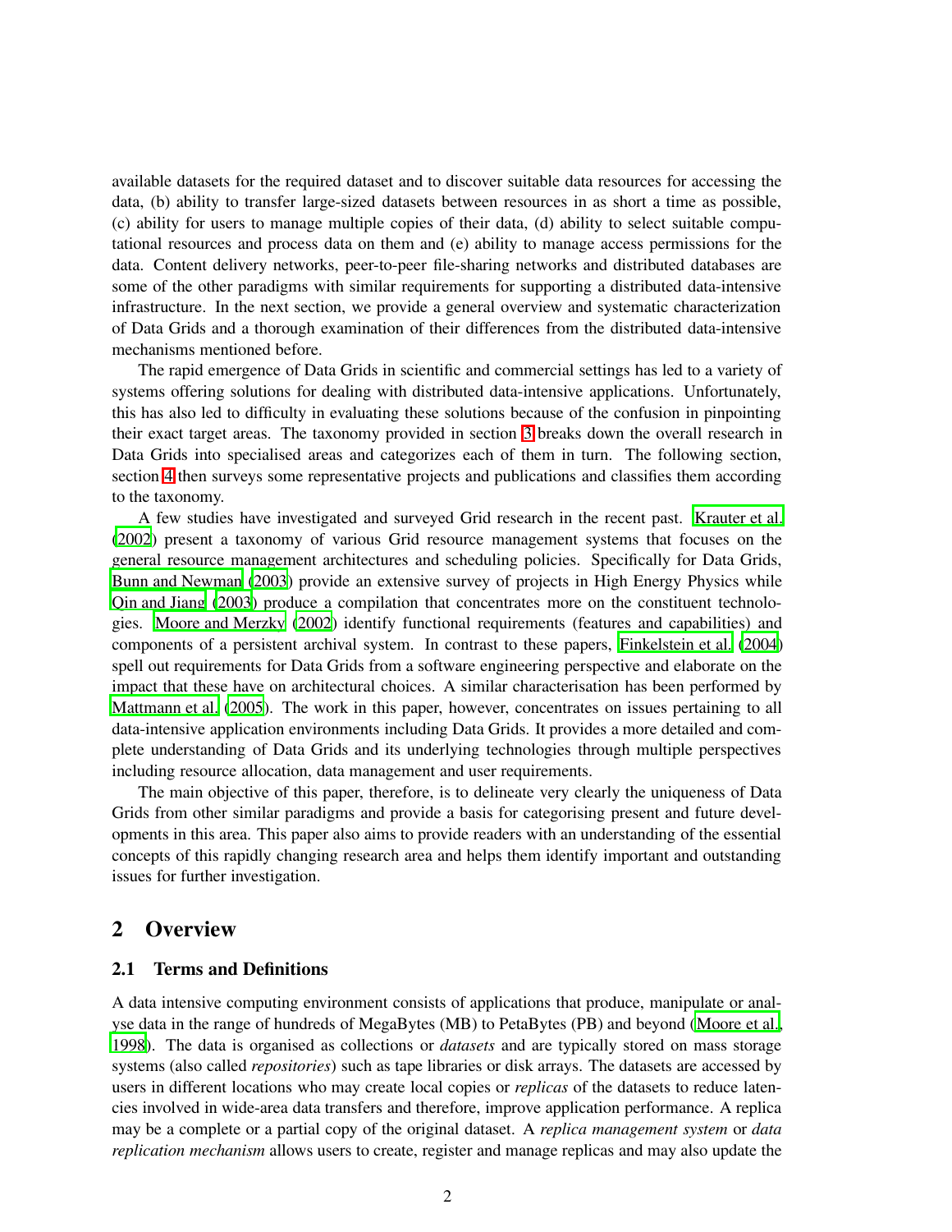available datasets for the required dataset and to discover suitable data resources for accessing the data, (b) ability to transfer large-sized datasets between resources in as short a time as possible, (c) ability for users to manage multiple copies of their data, (d) ability to select suitable computational resources and process data on them and (e) ability to manage access permissions for the data. Content delivery networks, peer-to-peer file-sharing networks and distributed databases are some of the other paradigms with similar requirements for supporting a distributed data-intensive infrastructure. In the next section, we provide a general overview and systematic characterization of Data Grids and a thorough examination of their differences from the distributed data-intensive mechanisms mentioned before.

The rapid emergence of Data Grids in scientific and commercial settings has led to a variety of systems offering solutions for dealing with distributed data-intensive applications. Unfortunately, this has also led to difficulty in evaluating these solutions because of the confusion in pinpointing their exact target areas. The taxonomy provided in section 3 breaks down the overall research in Data Grids into specialised areas and categorizes each of them in turn. The following section, section 4 then surveys some representative projects and publications and classifies them according to the taxonomy.

A few studies have investigated and surveyed Grid research in the recent past. Krauter et al. (2002) present a taxonomy of various Grid resource management systems that focuses on the general resource management architectures and scheduling policies. Specifically for Data Grids, Bunn and Newman (2003) provide an extensive survey of projects in High Energy Physics while Qin and Jiang (2003) produce a compilation that concentrates more on the constituent technologies. Moore and Merzky (2002) identify functional requirements (features and capabilities) and components of a persistent archival system. In contrast to these papers, Finkelstein et al. (2004) spell out requirements for Data Grids from a software engineering perspective and elaborate on the impact that these have on architectural choices. A similar characterisation has been performed by Mattmann et al. (2005). The work in this paper, however, concentrates on issues pertaining to all data-intensive application environments including Data Grids. It provides a more detailed and complete understanding of Data Grids and its underlying technologies through multiple perspectives including resource allocation, data management and user requirements.

The main objective of this paper, therefore, is to delineate very clearly the uniqueness of Data Grids from other similar paradigms and provide a basis for categorising present and future developments in this area. This paper also aims to provide readers with an understanding of the essential concepts of this rapidly changing research area and helps them identify important and outstanding issues for further investigation.

## 2 Overview

### 2.1 Terms and Definitions

A data intensive computing environment consists of applications that produce, manipulate or analyse data in the range of hundreds of MegaBytes (MB) to PetaBytes (PB) and beyond (Moore et al., 1998). The data is organised as collections or *datasets* and are typically stored on mass storage systems (also called *repositories*) such as tape libraries or disk arrays. The datasets are accessed by users in different locations who may create local copies or *replicas* of the datasets to reduce latencies involved in wide-area data transfers and therefore, improve application performance. A replica may be a complete or a partial copy of the original dataset. A *replica management system* or *data replication mechanism* allows users to create, register and manage replicas and may also update the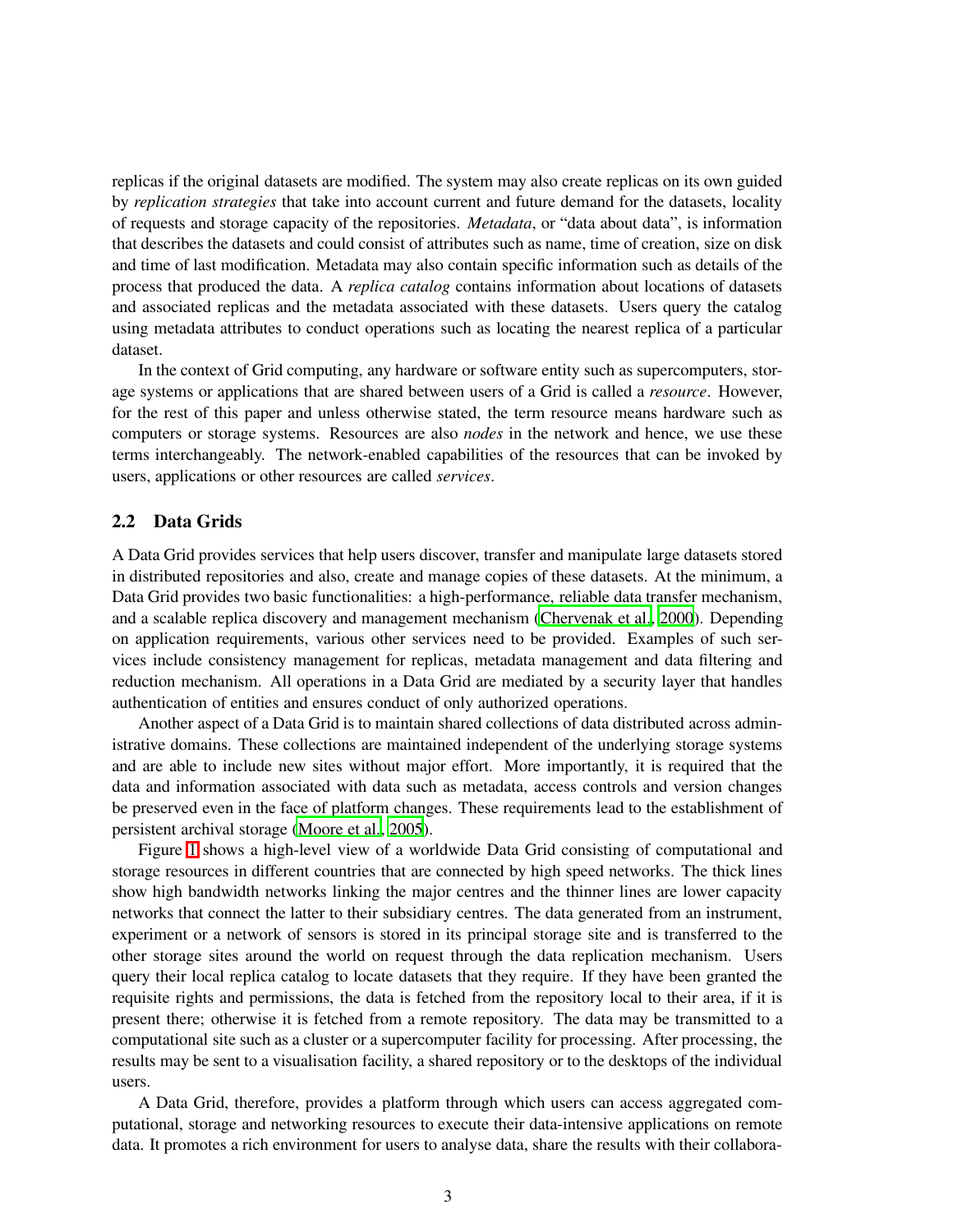replicas if the original datasets are modified. The system may also create replicas on its own guided by *replication strategies* that take into account current and future demand for the datasets, locality of requests and storage capacity of the repositories. *Metadata*, or "data about data", is information that describes the datasets and could consist of attributes such as name, time of creation, size on disk and time of last modification. Metadata may also contain specific information such as details of the process that produced the data. A *replica catalog* contains information about locations of datasets and associated replicas and the metadata associated with these datasets. Users query the catalog using metadata attributes to conduct operations such as locating the nearest replica of a particular dataset.

In the context of Grid computing, any hardware or software entity such as supercomputers, storage systems or applications that are shared between users of a Grid is called a *resource*. However, for the rest of this paper and unless otherwise stated, the term resource means hardware such as computers or storage systems. Resources are also *nodes* in the network and hence, we use these terms interchangeably. The network-enabled capabilities of the resources that can be invoked by users, applications or other resources are called *services*.

### 2.2 Data Grids

A Data Grid provides services that help users discover, transfer and manipulate large datasets stored in distributed repositories and also, create and manage copies of these datasets. At the minimum, a Data Grid provides two basic functionalities: a high-performance, reliable data transfer mechanism, and a scalable replica discovery and management mechanism (Chervenak et al., 2000). Depending on application requirements, various other services need to be provided. Examples of such services include consistency management for replicas, metadata management and data filtering and reduction mechanism. All operations in a Data Grid are mediated by a security layer that handles authentication of entities and ensures conduct of only authorized operations.

Another aspect of a Data Grid is to maintain shared collections of data distributed across administrative domains. These collections are maintained independent of the underlying storage systems and are able to include new sites without major effort. More importantly, it is required that the data and information associated with data such as metadata, access controls and version changes be preserved even in the face of platform changes. These requirements lead to the establishment of persistent archival storage (Moore et al., 2005).

Figure 1 shows a high-level view of a worldwide Data Grid consisting of computational and storage resources in different countries that are connected by high speed networks. The thick lines show high bandwidth networks linking the major centres and the thinner lines are lower capacity networks that connect the latter to their subsidiary centres. The data generated from an instrument, experiment or a network of sensors is stored in its principal storage site and is transferred to the other storage sites around the world on request through the data replication mechanism. Users query their local replica catalog to locate datasets that they require. If they have been granted the requisite rights and permissions, the data is fetched from the repository local to their area, if it is present there; otherwise it is fetched from a remote repository. The data may be transmitted to a computational site such as a cluster or a supercomputer facility for processing. After processing, the results may be sent to a visualisation facility, a shared repository or to the desktops of the individual users.

A Data Grid, therefore, provides a platform through which users can access aggregated computational, storage and networking resources to execute their data-intensive applications on remote data. It promotes a rich environment for users to analyse data, share the results with their collabora-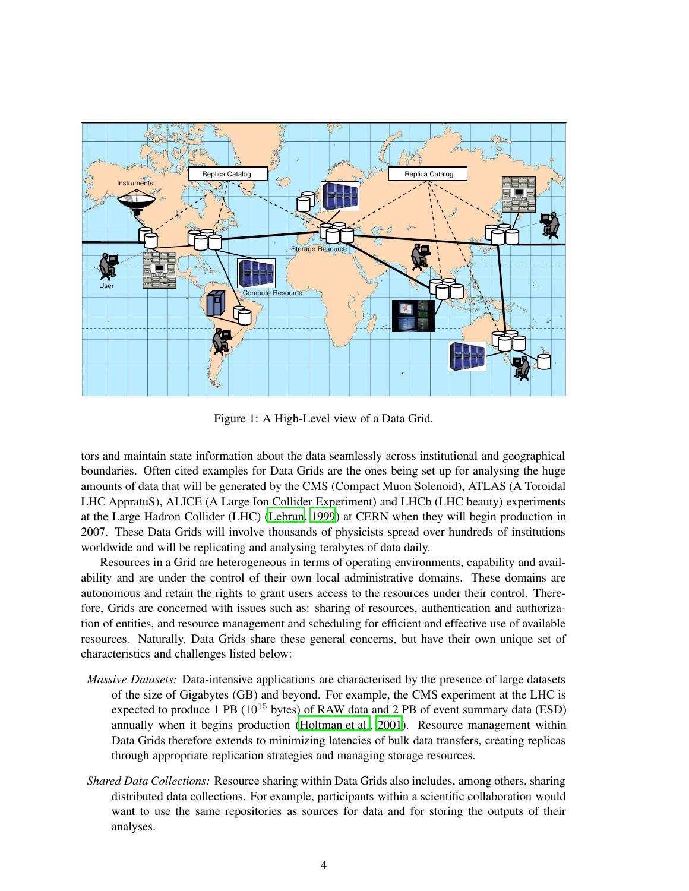Figure 1: A High-Level view of a Data Grid.

tors and maintain state information about the data seamlessly across institutional and geographical boundaries. Often cited examples for Data Grids are the ones being set up for analysing the huge amounts of data that will be generated by the CMS (Compact Muon Solenoid), ATLAS (A Toroidal LHC ApprutuS), ALICE (A Large Ion Collider Experiment) and LHCb (LHC beauty) experiments at the Large Hadron Collider (LHC) (Lebrun, 1999) at CERN when they will begin production in 2007. These Data Grids will involve thousands of physicists spread over hundreds of institutions worldwide and will be replicating and analysing terabytes of data daily.

Resources in a Grid are heterogeneous in terms of operating environments, capability and availability and are under the control of their own local administrative domains. These domains are autonomous and retain the rights to grant users access to the resources under their control. Therefore, Grids are concerned with issues such as: sharing of resources, authentication and authorization of entities, and resource management and scheduling for efficient and effective use of available resources. Naturally, Data Grids share these general concerns, but have their own unique set of characteristics and challenges listed below:

*Massive Datasets:* Data-intensive applications are characterised by the presence of large datasets of the size of Gigabytes (GB) and beyond. For example, the CMS experiment at the LHC is expected to produce 1 PB ($10^{15}$ bytes) of RAW data and 2 PB of event summary data (ESD) annually when it begins production (Holtman et al., 2001). Resource management within Data Grids therefore extends to minimizing latencies of bulk data transfers, creating replicas through appropriate replication strategies and managing storage resources.

*Shared Data Collections:* Resource sharing within Data Grids also includes, among others, sharing distributed data collections. For example, participants within a scientific collaboration would want to use the same repositories as sources for data and for storing the outputs of their analyses.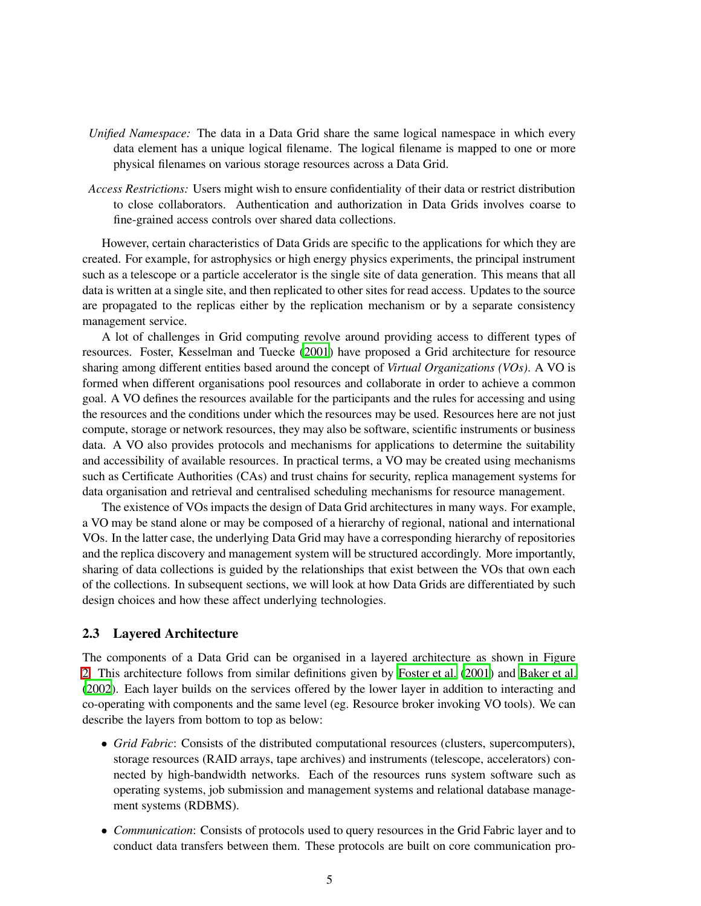*Unified Namespace:* The data in a Data Grid share the same logical namespace in which every data element has a unique logical filename. The logical filename is mapped to one or more physical filenames on various storage resources across a Data Grid.

*Access Restrictions:* Users might wish to ensure confidentiality of their data or restrict distribution to close collaborators. Authentication and authorization in Data Grids involves coarse to fine-grained access controls over shared data collections.

However, certain characteristics of Data Grids are specific to the applications for which they are created. For example, for astrophysics or high energy physics experiments, the principal instrument such as a telescope or a particle accelerator is the single site of data generation. This means that all data is written at a single site, and then replicated to other sites for read access. Updates to the source are propagated to the replicas either by the replication mechanism or by a separate consistency management service.

A lot of challenges in Grid computing revolve around providing access to different types of resources. Foster, Kesselman and Tuecke (2001) have proposed a Grid architecture for resource sharing among different entities based around the concept of *Virtual Organizations (VOs)*. A VO is formed when different organisations pool resources and collaborate in order to achieve a common goal. A VO defines the resources available for the participants and the rules for accessing and using the resources and the conditions under which the resources may be used. Resources here are not just compute, storage or network resources, they may also be software, scientific instruments or business data. A VO also provides protocols and mechanisms for applications to determine the suitability and accessibility of available resources. In practical terms, a VO may be created using mechanisms such as Certificate Authorities (CAs) and trust chains for security, replica management systems for data organisation and retrieval and centralised scheduling mechanisms for resource management.

The existence of VOs impacts the design of Data Grid architectures in many ways. For example, a VO may be stand alone or may be composed of a hierarchy of regional, national and international VOs. In the latter case, the underlying Data Grid may have a corresponding hierarchy of repositories and the replica discovery and management system will be structured accordingly. More importantly, sharing of data collections is guided by the relationships that exist between the VOs that own each of the collections. In subsequent sections, we will look at how Data Grids are differentiated by such design choices and how these affect underlying technologies.

### 2.3 Layered Architecture

The components of a Data Grid can be organised in a layered architecture as shown in Figure 2. This architecture follows from similar definitions given by Foster et al. (2001) and Baker et al. (2002). Each layer builds on the services offered by the lower layer in addition to interacting and co-operating with components and the same level (eg. Resource broker invoking VO tools). We can describe the layers from bottom to top as below:

- *Grid Fabric*: Consists of the distributed computational resources (clusters, supercomputers), storage resources (RAID arrays, tape archives) and instruments (telescope, accelerators) connected by high-bandwidth networks. Each of the resources runs system software such as operating systems, job submission and management systems and relational database management systems (RDBMS).
- *Communication*: Consists of protocols used to query resources in the Grid Fabric layer and to conduct data transfers between them. These protocols are built on core communication pro-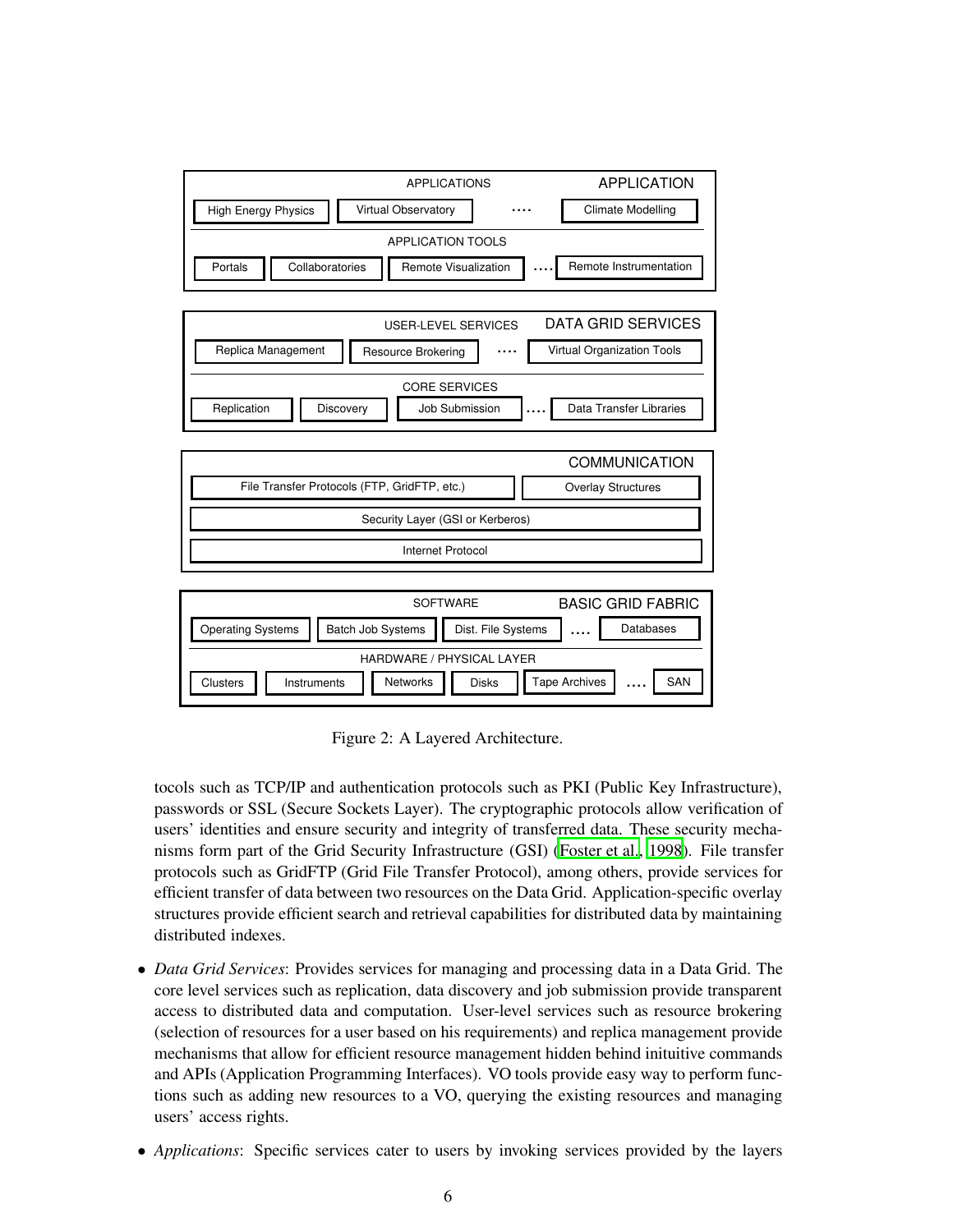| APPLICATIONS | | | APPLICATION |
|---|---|---|---|
| High Energy Physics | Virtual Observatory | .... | Climate Modelling |
| APPLICATION TOOLS | | | |
| Portals | Collaboratories | Remote Visualization .... | Remote Instrumentation |

| USER-LEVEL SERVICES | | | DATA GRID SERVICES |
|---|---|---|---|
| Replica Management | Resource Brokering | .... | Virtual Organization Tools |
| CORE SERVICES | | | |
| Replication | Discovery | Job Submission .... | Data Transfer Libraries |

| | COMMUNICATION |
|---|---|
| File Transfer Protocols (FTP, GridFTP, etc.) | Overlay Structures |
| Security Layer (GSI or Kerberos) | |
| Internet Protocol | |

| SOFTWARE | | | | BASIC GRID FABRIC |
|---|---|---|---|---|
| Operating Systems | Batch Job Systems | Dist. File Systems | .... | Databases |
| HARDWARE / PHYSICAL LAYER | | | | |
| Clusters | Instruments | Networks | Disks | Tape Archives .... SAN |

Figure 2: A Layered Architecture.

tocols such as TCP/IP and authentication protocols such as PKI (Public Key Infrastructure), passwords or SSL (Secure Sockets Layer). The cryptographic protocols allow verification of users' identities and ensure security and integrity of transferred data. These security mechanisms form part of the Grid Security Infrastructure (GSI) (Foster et al., 1998). File transfer protocols such as GridFTP (Grid File Transfer Protocol), among others, provide services for efficient transfer of data between two resources on the Data Grid. Application-specific overlay structures provide efficient search and retrieval capabilities for distributed data by maintaining distributed indexes.

- *Data Grid Services*: Provides services for managing and processing data in a Data Grid. The core level services such as replication, data discovery and job submission provide transparent access to distributed data and computation. User-level services such as resource brokering (selection of resources for a user based on his requirements) and replica management provide mechanisms that allow for efficient resource management hidden behind inituitive commands and APIs (Application Programming Interfaces). VO tools provide easy way to perform functions such as adding new resources to a VO, querying the existing resources and managing users' access rights.

- *Applications*: Specific services cater to users by invoking services provided by the layers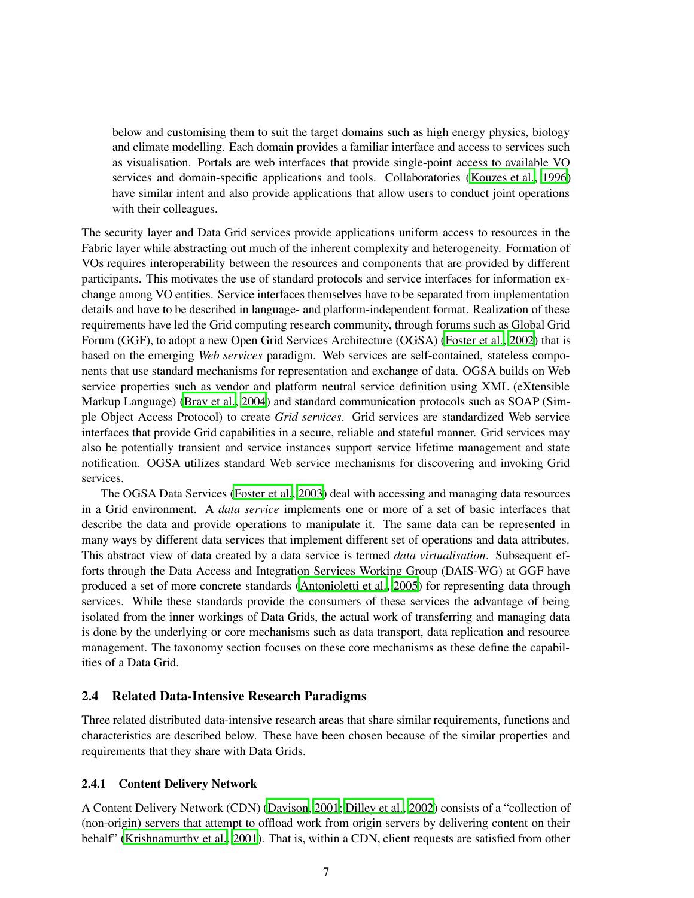below and customising them to suit the target domains such as high energy physics, biology and climate modelling. Each domain provides a familiar interface and access to services such as visualisation. Portals are web interfaces that provide single-point access to available VO services and domain-specific applications and tools. Collaboratories (Kouzes et al., 1996) have similar intent and also provide applications that allow users to conduct joint operations with their colleagues.

The security layer and Data Grid services provide applications uniform access to resources in the Fabric layer while abstracting out much of the inherent complexity and heterogeneity. Formation of VOs requires interoperability between the resources and components that are provided by different participants. This motivates the use of standard protocols and service interfaces for information exchange among VO entities. Service interfaces themselves have to be separated from implementation details and have to be described in language- and platform-independent format. Realization of these requirements have led the Grid computing research community, through forums such as Global Grid Forum (GGF), to adopt a new Open Grid Services Architecture (OGSA) (Foster et al., 2002) that is based on the emerging *Web services* paradigm. Web services are self-contained, stateless components that use standard mechanisms for representation and exchange of data. OGSA builds on Web service properties such as vendor and platform neutral service definition using XML (eXtensible Markup Language) (Bray et al., 2004) and standard communication protocols such as SOAP (Simple Object Access Protocol) to create *Grid services*. Grid services are standardized Web service interfaces that provide Grid capabilities in a secure, reliable and stateful manner. Grid services may also be potentially transient and service instances support service lifetime management and state notification. OGSA utilizes standard Web service mechanisms for discovering and invoking Grid services.

The OGSA Data Services (Foster et al., 2003) deal with accessing and managing data resources in a Grid environment. A *data service* implements one or more of a set of basic interfaces that describe the data and provide operations to manipulate it. The same data can be represented in many ways by different data services that implement different set of operations and data attributes. This abstract view of data created by a data service is termed *data virtualisation*. Subsequent efforts through the Data Access and Integration Services Working Group (DAIS-WG) at GGF have produced a set of more concrete standards (Antonioletti et al., 2005) for representing data through services. While these standards provide the consumers of these services the advantage of being isolated from the inner workings of Data Grids, the actual work of transferring and managing data is done by the underlying or core mechanisms such as data transport, data replication and resource management. The taxonomy section focuses on these core mechanisms as these define the capabilities of a Data Grid.

## 2.4 Related Data-Intensive Research Paradigms

Three related distributed data-intensive research areas that share similar requirements, functions and characteristics are described below. These have been chosen because of the similar properties and requirements that they share with Data Grids.

### 2.4.1 Content Delivery Network

A Content Delivery Network (CDN) (Davison, 2001; Dilley et al., 2002) consists of a "collection of (non-origin) servers that attempt to offload work from origin servers by delivering content on their behalf" (Krishnamurthy et al., 2001). That is, within a CDN, client requests are satisfied from other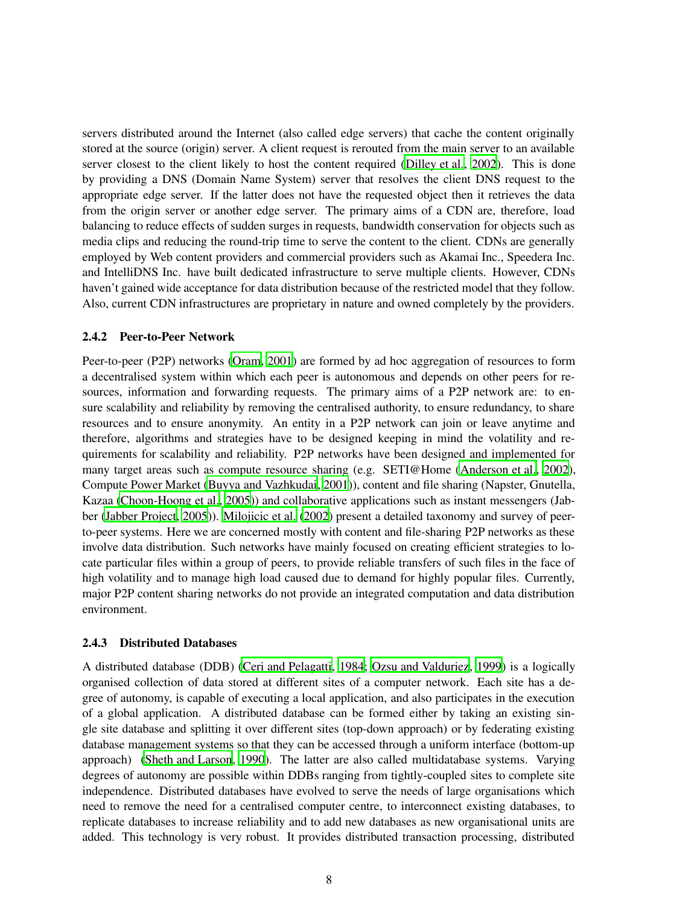servers distributed around the Internet (also called edge servers) that cache the content originally stored at the source (origin) server. A client request is rerouted from the main server to an available server closest to the client likely to host the content required (Dilley et al., 2002). This is done by providing a DNS (Domain Name System) server that resolves the client DNS request to the appropriate edge server. If the latter does not have the requested object then it retrieves the data from the origin server or another edge server. The primary aims of a CDN are, therefore, load balancing to reduce effects of sudden surges in requests, bandwidth conservation for objects such as media clips and reducing the round-trip time to serve the content to the client. CDNs are generally employed by Web content providers and commercial providers such as Akamai Inc., Speedera Inc. and IntelliDNS Inc. have built dedicated infrastructure to serve multiple clients. However, CDNs haven't gained wide acceptance for data distribution because of the restricted model that they follow. Also, current CDN infrastructures are proprietary in nature and owned completely by the providers.

### 2.4.2 Peer-to-Peer Network

Peer-to-peer (P2P) networks (Oram, 2001) are formed by ad hoc aggregation of resources to form a decentralised system within which each peer is autonomous and depends on other peers for resources, information and forwarding requests. The primary aims of a P2P network are: to ensure scalability and reliability by removing the centralised authority, to ensure redundancy, to share resources and to ensure anonymity. An entity in a P2P network can join or leave anytime and therefore, algorithms and strategies have to be designed keeping in mind the volatility and requirements for scalability and reliability. P2P networks have been designed and implemented for many target areas such as compute resource sharing (e.g. SETI@Home (Anderson et al., 2002), Compute Power Market (Buyya and Vazhkudai, 2001)), content and file sharing (Napster, Gnutella, Kazaa (Choon-Hoong et al., 2005)) and collaborative applications such as instant messengers (Jabber (Jabber Project, 2005)). Milojicic et al. (2002) present a detailed taxonomy and survey of peer-to-peer systems. Here we are concerned mostly with content and file-sharing P2P networks as these involve data distribution. Such networks have mainly focused on creating efficient strategies to locate particular files within a group of peers, to provide reliable transfers of such files in the face of high volatility and to manage high load caused due to demand for highly popular files. Currently, major P2P content sharing networks do not provide an integrated computation and data distribution environment.

### 2.4.3 Distributed Databases

A distributed database (DDB) (Ceri and Pelagatti, 1984; Ozsu and Valduriez, 1999) is a logically organised collection of data stored at different sites of a computer network. Each site has a degree of autonomy, is capable of executing a local application, and also participates in the execution of a global application. A distributed database can be formed either by taking an existing single site database and splitting it over different sites (top-down approach) or by federating existing database management systems so that they can be accessed through a uniform interface (bottom-up approach) (Sheth and Larson, 1990). The latter are also called multidatabase systems. Varying degrees of autonomy are possible within DDBs ranging from tightly-coupled sites to complete site independence. Distributed databases have evolved to serve the needs of large organisations which need to remove the need for a centralised computer centre, to interconnect existing databases, to replicate databases to increase reliability and to add new databases as new organisational units are added. This technology is very robust. It provides distributed transaction processing, distributed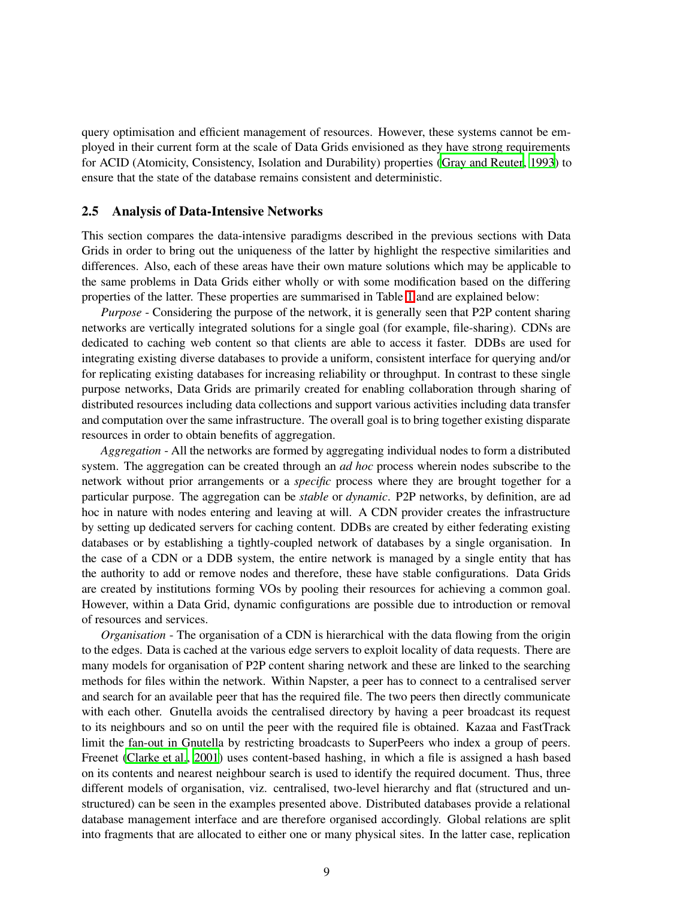query optimisation and efficient management of resources. However, these systems cannot be employed in their current form at the scale of Data Grids envisioned as they have strong requirements for ACID (Atomicity, Consistency, Isolation and Durability) properties (Gray and Reuter, 1993) to ensure that the state of the database remains consistent and deterministic.

### 2.5 Analysis of Data-Intensive Networks

This section compares the data-intensive paradigms described in the previous sections with Data Grids in order to bring out the uniqueness of the latter by highlight the respective similarities and differences. Also, each of these areas have their own mature solutions which may be applicable to the same problems in Data Grids either wholly or with some modification based on the differing properties of the latter. These properties are summarised in Table 1 and are explained below:

*Purpose* - Considering the purpose of the network, it is generally seen that P2P content sharing networks are vertically integrated solutions for a single goal (for example, file-sharing). CDNs are dedicated to caching web content so that clients are able to access it faster. DDBs are used for integrating existing diverse databases to provide a uniform, consistent interface for querying and/or for replicating existing databases for increasing reliability or throughput. In contrast to these single purpose networks, Data Grids are primarily created for enabling collaboration through sharing of distributed resources including data collections and support various activities including data transfer and computation over the same infrastructure. The overall goal is to bring together existing disparate resources in order to obtain benefits of aggregation.

*Aggregation* - All the networks are formed by aggregating individual nodes to form a distributed system. The aggregation can be created through an *ad hoc* process wherein nodes subscribe to the network without prior arrangements or a *specific* process where they are brought together for a particular purpose. The aggregation can be *stable* or *dynamic*. P2P networks, by definition, are ad hoc in nature with nodes entering and leaving at will. A CDN provider creates the infrastructure by setting up dedicated servers for caching content. DDBs are created by either federating existing databases or by establishing a tightly-coupled network of databases by a single organisation. In the case of a CDN or a DDB system, the entire network is managed by a single entity that has the authority to add or remove nodes and therefore, these have stable configurations. Data Grids are created by institutions forming VOs by pooling their resources for achieving a common goal. However, within a Data Grid, dynamic configurations are possible due to introduction or removal of resources and services.

*Organisation* - The organisation of a CDN is hierarchical with the data flowing from the origin to the edges. Data is cached at the various edge servers to exploit locality of data requests. There are many models for organisation of P2P content sharing network and these are linked to the searching methods for files within the network. Within Napster, a peer has to connect to a centralised server and search for an available peer that has the required file. The two peers then directly communicate with each other. Gnutella avoids the centralised directory by having a peer broadcast its request to its neighbours and so on until the peer with the required file is obtained. Kazaa and FastTrack limit the fan-out in Gnutella by restricting broadcasts to SuperPeers who index a group of peers. Freenet (Clarke et al., 2001) uses content-based hashing, in which a file is assigned a hash based on its contents and nearest neighbour search is used to identify the required document. Thus, three different models of organisation, viz. centralised, two-level hierarchy and flat (structured and unstructured) can be seen in the examples presented above. Distributed databases provide a relational database management interface and are therefore organised accordingly. Global relations are split into fragments that are allocated to either one or many physical sites. In the latter case, replication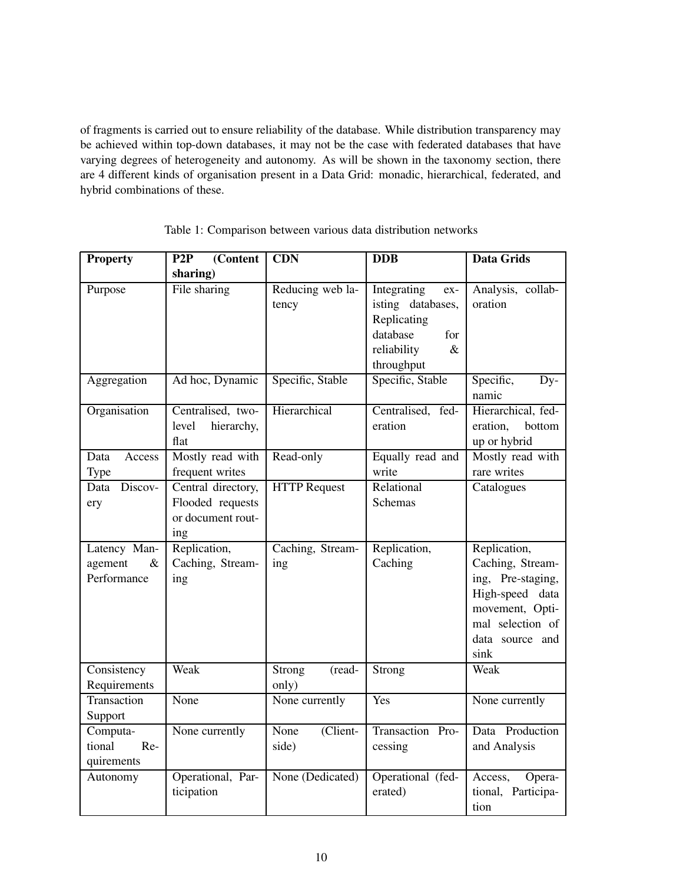of fragments is carried out to ensure reliability of the database. While distribution transparency may be achieved within top-down databases, it may not be the case with federated databases that have varying degrees of heterogeneity and autonomy. As will be shown in the taxonomy section, there are 4 different kinds of organisation present in a Data Grid: monadic, hierarchical, federated, and hybrid combinations of these.

Table 1: Comparison between various data distribution networks

| **Property** | **P2P (Content sharing)** | **CDN** | **DDB** | **Data Grids** |
|---|---|---|---|---|
| Purpose | File sharing | Reducing web latency | Integrating existing databases, Replicating database for reliability & throughput | Analysis, collaboration |
| Aggregation | Ad hoc, Dynamic | Specific, Stable | Specific, Stable | Specific, Dynamic |
| Organisation | Centralised, two-level hierarchy, flat | Hierarchical | Centralised, federation | Hierarchical, federation, bottom up or hybrid |
| Data Access Type | Mostly read with frequent writes | Read-only | Equally read and write | Mostly read with rare writes |
| Data Discovery | Central directory, Flooded requests or document routing | HTTP Request | Relational Schemas | Catalogues |
| Latency Management & Performance | Replication, Caching, Streaming | Caching, Streaming | Replication, Caching | Replication, Caching, Streaming, Pre-staging, High-speed data movement, Optimal selection of data source and sink |
| Consistency Requirements | Weak | Strong (read-only) | Strong | Weak |
| Transaction Support | None | None currently | Yes | None currently |
| Computational Requirements | None currently | None (Client-side) | Transaction Processing | Data Production and Analysis |
| Autonomy | Operational, Participation | None (Dedicated) | Operational (federated) | Access, Operational, Participation |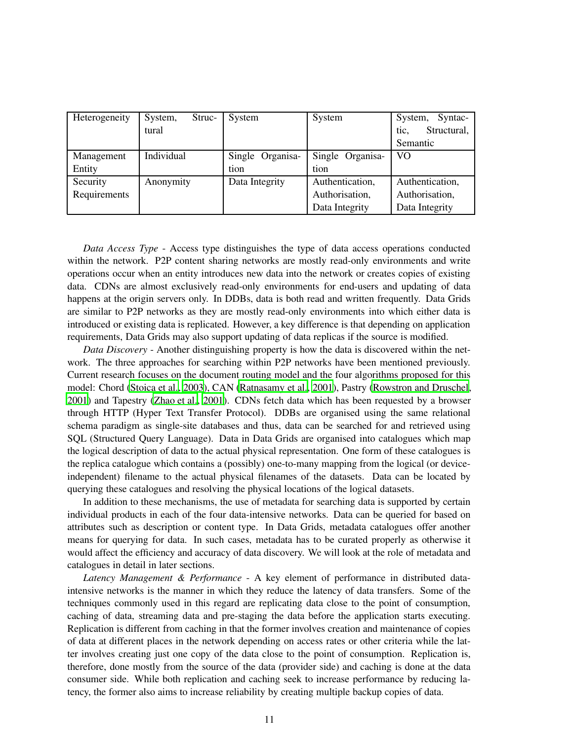| Heterogeneity | System, Structural | System | System | System, Syntactic, Structural, Semantic |
|---|---|---|---|---|
| Management Entity | Individual | Single Organisation | Single Organisation | VO |
| Security Requirements | Anonymity | Data Integrity | Authentication, Authorisation, Data Integrity | Authentication, Authorisation, Data Integrity |

*Data Access Type* - Access type distinguishes the type of data access operations conducted within the network. P2P content sharing networks are mostly read-only environments and write operations occur when an entity introduces new data into the network or creates copies of existing data. CDNs are almost exclusively read-only environments for end-users and updating of data happens at the origin servers only. In DDBs, data is both read and written frequently. Data Grids are similar to P2P networks as they are mostly read-only environments into which either data is introduced or existing data is replicated. However, a key difference is that depending on application requirements, Data Grids may also support updating of data replicas if the source is modified.

*Data Discovery* - Another distinguishing property is how the data is discovered within the network. The three approaches for searching within P2P networks have been mentioned previously. Current research focuses on the document routing model and the four algorithms proposed for this model: Chord (Stoica et al., 2003), CAN (Ratnasamy et al., 2001), Pastry (Rowstron and Druschel, 2001) and Tapestry (Zhao et al., 2001). CDNs fetch data which has been requested by a browser through HTTP (Hyper Text Transfer Protocol). DDBs are organised using the same relational schema paradigm as single-site databases and thus, data can be searched for and retrieved using SQL (Structured Query Language). Data in Data Grids are organised into catalogues which map the logical description of data to the actual physical representation. One form of these catalogues is the replica catalogue which contains a (possibly) one-to-many mapping from the logical (or device-independent) filename to the actual physical filenames of the datasets. Data can be located by querying these catalogues and resolving the physical locations of the logical datasets.

In addition to these mechanisms, the use of metadata for searching data is supported by certain individual products in each of the four data-intensive networks. Data can be queried for based on attributes such as description or content type. In Data Grids, metadata catalogues offer another means for querying for data. In such cases, metadata has to be curated properly as otherwise it would affect the efficiency and accuracy of data discovery. We will look at the role of metadata and catalogues in detail in later sections.

*Latency Management & Performance* - A key element of performance in distributed data-intensive networks is the manner in which they reduce the latency of data transfers. Some of the techniques commonly used in this regard are replicating data close to the point of consumption, caching of data, streaming data and pre-staging the data before the application starts executing. Replication is different from caching in that the former involves creation and maintenance of copies of data at different places in the network depending on access rates or other criteria while the latter involves creating just one copy of the data close to the point of consumption. Replication is, therefore, done mostly from the source of the data (provider side) and caching is done at the data consumer side. While both replication and caching seek to increase performance by reducing latency, the former also aims to increase reliability by creating multiple backup copies of data.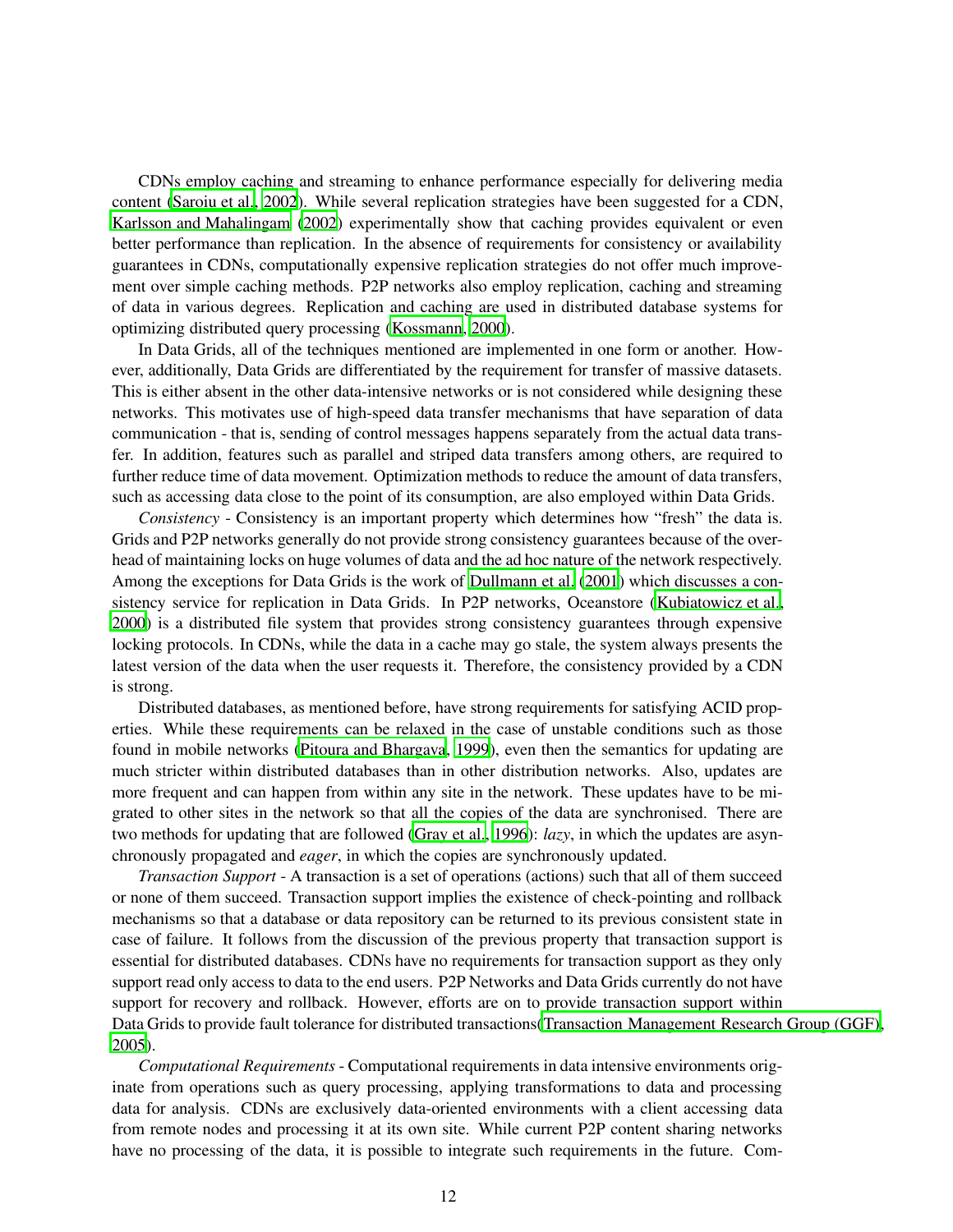CDNs employ caching and streaming to enhance performance especially for delivering media content (Saroiu et al., 2002). While several replication strategies have been suggested for a CDN, Karlsson and Mahalingam (2002) experimentally show that caching provides equivalent or even better performance than replication. In the absence of requirements for consistency or availability guarantees in CDNs, computationally expensive replication strategies do not offer much improvement over simple caching methods. P2P networks also employ replication, caching and streaming of data in various degrees. Replication and caching are used in distributed database systems for optimizing distributed query processing (Kossmann, 2000).

In Data Grids, all of the techniques mentioned are implemented in one form or another. However, additionally, Data Grids are differentiated by the requirement for transfer of massive datasets. This is either absent in the other data-intensive networks or is not considered while designing these networks. This motivates use of high-speed data transfer mechanisms that have separation of data communication - that is, sending of control messages happens separately from the actual data transfer. In addition, features such as parallel and striped data transfers among others, are required to further reduce time of data movement. Optimization methods to reduce the amount of data transfers, such as accessing data close to the point of its consumption, are also employed within Data Grids.

*Consistency* - Consistency is an important property which determines how "fresh" the data is. Grids and P2P networks generally do not provide strong consistency guarantees because of the overhead of maintaining locks on huge volumes of data and the ad hoc nature of the network respectively. Among the exceptions for Data Grids is the work of Dullmann et al. (2001) which discusses a consistency service for replication in Data Grids. In P2P networks, Oceanstore (Kubiatowicz et al., 2000) is a distributed file system that provides strong consistency guarantees through expensive locking protocols. In CDNs, while the data in a cache may go stale, the system always presents the latest version of the data when the user requests it. Therefore, the consistency provided by a CDN is strong.

Distributed databases, as mentioned before, have strong requirements for satisfying ACID properties. While these requirements can be relaxed in the case of unstable conditions such as those found in mobile networks (Pitoura and Bhargava, 1999), even then the semantics for updating are much stricter within distributed databases than in other distribution networks. Also, updates are more frequent and can happen from within any site in the network. These updates have to be migrated to other sites in the network so that all the copies of the data are synchronised. There are two methods for updating that are followed (Gray et al., 1996): *lazy*, in which the updates are asynchronously propagated and *eager*, in which the copies are synchronously updated.

*Transaction Support* - A transaction is a set of operations (actions) such that all of them succeed or none of them succeed. Transaction support implies the existence of check-pointing and rollback mechanisms so that a database or data repository can be returned to its previous consistent state in case of failure. It follows from the discussion of the previous property that transaction support is essential for distributed databases. CDNs have no requirements for transaction support as they only support read only access to data to the end users. P2P Networks and Data Grids currently do not have support for recovery and rollback. However, efforts are on to provide transaction support within Data Grids to provide fault tolerance for distributed transactions(Transaction Management Research Group (GGF), 2005).

*Computational Requirements* - Computational requirements in data intensive environments originate from operations such as query processing, applying transformations to data and processing data for analysis. CDNs are exclusively data-oriented environments with a client accessing data from remote nodes and processing it at its own site. While current P2P content sharing networks have no processing of the data, it is possible to integrate such requirements in the future. Com-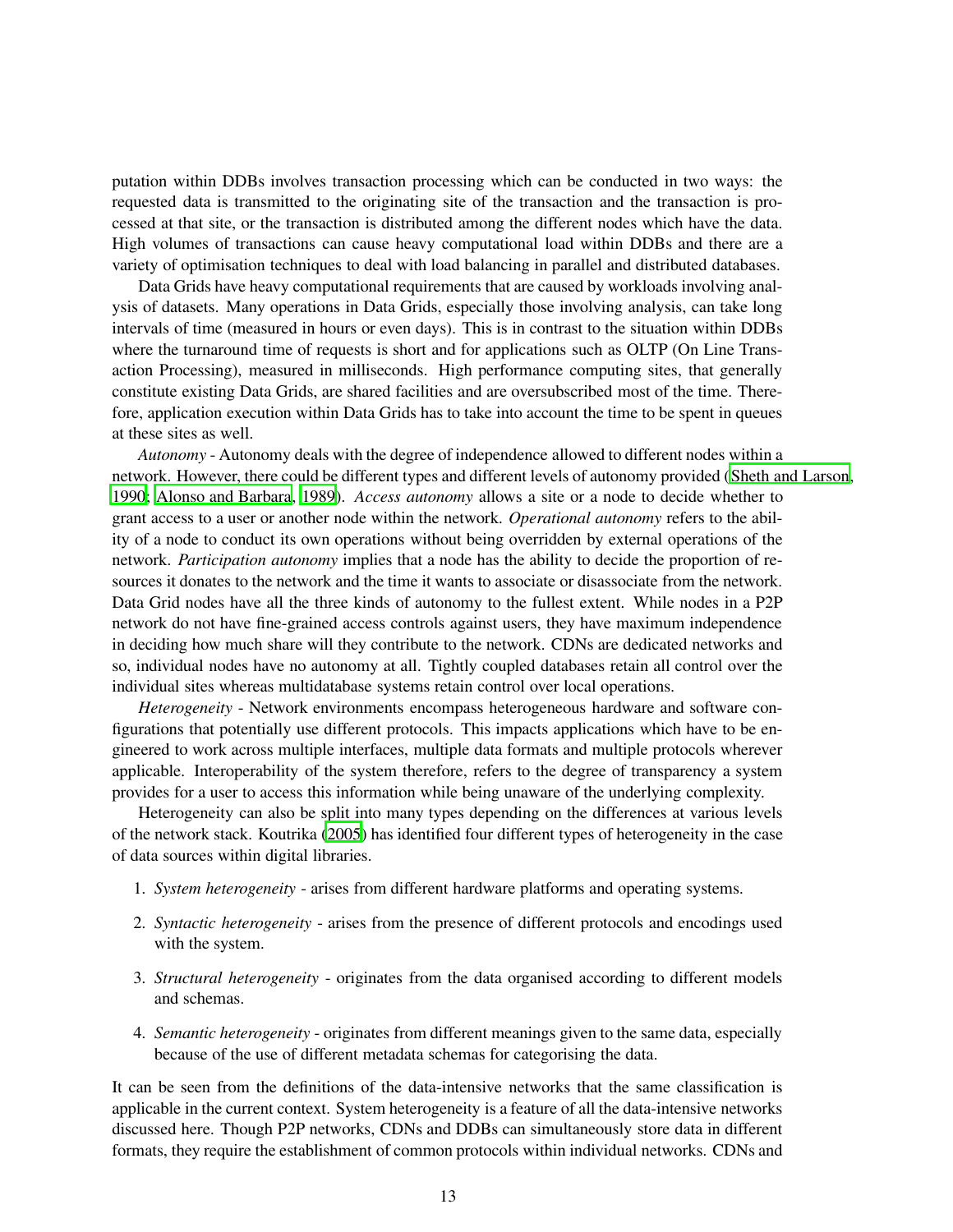putation within DDBs involves transaction processing which can be conducted in two ways: the requested data is transmitted to the originating site of the transaction and the transaction is processed at that site, or the transaction is distributed among the different nodes which have the data. High volumes of transactions can cause heavy computational load within DDBs and there are a variety of optimisation techniques to deal with load balancing in parallel and distributed databases.

Data Grids have heavy computational requirements that are caused by workloads involving analysis of datasets. Many operations in Data Grids, especially those involving analysis, can take long intervals of time (measured in hours or even days). This is in contrast to the situation within DDBs where the turnaround time of requests is short and for applications such as OLTP (On Line Transaction Processing), measured in milliseconds. High performance computing sites, that generally constitute existing Data Grids, are shared facilities and are oversubscribed most of the time. Therefore, application execution within Data Grids has to take into account the time to be spent in queues at these sites as well.

*Autonomy* - Autonomy deals with the degree of independence allowed to different nodes within a network. However, there could be different types and different levels of autonomy provided (Sheth and Larson, 1990; Alonso and Barbara, 1989). *Access autonomy* allows a site or a node to decide whether to grant access to a user or another node within the network. *Operational autonomy* refers to the ability of a node to conduct its own operations without being overridden by external operations of the network. *Participation autonomy* implies that a node has the ability to decide the proportion of resources it donates to the network and the time it wants to associate or disassociate from the network. Data Grid nodes have all the three kinds of autonomy to the fullest extent. While nodes in a P2P network do not have fine-grained access controls against users, they have maximum independence in deciding how much share will they contribute to the network. CDNs are dedicated networks and so, individual nodes have no autonomy at all. Tightly coupled databases retain all control over the individual sites whereas multidatabase systems retain control over local operations.

*Heterogeneity* - Network environments encompass heterogeneous hardware and software configurations that potentially use different protocols. This impacts applications which have to be engineered to work across multiple interfaces, multiple data formats and multiple protocols wherever applicable. Interoperability of the system therefore, refers to the degree of transparency a system provides for a user to access this information while being unaware of the underlying complexity.

Heterogeneity can also be split into many types depending on the differences at various levels of the network stack. Koutrika (2005) has identified four different types of heterogeneity in the case of data sources within digital libraries.

1. *System heterogeneity* - arises from different hardware platforms and operating systems.
2. *Syntactic heterogeneity* - arises from the presence of different protocols and encodings used with the system.
3. *Structural heterogeneity* - originates from the data organised according to different models and schemas.
4. *Semantic heterogeneity* - originates from different meanings given to the same data, especially because of the use of different metadata schemas for categorising the data.

It can be seen from the definitions of the data-intensive networks that the same classification is applicable in the current context. System heterogeneity is a feature of all the data-intensive networks discussed here. Though P2P networks, CDNs and DDBs can simultaneously store data in different formats, they require the establishment of common protocols within individual networks. CDNs and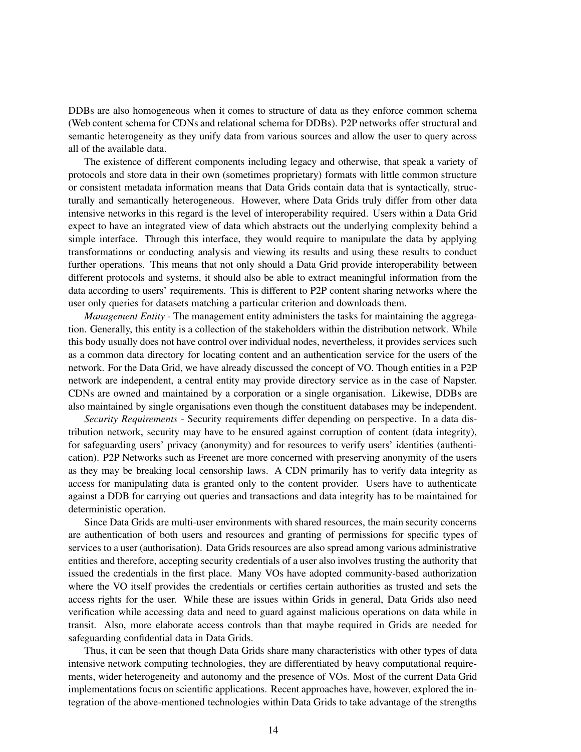DDBs are also homogeneous when it comes to structure of data as they enforce common schema (Web content schema for CDNs and relational schema for DDBs). P2P networks offer structural and semantic heterogeneity as they unify data from various sources and allow the user to query across all of the available data.

The existence of different components including legacy and otherwise, that speak a variety of protocols and store data in their own (sometimes proprietary) formats with little common structure or consistent metadata information means that Data Grids contain data that is syntactically, structurally and semantically heterogeneous. However, where Data Grids truly differ from other data intensive networks in this regard is the level of interoperability required. Users within a Data Grid expect to have an integrated view of data which abstracts out the underlying complexity behind a simple interface. Through this interface, they would require to manipulate the data by applying transformations or conducting analysis and viewing its results and using these results to conduct further operations. This means that not only should a Data Grid provide interoperability between different protocols and systems, it should also be able to extract meaningful information from the data according to users' requirements. This is different to P2P content sharing networks where the user only queries for datasets matching a particular criterion and downloads them.

*Management Entity* - The management entity administers the tasks for maintaining the aggregation. Generally, this entity is a collection of the stakeholders within the distribution network. While this body usually does not have control over individual nodes, nevertheless, it provides services such as a common data directory for locating content and an authentication service for the users of the network. For the Data Grid, we have already discussed the concept of VO. Though entities in a P2P network are independent, a central entity may provide directory service as in the case of Napster. CDNs are owned and maintained by a corporation or a single organisation. Likewise, DDBs are also maintained by single organisations even though the constituent databases may be independent.

*Security Requirements* - Security requirements differ depending on perspective. In a data distribution network, security may have to be ensured against corruption of content (data integrity), for safeguarding users' privacy (anonymity) and for resources to verify users' identities (authentication). P2P Networks such as Freenet are more concerned with preserving anonymity of the users as they may be breaking local censorship laws. A CDN primarily has to verify data integrity as access for manipulating data is granted only to the content provider. Users have to authenticate against a DDB for carrying out queries and transactions and data integrity has to be maintained for deterministic operation.

Since Data Grids are multi-user environments with shared resources, the main security concerns are authentication of both users and resources and granting of permissions for specific types of services to a user (authorisation). Data Grids resources are also spread among various administrative entities and therefore, accepting security credentials of a user also involves trusting the authority that issued the credentials in the first place. Many VOs have adopted community-based authorization where the VO itself provides the credentials or certifies certain authorities as trusted and sets the access rights for the user. While these are issues within Grids in general, Data Grids also need verification while accessing data and need to guard against malicious operations on data while in transit. Also, more elaborate access controls than that maybe required in Grids are needed for safeguarding confidential data in Data Grids.

Thus, it can be seen that though Data Grids share many characteristics with other types of data intensive network computing technologies, they are differentiated by heavy computational requirements, wider heterogeneity and autonomy and the presence of VOs. Most of the current Data Grid implementations focus on scientific applications. Recent approaches have, however, explored the integration of the above-mentioned technologies within Data Grids to take advantage of the strengths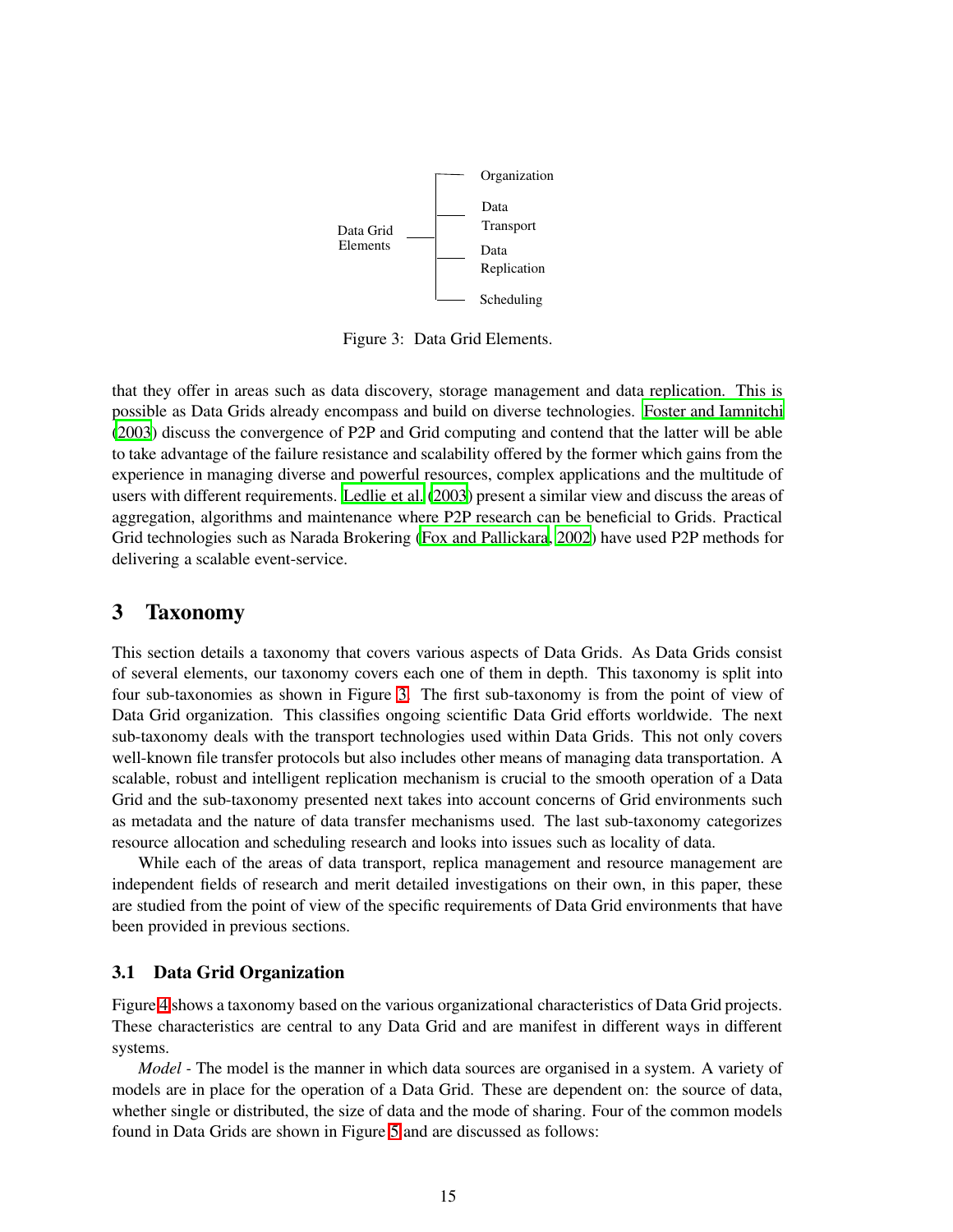Data Grid Elements
- Organization
- Data Transport
- Data Replication
- Scheduling

Figure 3: Data Grid Elements.

that they offer in areas such as data discovery, storage management and data replication. This is possible as Data Grids already encompass and build on diverse technologies. Foster and Iamnitchi (2003) discuss the convergence of P2P and Grid computing and contend that the latter will be able to take advantage of the failure resistance and scalability offered by the former which gains from the experience in managing diverse and powerful resources, complex applications and the multitude of users with different requirements. Ledlie et al. (2003) present a similar view and discuss the areas of aggregation, algorithms and maintenance where P2P research can be beneficial to Grids. Practical Grid technologies such as Narada Brokering (Fox and Pallickara, 2002) have used P2P methods for delivering a scalable event-service.

# 3 Taxonomy

This section details a taxonomy that covers various aspects of Data Grids. As Data Grids consist of several elements, our taxonomy covers each one of them in depth. This taxonomy is split into four sub-taxonomies as shown in Figure 3. The first sub-taxonomy is from the point of view of Data Grid organization. This classifies ongoing scientific Data Grid efforts worldwide. The next sub-taxonomy deals with the transport technologies used within Data Grids. This not only covers well-known file transfer protocols but also includes other means of managing data transportation. A scalable, robust and intelligent replication mechanism is crucial to the smooth operation of a Data Grid and the sub-taxonomy presented next takes into account concerns of Grid environments such as metadata and the nature of data transfer mechanisms used. The last sub-taxonomy categorizes resource allocation and scheduling research and looks into issues such as locality of data.

While each of the areas of data transport, replica management and resource management are independent fields of research and merit detailed investigations on their own, in this paper, these are studied from the point of view of the specific requirements of Data Grid environments that have been provided in previous sections.

## 3.1 Data Grid Organization

Figure 4 shows a taxonomy based on the various organizational characteristics of Data Grid projects. These characteristics are central to any Data Grid and are manifest in different ways in different systems.

*Model* - The model is the manner in which data sources are organised in a system. A variety of models are in place for the operation of a Data Grid. These are dependent on: the source of data, whether single or distributed, the size of data and the mode of sharing. Four of the common models found in Data Grids are shown in Figure 5 and are discussed as follows: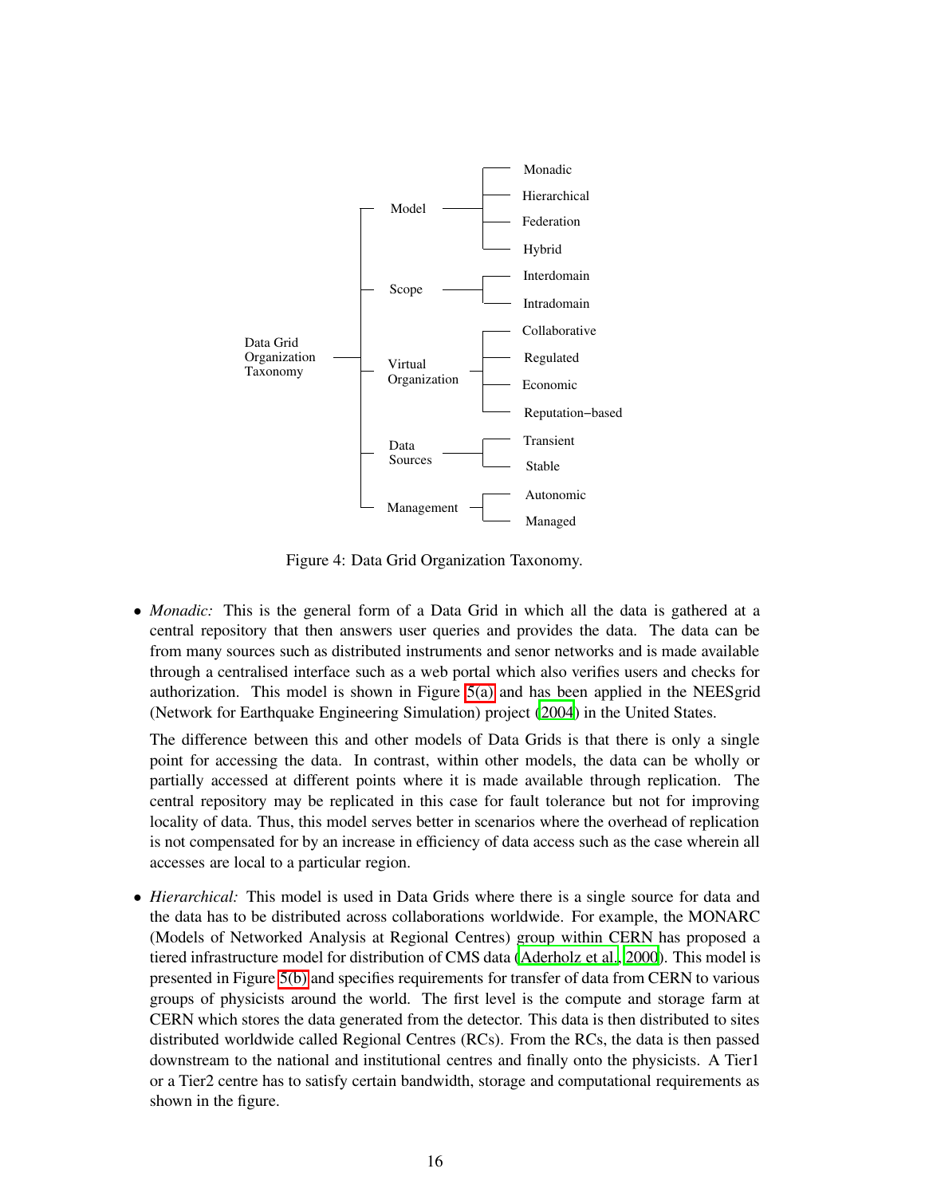Data Grid Organization Taxonomy
- Model
  - Monadic
  - Hierarchical
  - Federation
  - Hybrid
- Scope
  - Interdomain
  - Intradomain
- Virtual Organization
  - Collaborative
  - Regulated
  - Economic
  - Reputation−based
- Data Sources
  - Transient
  - Stable
- Management
  - Autonomic
  - Managed

Figure 4: Data Grid Organization Taxonomy.

- *Monadic:* This is the general form of a Data Grid in which all the data is gathered at a central repository that then answers user queries and provides the data. The data can be from many sources such as distributed instruments and senor networks and is made available through a centralised interface such as a web portal which also verifies users and checks for authorization. This model is shown in Figure 5(a) and has been applied in the NEESgrid (Network for Earthquake Engineering Simulation) project (2004) in the United States.

  The difference between this and other models of Data Grids is that there is only a single point for accessing the data. In contrast, within other models, the data can be wholly or partially accessed at different points where it is made available through replication. The central repository may be replicated in this case for fault tolerance but not for improving locality of data. Thus, this model serves better in scenarios where the overhead of replication is not compensated for by an increase in efficiency of data access such as the case wherein all accesses are local to a particular region.

- *Hierarchical:* This model is used in Data Grids where there is a single source for data and the data has to be distributed across collaborations worldwide. For example, the MONARC (Models of Networked Analysis at Regional Centres) group within CERN has proposed a tiered infrastructure model for distribution of CMS data (Aderholz et al., 2000). This model is presented in Figure 5(b) and specifies requirements for transfer of data from CERN to various groups of physicists around the world. The first level is the compute and storage farm at CERN which stores the data generated from the detector. This data is then distributed to sites distributed worldwide called Regional Centres (RCs). From the RCs, the data is then passed downstream to the national and institutional centres and finally onto the physicists. A Tier1 or a Tier2 centre has to satisfy certain bandwidth, storage and computational requirements as shown in the figure.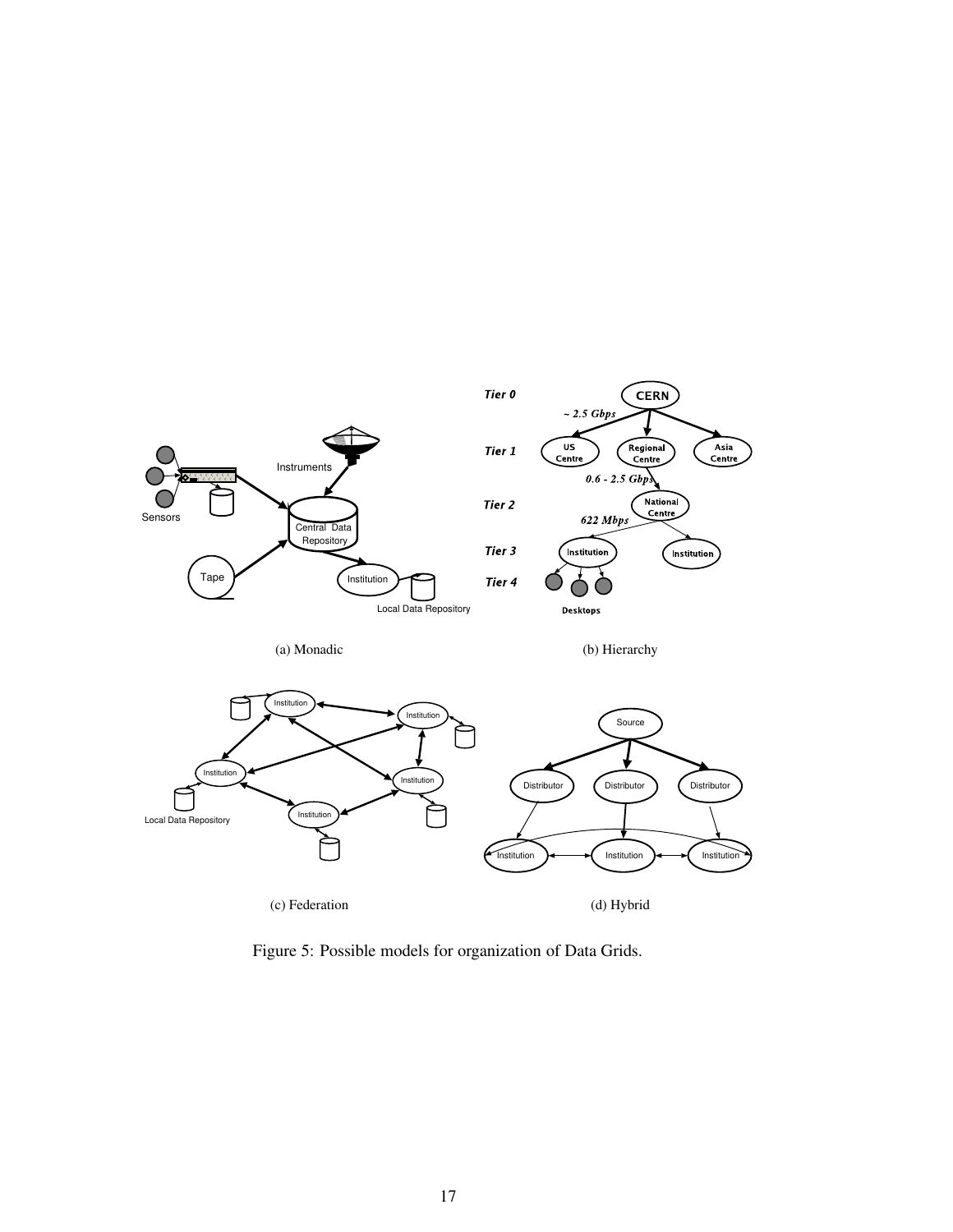(a) Monadic

(b) Hierarchy

(c) Federation

(d) Hybrid

Figure 5: Possible models for organization of Data Grids.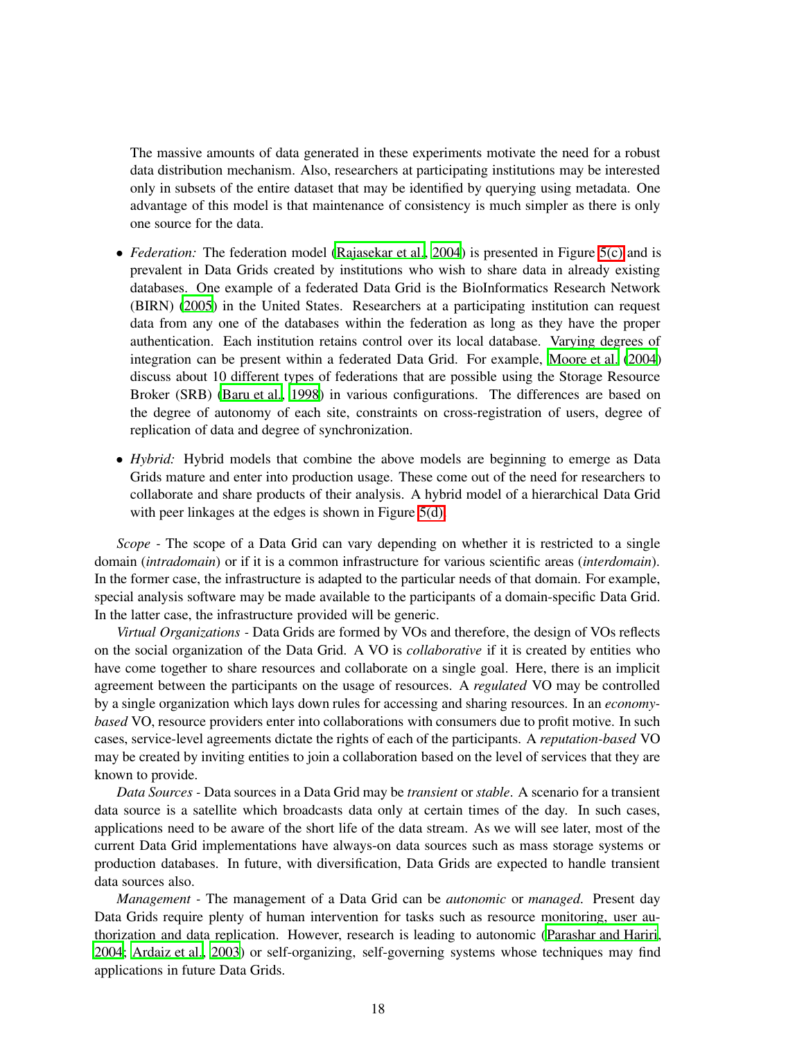The massive amounts of data generated in these experiments motivate the need for a robust data distribution mechanism. Also, researchers at participating institutions may be interested only in subsets of the entire dataset that may be identified by querying using metadata. One advantage of this model is that maintenance of consistency is much simpler as there is only one source for the data.

- *Federation:* The federation model (Rajasekar et al., 2004) is presented in Figure 5(c) and is prevalent in Data Grids created by institutions who wish to share data in already existing databases. One example of a federated Data Grid is the BioInformatics Research Network (BIRN) (2005) in the United States. Researchers at a participating institution can request data from any one of the databases within the federation as long as they have the proper authentication. Each institution retains control over its local database. Varying degrees of integration can be present within a federated Data Grid. For example, Moore et al. (2004) discuss about 10 different types of federations that are possible using the Storage Resource Broker (SRB) (Baru et al., 1998) in various configurations. The differences are based on the degree of autonomy of each site, constraints on cross-registration of users, degree of replication of data and degree of synchronization.

- *Hybrid:* Hybrid models that combine the above models are beginning to emerge as Data Grids mature and enter into production usage. These come out of the need for researchers to collaborate and share products of their analysis. A hybrid model of a hierarchical Data Grid with peer linkages at the edges is shown in Figure 5(d).

*Scope* - The scope of a Data Grid can vary depending on whether it is restricted to a single domain (*intradomain*) or if it is a common infrastructure for various scientific areas (*interdomain*). In the former case, the infrastructure is adapted to the particular needs of that domain. For example, special analysis software may be made available to the participants of a domain-specific Data Grid. In the latter case, the infrastructure provided will be generic.

*Virtual Organizations* - Data Grids are formed by VOs and therefore, the design of VOs reflects on the social organization of the Data Grid. A VO is *collaborative* if it is created by entities who have come together to share resources and collaborate on a single goal. Here, there is an implicit agreement between the participants on the usage of resources. A *regulated* VO may be controlled by a single organization which lays down rules for accessing and sharing resources. In an *economy-based* VO, resource providers enter into collaborations with consumers due to profit motive. In such cases, service-level agreements dictate the rights of each of the participants. A *reputation-based* VO may be created by inviting entities to join a collaboration based on the level of services that they are known to provide.

*Data Sources* - Data sources in a Data Grid may be *transient* or *stable*. A scenario for a transient data source is a satellite which broadcasts data only at certain times of the day. In such cases, applications need to be aware of the short life of the data stream. As we will see later, most of the current Data Grid implementations have always-on data sources such as mass storage systems or production databases. In future, with diversification, Data Grids are expected to handle transient data sources also.

*Management* - The management of a Data Grid can be *autonomic* or *managed*. Present day Data Grids require plenty of human intervention for tasks such as resource monitoring, user authorization and data replication. However, research is leading to autonomic (Parashar and Hariri, 2004; Ardaiz et al., 2003) or self-organizing, self-governing systems whose techniques may find applications in future Data Grids.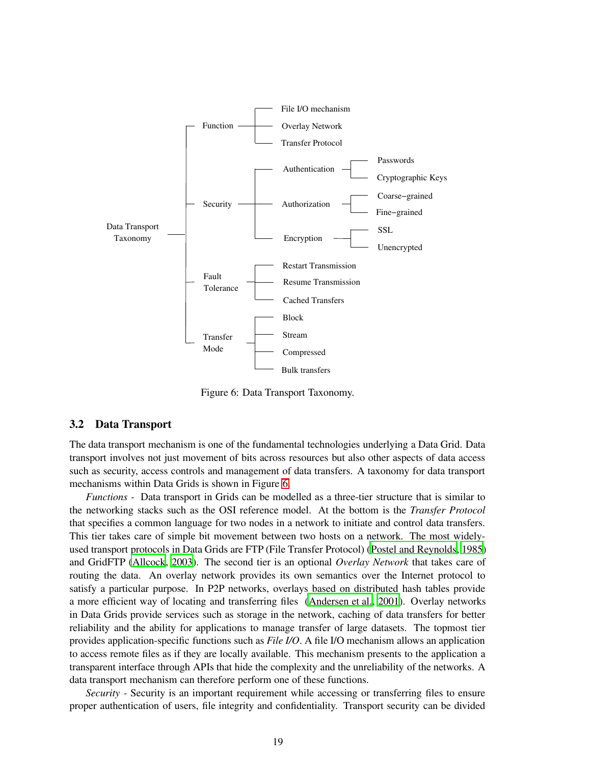Data Transport Taxonomy

- Function
  - File I/O mechanism
  - Overlay Network
  - Transfer Protocol
- Security
  - Authentication
    - Passwords
    - Cryptographic Keys
  - Authorization
    - Coarse−grained
    - Fine−grained
  - Encryption
    - SSL
    - Unencrypted
- Fault Tolerance
  - Restart Transmission
  - Resume Transmission
  - Cached Transfers
- Transfer Mode
  - Block
  - Stream
  - Compressed
  - Bulk transfers

Figure 6: Data Transport Taxonomy.

### 3.2 Data Transport

The data transport mechanism is one of the fundamental technologies underlying a Data Grid. Data transport involves not just movement of bits across resources but also other aspects of data access such as security, access controls and management of data transfers. A taxonomy for data transport mechanisms within Data Grids is shown in Figure 6.

*Functions* - Data transport in Grids can be modelled as a three-tier structure that is similar to the networking stacks such as the OSI reference model. At the bottom is the *Transfer Protocol* that specifies a common language for two nodes in a network to initiate and control data transfers. This tier takes care of simple bit movement between two hosts on a network. The most widely-used transport protocols in Data Grids are FTP (File Transfer Protocol) (Postel and Reynolds, 1985) and GridFTP (Allcock, 2003). The second tier is an optional *Overlay Network* that takes care of routing the data. An overlay network provides its own semantics over the Internet protocol to satisfy a particular purpose. In P2P networks, overlays based on distributed hash tables provide a more efficient way of locating and transferring files (Andersen et al., 2001). Overlay networks in Data Grids provide services such as storage in the network, caching of data transfers for better reliability and the ability for applications to manage transfer of large datasets. The topmost tier provides application-specific functions such as *File I/O*. A file I/O mechanism allows an application to access remote files as if they are locally available. This mechanism presents to the application a transparent interface through APIs that hide the complexity and the unreliability of the networks. A data transport mechanism can therefore perform one of these functions.

*Security* - Security is an important requirement while accessing or transferring files to ensure proper authentication of users, file integrity and confidentiality. Transport security can be divided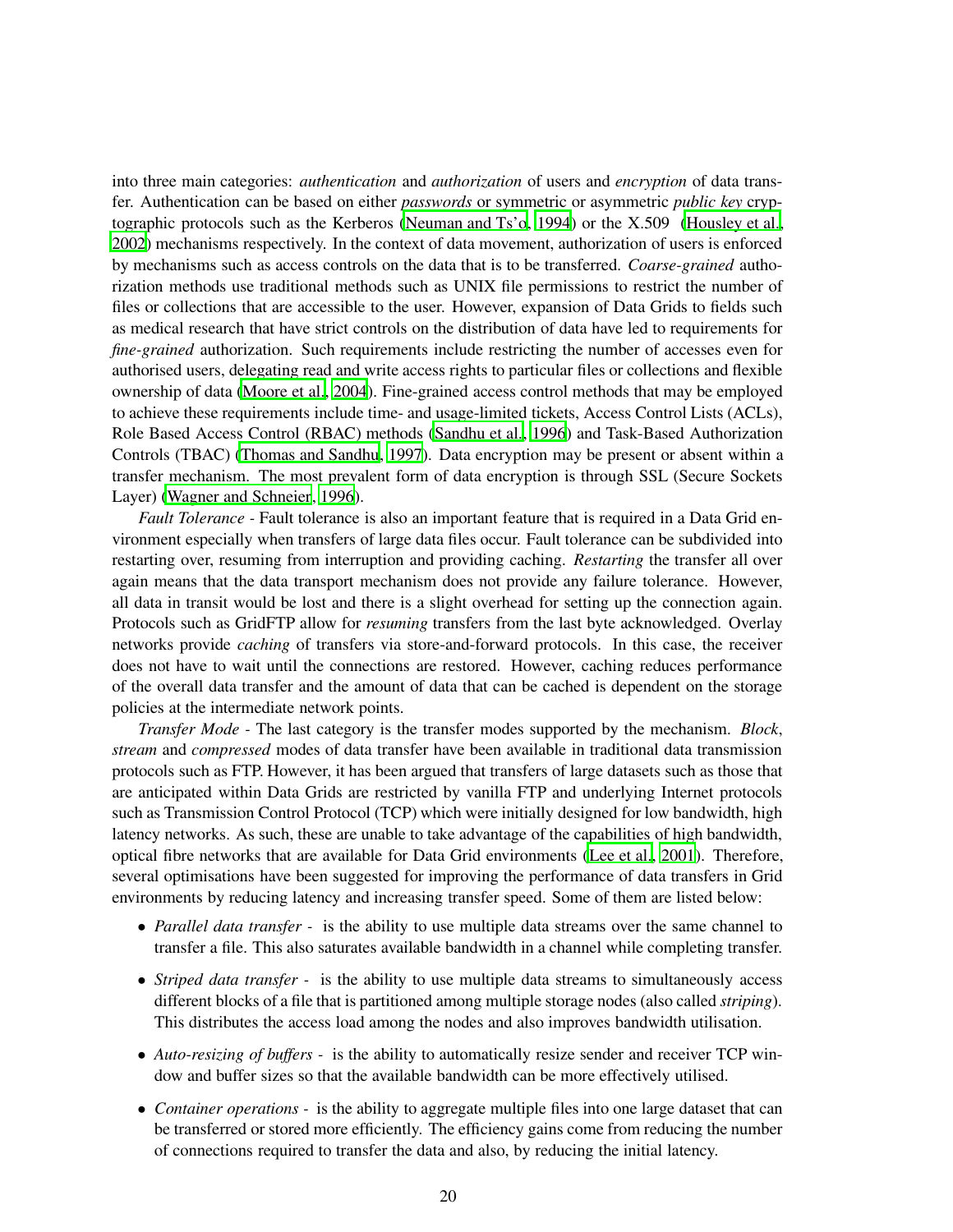into three main categories: *authentication* and *authorization* of users and *encryption* of data transfer. Authentication can be based on either *passwords* or symmetric or asymmetric *public key* cryptographic protocols such as the Kerberos (Neuman and Ts'o, 1994) or the X.509 (Housley et al., 2002) mechanisms respectively. In the context of data movement, authorization of users is enforced by mechanisms such as access controls on the data that is to be transferred. *Coarse-grained* authorization methods use traditional methods such as UNIX file permissions to restrict the number of files or collections that are accessible to the user. However, expansion of Data Grids to fields such as medical research that have strict controls on the distribution of data have led to requirements for *fine-grained* authorization. Such requirements include restricting the number of accesses even for authorised users, delegating read and write access rights to particular files or collections and flexible ownership of data (Moore et al., 2004). Fine-grained access control methods that may be employed to achieve these requirements include time- and usage-limited tickets, Access Control Lists (ACLs), Role Based Access Control (RBAC) methods (Sandhu et al., 1996) and Task-Based Authorization Controls (TBAC) (Thomas and Sandhu, 1997). Data encryption may be present or absent within a transfer mechanism. The most prevalent form of data encryption is through SSL (Secure Sockets Layer) (Wagner and Schneier, 1996).

*Fault Tolerance* - Fault tolerance is also an important feature that is required in a Data Grid environment especially when transfers of large data files occur. Fault tolerance can be subdivided into restarting over, resuming from interruption and providing caching. *Restarting* the transfer all over again means that the data transport mechanism does not provide any failure tolerance. However, all data in transit would be lost and there is a slight overhead for setting up the connection again. Protocols such as GridFTP allow for *resuming* transfers from the last byte acknowledged. Overlay networks provide *caching* of transfers via store-and-forward protocols. In this case, the receiver does not have to wait until the connections are restored. However, caching reduces performance of the overall data transfer and the amount of data that can be cached is dependent on the storage policies at the intermediate network points.

*Transfer Mode* - The last category is the transfer modes supported by the mechanism. *Block*, *stream* and *compressed* modes of data transfer have been available in traditional data transmission protocols such as FTP. However, it has been argued that transfers of large datasets such as those that are anticipated within Data Grids are restricted by vanilla FTP and underlying Internet protocols such as Transmission Control Protocol (TCP) which were initially designed for low bandwidth, high latency networks. As such, these are unable to take advantage of the capabilities of high bandwidth, optical fibre networks that are available for Data Grid environments (Lee et al., 2001). Therefore, several optimisations have been suggested for improving the performance of data transfers in Grid environments by reducing latency and increasing transfer speed. Some of them are listed below:

- *Parallel data transfer* - is the ability to use multiple data streams over the same channel to transfer a file. This also saturates available bandwidth in a channel while completing transfer.
- *Striped data transfer* - is the ability to use multiple data streams to simultaneously access different blocks of a file that is partitioned among multiple storage nodes (also called *striping*). This distributes the access load among the nodes and also improves bandwidth utilisation.
- *Auto-resizing of buffers* - is the ability to automatically resize sender and receiver TCP window and buffer sizes so that the available bandwidth can be more effectively utilised.
- *Container operations* - is the ability to aggregate multiple files into one large dataset that can be transferred or stored more efficiently. The efficiency gains come from reducing the number of connections required to transfer the data and also, by reducing the initial latency.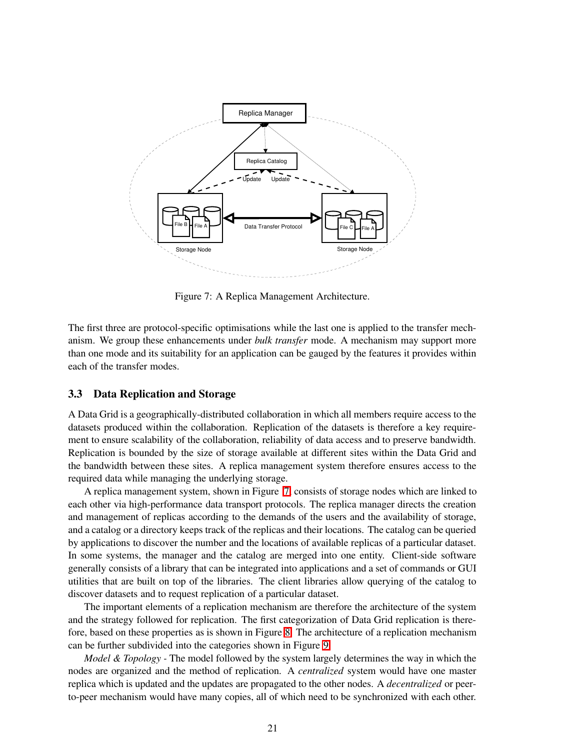Replica Manager

Replica Catalog

Update

Update

File B

File A

Data Transfer Protocol

File C

File A

Storage Node

Storage Node

Figure 7: A Replica Management Architecture.

The first three are protocol-specific optimisations while the last one is applied to the transfer mechanism. We group these enhancements under *bulk transfer* mode. A mechanism may support more than one mode and its suitability for an application can be gauged by the features it provides within each of the transfer modes.

### 3.3 Data Replication and Storage

A Data Grid is a geographically-distributed collaboration in which all members require access to the datasets produced within the collaboration. Replication of the datasets is therefore a key requirement to ensure scalability of the collaboration, reliability of data access and to preserve bandwidth. Replication is bounded by the size of storage available at different sites within the Data Grid and the bandwidth between these sites. A replica management system therefore ensures access to the required data while managing the underlying storage.

A replica management system, shown in Figure 7 consists of storage nodes which are linked to each other via high-performance data transport protocols. The replica manager directs the creation and management of replicas according to the demands of the users and the availability of storage, and a catalog or a directory keeps track of the replicas and their locations. The catalog can be queried by applications to discover the number and the locations of available replicas of a particular dataset. In some systems, the manager and the catalog are merged into one entity. Client-side software generally consists of a library that can be integrated into applications and a set of commands or GUI utilities that are built on top of the libraries. The client libraries allow querying of the catalog to discover datasets and to request replication of a particular dataset.

The important elements of a replication mechanism are therefore the architecture of the system and the strategy followed for replication. The first categorization of Data Grid replication is therefore, based on these properties as is shown in Figure 8. The architecture of a replication mechanism can be further subdivided into the categories shown in Figure 9.

*Model & Topology* - The model followed by the system largely determines the way in which the nodes are organized and the method of replication. A *centralized* system would have one master replica which is updated and the updates are propagated to the other nodes. A *decentralized* or peer-to-peer mechanism would have many copies, all of which need to be synchronized with each other.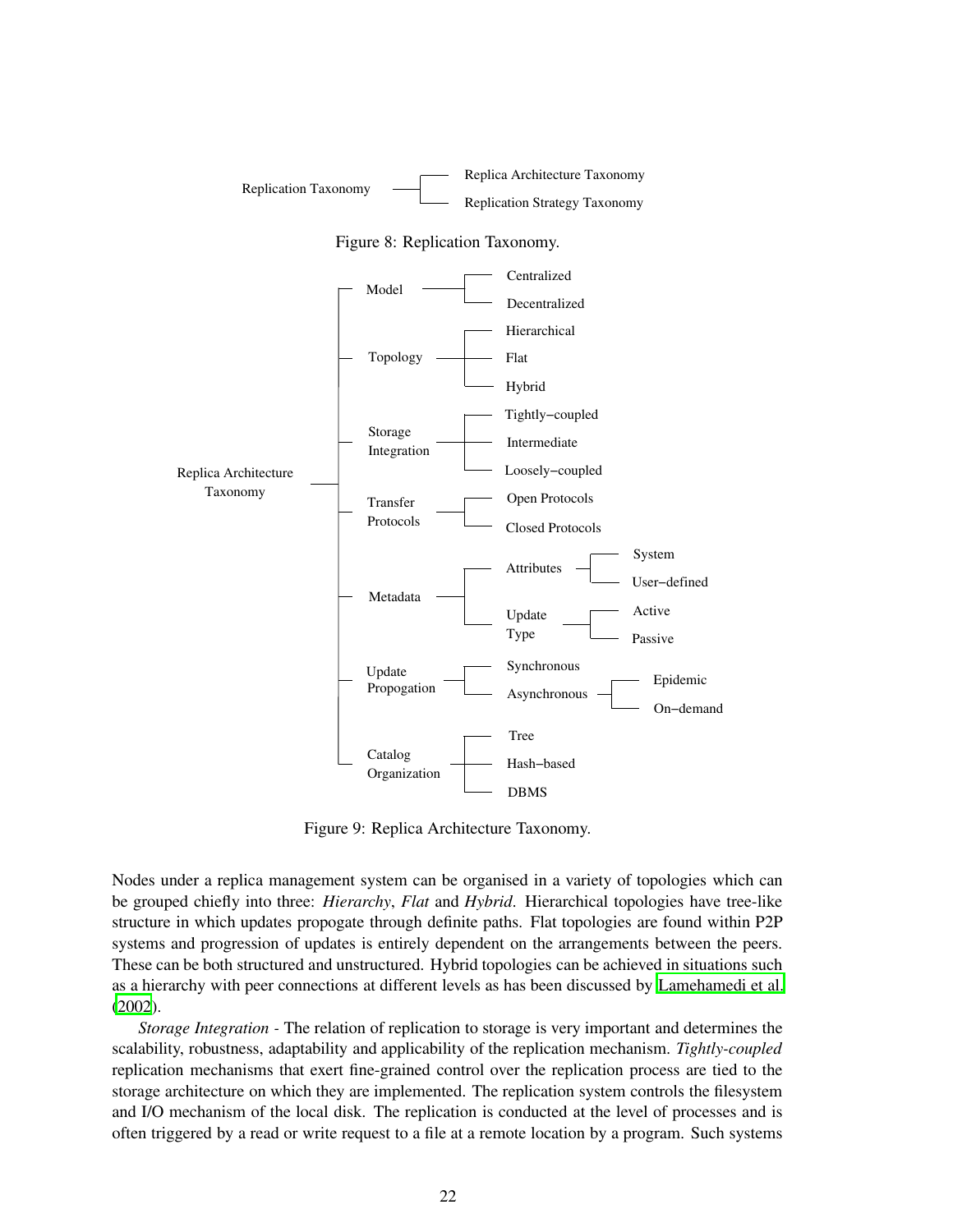Replication Taxonomy
- Replica Architecture Taxonomy
- Replication Strategy Taxonomy

Figure 8: Replication Taxonomy.

Replica Architecture Taxonomy
- Model
  - Centralized
  - Decentralized
- Topology
  - Hierarchical
  - Flat
  - Hybrid
- Storage Integration
  - Tightly−coupled
  - Intermediate
  - Loosely−coupled
- Transfer Protocols
  - Open Protocols
  - Closed Protocols
- Metadata
  - Attributes
    - System
    - User−defined
  - Update Type
    - Active
    - Passive
- Update Propogation
  - Synchronous
  - Asynchronous
    - Epidemic
    - On−demand
- Catalog Organization
  - Tree
  - Hash−based
  - DBMS

Figure 9: Replica Architecture Taxonomy.

Nodes under a replica management system can be organised in a variety of topologies which can be grouped chiefly into three: *Hierarchy*, *Flat* and *Hybrid*. Hierarchical topologies have tree-like structure in which updates propogate through definite paths. Flat topologies are found within P2P systems and progression of updates is entirely dependent on the arrangements between the peers. These can be both structured and unstructured. Hybrid topologies can be achieved in situations such as a hierarchy with peer connections at different levels as has been discussed by Lamehamedi et al. (2002).

*Storage Integration* - The relation of replication to storage is very important and determines the scalability, robustness, adaptability and applicability of the replication mechanism. *Tightly-coupled* replication mechanisms that exert fine-grained control over the replication process are tied to the storage architecture on which they are implemented. The replication system controls the filesystem and I/O mechanism of the local disk. The replication is conducted at the level of processes and is often triggered by a read or write request to a file at a remote location by a program. Such systems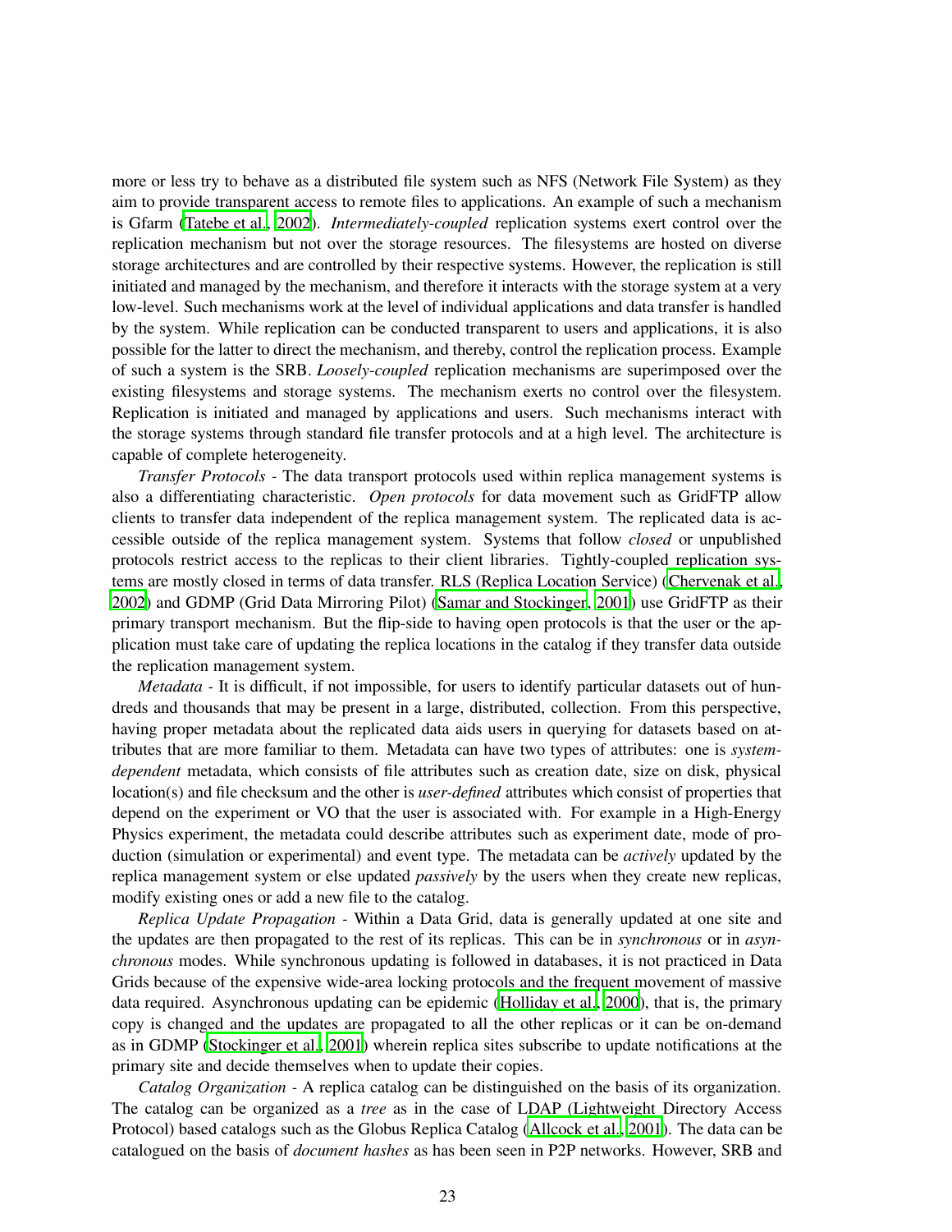more or less try to behave as a distributed file system such as NFS (Network File System) as they aim to provide transparent access to remote files to applications. An example of such a mechanism is Gfarm (Tatebe et al., 2002). *Intermediately-coupled* replication systems exert control over the replication mechanism but not over the storage resources. The filesystems are hosted on diverse storage architectures and are controlled by their respective systems. However, the replication is still initiated and managed by the mechanism, and therefore it interacts with the storage system at a very low-level. Such mechanisms work at the level of individual applications and data transfer is handled by the system. While replication can be conducted transparent to users and applications, it is also possible for the latter to direct the mechanism, and thereby, control the replication process. Example of such a system is the SRB. *Loosely-coupled* replication mechanisms are superimposed over the existing filesystems and storage systems. The mechanism exerts no control over the filesystem. Replication is initiated and managed by applications and users. Such mechanisms interact with the storage systems through standard file transfer protocols and at a high level. The architecture is capable of complete heterogeneity.

*Transfer Protocols* - The data transport protocols used within replica management systems is also a differentiating characteristic. *Open protocols* for data movement such as GridFTP allow clients to transfer data independent of the replica management system. The replicated data is accessible outside of the replica management system. Systems that follow *closed* or unpublished protocols restrict access to the replicas to their client libraries. Tightly-coupled replication systems are mostly closed in terms of data transfer. RLS (Replica Location Service) (Chervenak et al., 2002) and GDMP (Grid Data Mirroring Pilot) (Samar and Stockinger, 2001) use GridFTP as their primary transport mechanism. But the flip-side to having open protocols is that the user or the application must take care of updating the replica locations in the catalog if they transfer data outside the replication management system.

*Metadata* - It is difficult, if not impossible, for users to identify particular datasets out of hundreds and thousands that may be present in a large, distributed, collection. From this perspective, having proper metadata about the replicated data aids users in querying for datasets based on attributes that are more familiar to them. Metadata can have two types of attributes: one is *system-dependent* metadata, which consists of file attributes such as creation date, size on disk, physical location(s) and file checksum and the other is *user-defined* attributes which consist of properties that depend on the experiment or VO that the user is associated with. For example in a High-Energy Physics experiment, the metadata could describe attributes such as experiment date, mode of production (simulation or experimental) and event type. The metadata can be *actively* updated by the replica management system or else updated *passively* by the users when they create new replicas, modify existing ones or add a new file to the catalog.

*Replica Update Propagation* - Within a Data Grid, data is generally updated at one site and the updates are then propagated to the rest of its replicas. This can be in *synchronous* or in *asynchronous* modes. While synchronous updating is followed in databases, it is not practiced in Data Grids because of the expensive wide-area locking protocols and the frequent movement of massive data required. Asynchronous updating can be epidemic (Holliday et al., 2000), that is, the primary copy is changed and the updates are propagated to all the other replicas or it can be on-demand as in GDMP (Stockinger et al., 2001) wherein replica sites subscribe to update notifications at the primary site and decide themselves when to update their copies.

*Catalog Organization* - A replica catalog can be distinguished on the basis of its organization. The catalog can be organized as a *tree* as in the case of LDAP (Lightweight Directory Access Protocol) based catalogs such as the Globus Replica Catalog (Allcock et al., 2001). The data can be catalogued on the basis of *document hashes* as has been seen in P2P networks. However, SRB and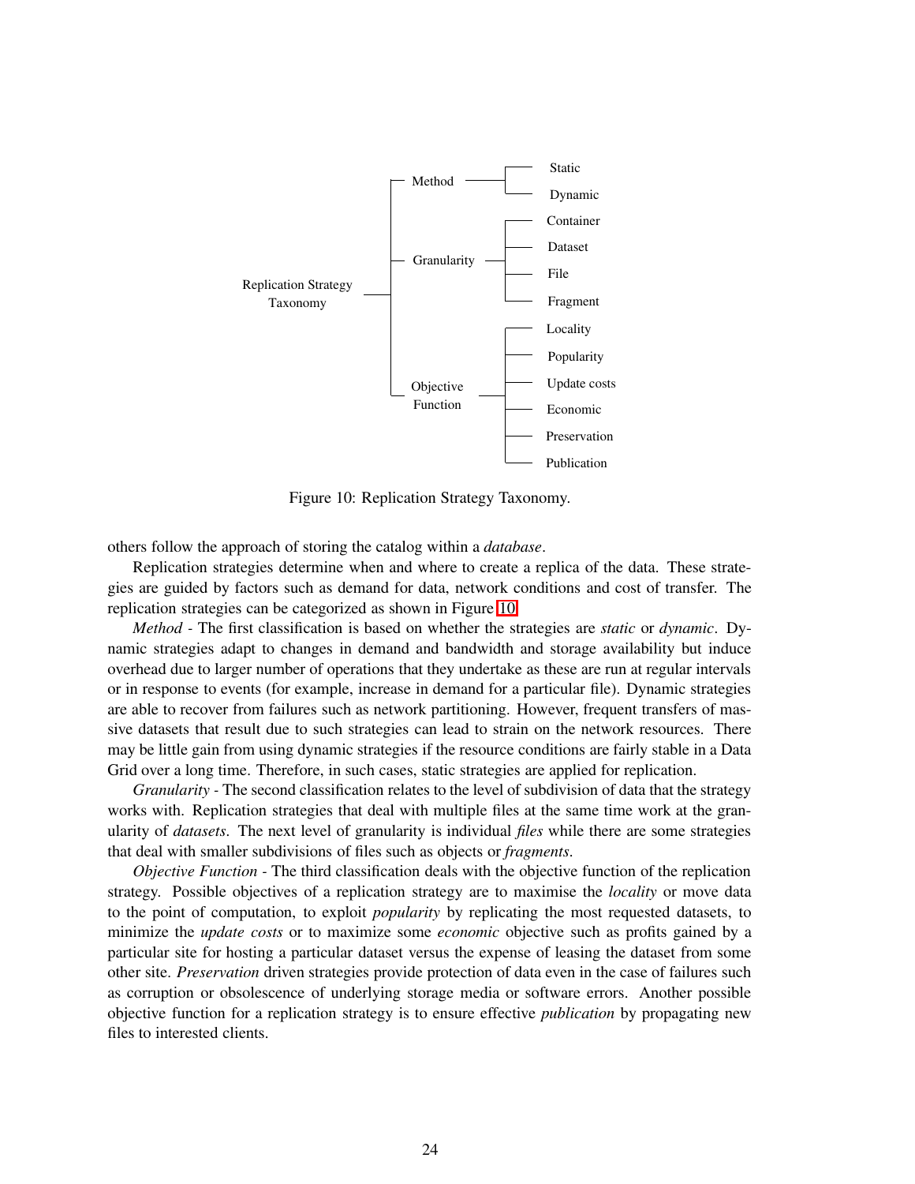Replication Strategy Taxonomy

- Method
  - Static
  - Dynamic
- Granularity
  - Container
  - Dataset
  - File
  - Fragment
- Objective Function
  - Locality
  - Popularity
  - Update costs
  - Economic
  - Preservation
  - Publication

Figure 10: Replication Strategy Taxonomy.

others follow the approach of storing the catalog within a *database*.

Replication strategies determine when and where to create a replica of the data. These strategies are guided by factors such as demand for data, network conditions and cost of transfer. The replication strategies can be categorized as shown in Figure 10.

*Method* - The first classification is based on whether the strategies are *static* or *dynamic*. Dynamic strategies adapt to changes in demand and bandwidth and storage availability but induce overhead due to larger number of operations that they undertake as these are run at regular intervals or in response to events (for example, increase in demand for a particular file). Dynamic strategies are able to recover from failures such as network partitioning. However, frequent transfers of massive datasets that result due to such strategies can lead to strain on the network resources. There may be little gain from using dynamic strategies if the resource conditions are fairly stable in a Data Grid over a long time. Therefore, in such cases, static strategies are applied for replication.

*Granularity* - The second classification relates to the level of subdivision of data that the strategy works with. Replication strategies that deal with multiple files at the same time work at the granularity of *datasets*. The next level of granularity is individual *files* while there are some strategies that deal with smaller subdivisions of files such as objects or *fragments*.

*Objective Function* - The third classification deals with the objective function of the replication strategy. Possible objectives of a replication strategy are to maximise the *locality* or move data to the point of computation, to exploit *popularity* by replicating the most requested datasets, to minimize the *update costs* or to maximize some *economic* objective such as profits gained by a particular site for hosting a particular dataset versus the expense of leasing the dataset from some other site. *Preservation* driven strategies provide protection of data even in the case of failures such as corruption or obsolescence of underlying storage media or software errors. Another possible objective function for a replication strategy is to ensure effective *publication* by propagating new files to interested clients.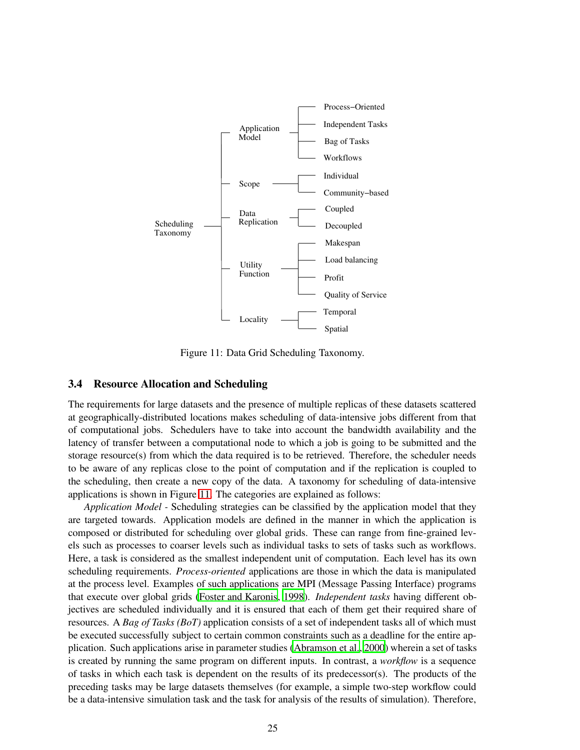- Scheduling Taxonomy
  - Application Model
    - Process−Oriented
    - Independent Tasks
    - Bag of Tasks
    - Workflows
  - Scope
    - Individual
    - Community−based
  - Data Replication
    - Coupled
    - Decoupled
  - Utility Function
    - Makespan
    - Load balancing
    - Profit
    - Quality of Service
  - Locality
    - Temporal
    - Spatial

Figure 11: Data Grid Scheduling Taxonomy.

### 3.4 Resource Allocation and Scheduling

The requirements for large datasets and the presence of multiple replicas of these datasets scattered at geographically-distributed locations makes scheduling of data-intensive jobs different from that of computational jobs. Schedulers have to take into account the bandwidth availability and the latency of transfer between a computational node to which a job is going to be submitted and the storage resource(s) from which the data required is to be retrieved. Therefore, the scheduler needs to be aware of any replicas close to the point of computation and if the replication is coupled to the scheduling, then create a new copy of the data. A taxonomy for scheduling of data-intensive applications is shown in Figure 11. The categories are explained as follows:

*Application Model* - Scheduling strategies can be classified by the application model that they are targeted towards. Application models are defined in the manner in which the application is composed or distributed for scheduling over global grids. These can range from fine-grained levels such as processes to coarser levels such as individual tasks to sets of tasks such as workflows. Here, a task is considered as the smallest independent unit of computation. Each level has its own scheduling requirements. *Process-oriented* applications are those in which the data is manipulated at the process level. Examples of such applications are MPI (Message Passing Interface) programs that execute over global grids (Foster and Karonis, 1998). *Independent tasks* having different objectives are scheduled individually and it is ensured that each of them get their required share of resources. A *Bag of Tasks (BoT)* application consists of a set of independent tasks all of which must be executed successfully subject to certain common constraints such as a deadline for the entire application. Such applications arise in parameter studies (Abramson et al., 2000) wherein a set of tasks is created by running the same program on different inputs. In contrast, a *workflow* is a sequence of tasks in which each task is dependent on the results of its predecessor(s). The products of the preceding tasks may be large datasets themselves (for example, a simple two-step workflow could be a data-intensive simulation task and the task for analysis of the results of simulation). Therefore,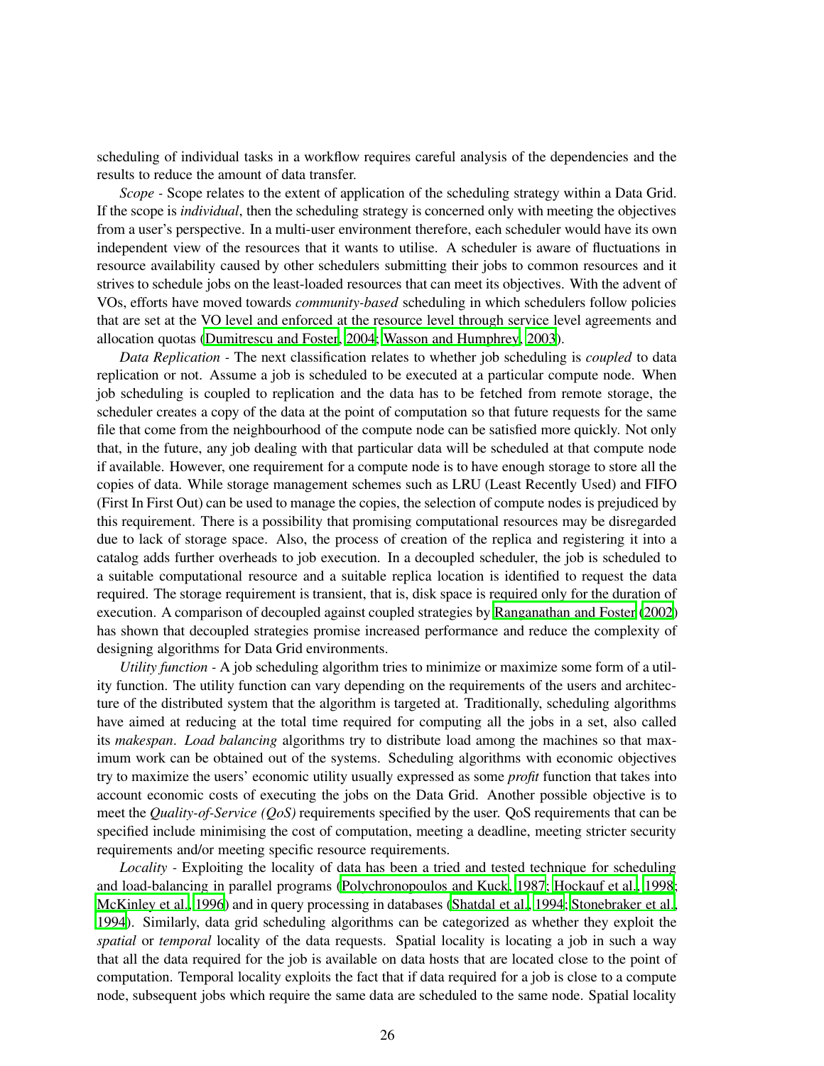scheduling of individual tasks in a workflow requires careful analysis of the dependencies and the results to reduce the amount of data transfer.

*Scope* - Scope relates to the extent of application of the scheduling strategy within a Data Grid. If the scope is *individual*, then the scheduling strategy is concerned only with meeting the objectives from a user's perspective. In a multi-user environment therefore, each scheduler would have its own independent view of the resources that it wants to utilise. A scheduler is aware of fluctuations in resource availability caused by other schedulers submitting their jobs to common resources and it strives to schedule jobs on the least-loaded resources that can meet its objectives. With the advent of VOs, efforts have moved towards *community-based* scheduling in which schedulers follow policies that are set at the VO level and enforced at the resource level through service level agreements and allocation quotas (Dumitrescu and Foster, 2004; Wasson and Humphrey, 2003).

*Data Replication* - The next classification relates to whether job scheduling is *coupled* to data replication or not. Assume a job is scheduled to be executed at a particular compute node. When job scheduling is coupled to replication and the data has to be fetched from remote storage, the scheduler creates a copy of the data at the point of computation so that future requests for the same file that come from the neighbourhood of the compute node can be satisfied more quickly. Not only that, in the future, any job dealing with that particular data will be scheduled at that compute node if available. However, one requirement for a compute node is to have enough storage to store all the copies of data. While storage management schemes such as LRU (Least Recently Used) and FIFO (First In First Out) can be used to manage the copies, the selection of compute nodes is prejudiced by this requirement. There is a possibility that promising computational resources may be disregarded due to lack of storage space. Also, the process of creation of the replica and registering it into a catalog adds further overheads to job execution. In a decoupled scheduler, the job is scheduled to a suitable computational resource and a suitable replica location is identified to request the data required. The storage requirement is transient, that is, disk space is required only for the duration of execution. A comparison of decoupled against coupled strategies by Ranganathan and Foster (2002) has shown that decoupled strategies promise increased performance and reduce the complexity of designing algorithms for Data Grid environments.

*Utility function* - A job scheduling algorithm tries to minimize or maximize some form of a utility function. The utility function can vary depending on the requirements of the users and architecture of the distributed system that the algorithm is targeted at. Traditionally, scheduling algorithms have aimed at reducing at the total time required for computing all the jobs in a set, also called its *makespan*. *Load balancing* algorithms try to distribute load among the machines so that maximum work can be obtained out of the systems. Scheduling algorithms with economic objectives try to maximize the users' economic utility usually expressed as some *profit* function that takes into account economic costs of executing the jobs on the Data Grid. Another possible objective is to meet the *Quality-of-Service (QoS)* requirements specified by the user. QoS requirements that can be specified include minimising the cost of computation, meeting a deadline, meeting stricter security requirements and/or meeting specific resource requirements.

*Locality* - Exploiting the locality of data has been a tried and tested technique for scheduling and load-balancing in parallel programs (Polychronopoulos and Kuck, 1987; Hockauf et al., 1998; McKinley et al., 1996) and in query processing in databases (Shatdal et al., 1994; Stonebraker et al., 1994). Similarly, data grid scheduling algorithms can be categorized as whether they exploit the *spatial* or *temporal* locality of the data requests. Spatial locality is locating a job in such a way that all the data required for the job is available on data hosts that are located close to the point of computation. Temporal locality exploits the fact that if data required for a job is close to a compute node, subsequent jobs which require the same data are scheduled to the same node. Spatial locality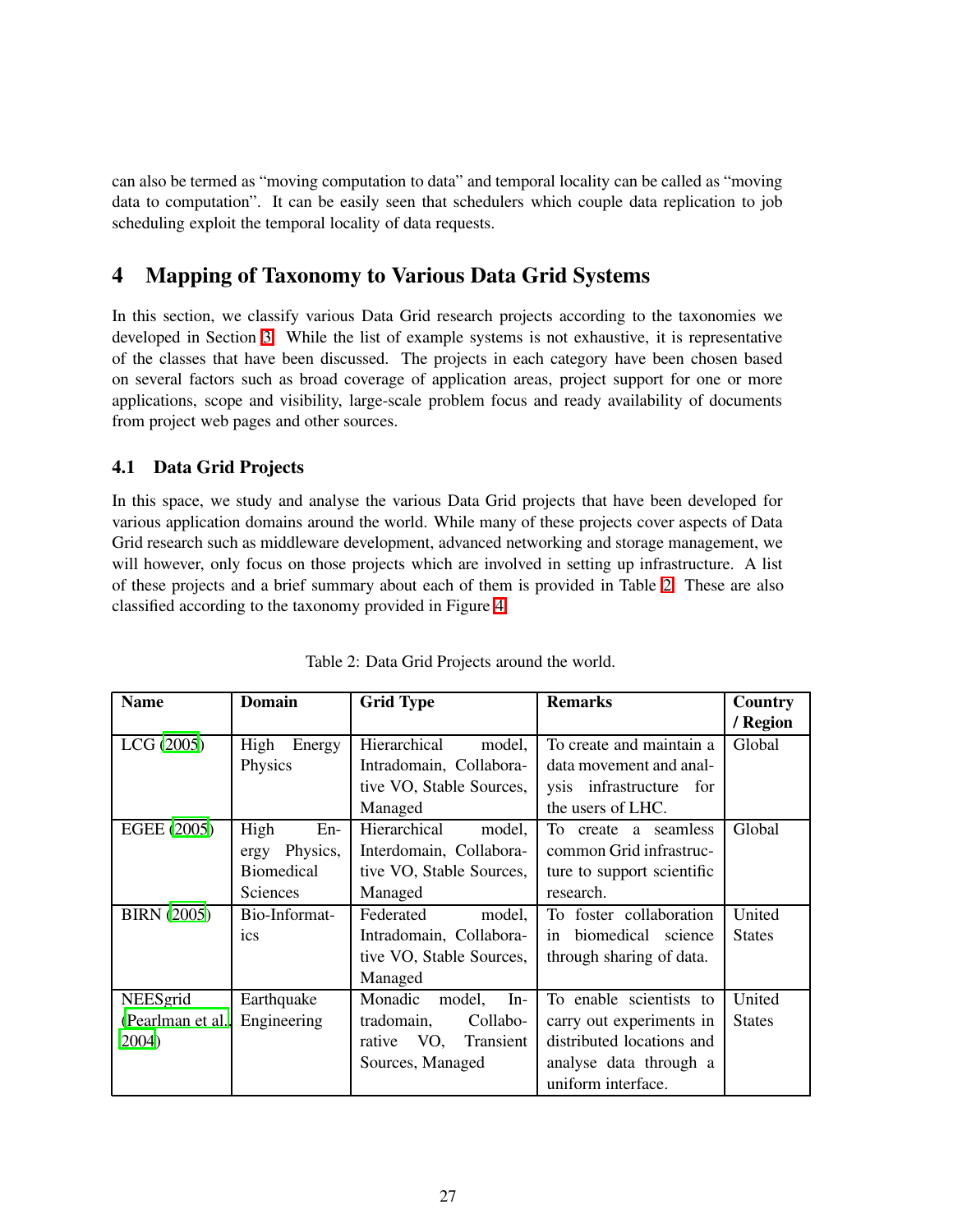can also be termed as "moving computation to data" and temporal locality can be called as "moving data to computation". It can be easily seen that schedulers which couple data replication to job scheduling exploit the temporal locality of data requests.

# 4 Mapping of Taxonomy to Various Data Grid Systems

In this section, we classify various Data Grid research projects according to the taxonomies we developed in Section 3. While the list of example systems is not exhaustive, it is representative of the classes that have been discussed. The projects in each category have been chosen based on several factors such as broad coverage of application areas, project support for one or more applications, scope and visibility, large-scale problem focus and ready availability of documents from project web pages and other sources.

## 4.1 Data Grid Projects

In this space, we study and analyse the various Data Grid projects that have been developed for various application domains around the world. While many of these projects cover aspects of Data Grid research such as middleware development, advanced networking and storage management, we will however, only focus on those projects which are involved in setting up infrastructure. A list of these projects and a brief summary about each of them is provided in Table 2. These are also classified according to the taxonomy provided in Figure 4.

Table 2: Data Grid Projects around the world.

| Name | Domain | Grid Type | Remarks | Country / Region |
|---|---|---|---|---|
| LCG (2005) | High Energy Physics | Hierarchical model, Intradomain, Collaborative VO, Stable Sources, Managed | To create and maintain a data movement and analysis infrastructure for the users of LHC. | Global |
| EGEE (2005) | High Energy Physics, Biomedical Sciences | Hierarchical model, Interdomain, Collaborative VO, Stable Sources, Managed | To create a seamless common Grid infrastructure to support scientific research. | Global |
| BIRN (2005) | Bio-Informatics | Federated model, Intradomain, Collaborative VO, Stable Sources, Managed | To foster collaboration in biomedical science through sharing of data. | United States |
| NEESgrid (Pearlman et al. 2004) | Earthquake Engineering | Monadic model, Intradomain, Collaborative VO, Transient Sources, Managed | To enable scientists to carry out experiments in distributed locations and analyse data through a uniform interface. | United States |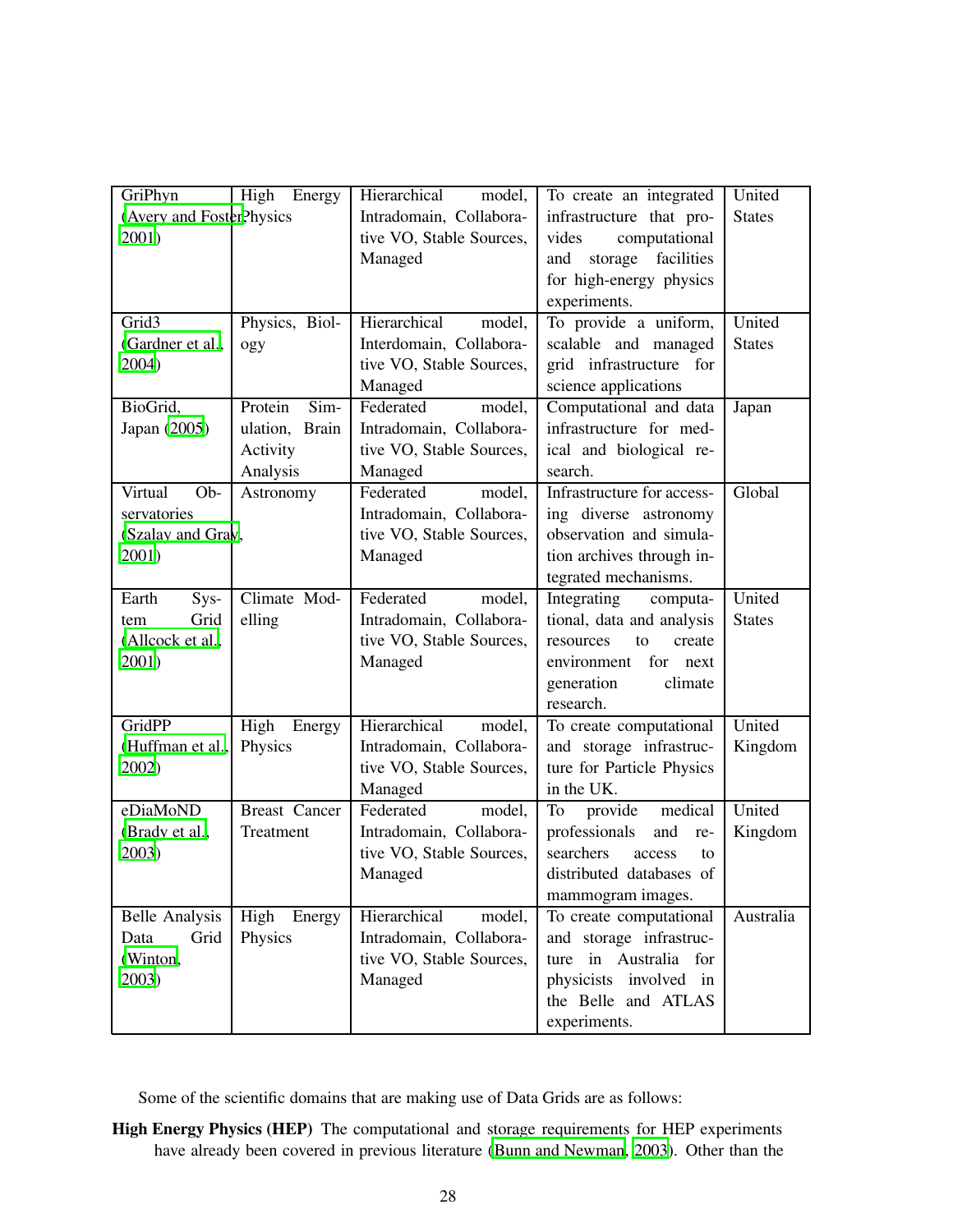| | | | | |
|---|---|---|---|---|
| GriPhyn (Avery and Foster, 2001) | High Energy Physics | Hierarchical model, Intradomain, Collaborative VO, Stable Sources, Managed | To create an integrated infrastructure that provides computational and storage facilities for high-energy physics experiments. | United States |
| Grid3 (Gardner et al., 2004) | Physics, Biology | Hierarchical model, Interdomain, Collaborative VO, Stable Sources, Managed | To provide a uniform, scalable and managed grid infrastructure for science applications | United States |
| BioGrid, Japan (2005) | Protein Simulation, Brain Activity Analysis | Federated model, Intradomain, Collaborative VO, Stable Sources, Managed | Computational and data infrastructure for medical and biological research. | Japan |
| Virtual Observatories (Szalay and Gray, 2001) | Astronomy | Federated model, Intradomain, Collaborative VO, Stable Sources, Managed | Infrastructure for accessing diverse astronomy observation and simulation archives through integrated mechanisms. | Global |
| Earth System Grid (Allcock et al., 2001) | Climate Modelling | Federated model, Intradomain, Collaborative VO, Stable Sources, Managed | Integrating computational, data and analysis resources to create environment for next generation climate research. | United States |
| GridPP (Huffman et al., 2002) | High Energy Physics | Hierarchical model, Intradomain, Collaborative VO, Stable Sources, Managed | To create computational and storage infrastructure for Particle Physics in the UK. | United Kingdom |
| eDiaMoND (Brady et al., 2003) | Breast Cancer Treatment | Federated model, Intradomain, Collaborative VO, Stable Sources, Managed | To provide medical professionals and researchers access to distributed databases of mammogram images. | United Kingdom |
| Belle Analysis Data Grid (Winton, 2003) | High Energy Physics | Hierarchical model, Intradomain, Collaborative VO, Stable Sources, Managed | To create computational and storage infrastructure in Australia for physicists involved in the Belle and ATLAS experiments. | Australia |

Some of the scientific domains that are making use of Data Grids are as follows:

**High Energy Physics (HEP)** The computational and storage requirements for HEP experiments have already been covered in previous literature (Bunn and Newman, 2003). Other than the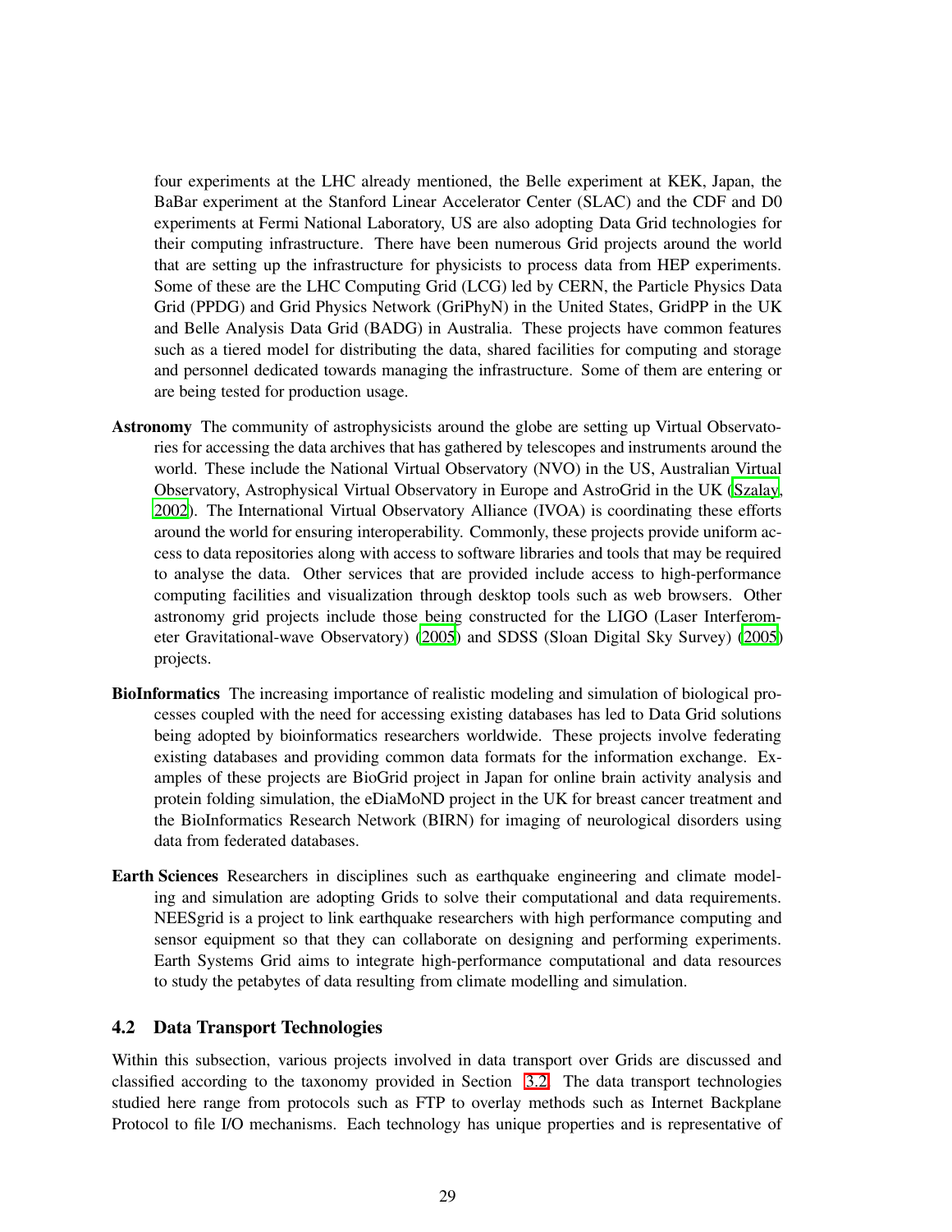four experiments at the LHC already mentioned, the Belle experiment at KEK, Japan, the BaBar experiment at the Stanford Linear Accelerator Center (SLAC) and the CDF and D0 experiments at Fermi National Laboratory, US are also adopting Data Grid technologies for their computing infrastructure. There have been numerous Grid projects around the world that are setting up the infrastructure for physicists to process data from HEP experiments. Some of these are the LHC Computing Grid (LCG) led by CERN, the Particle Physics Data Grid (PPDG) and Grid Physics Network (GriPhyN) in the United States, GridPP in the UK and Belle Analysis Data Grid (BADG) in Australia. These projects have common features such as a tiered model for distributing the data, shared facilities for computing and storage and personnel dedicated towards managing the infrastructure. Some of them are entering or are being tested for production usage.

**Astronomy** The community of astrophysicists around the globe are setting up Virtual Observatories for accessing the data archives that has gathered by telescopes and instruments around the world. These include the National Virtual Observatory (NVO) in the US, Australian Virtual Observatory, Astrophysical Virtual Observatory in Europe and AstroGrid in the UK (Szalay, 2002). The International Virtual Observatory Alliance (IVOA) is coordinating these efforts around the world for ensuring interoperability. Commonly, these projects provide uniform access to data repositories along with access to software libraries and tools that may be required to analyse the data. Other services that are provided include access to high-performance computing facilities and visualization through desktop tools such as web browsers. Other astronomy grid projects include those being constructed for the LIGO (Laser Interferometer Gravitational-wave Observatory) (2005) and SDSS (Sloan Digital Sky Survey) (2005) projects.

**BioInformatics** The increasing importance of realistic modeling and simulation of biological processes coupled with the need for accessing existing databases has led to Data Grid solutions being adopted by bioinformatics researchers worldwide. These projects involve federating existing databases and providing common data formats for the information exchange. Examples of these projects are BioGrid project in Japan for online brain activity analysis and protein folding simulation, the eDiaMoND project in the UK for breast cancer treatment and the BioInformatics Research Network (BIRN) for imaging of neurological disorders using data from federated databases.

**Earth Sciences** Researchers in disciplines such as earthquake engineering and climate modeling and simulation are adopting Grids to solve their computational and data requirements. NEESgrid is a project to link earthquake researchers with high performance computing and sensor equipment so that they can collaborate on designing and performing experiments. Earth Systems Grid aims to integrate high-performance computational and data resources to study the petabytes of data resulting from climate modelling and simulation.

### 4.2 Data Transport Technologies

Within this subsection, various projects involved in data transport over Grids are discussed and classified according to the taxonomy provided in Section 3.2. The data transport technologies studied here range from protocols such as FTP to overlay methods such as Internet Backplane Protocol to file I/O mechanisms. Each technology has unique properties and is representative of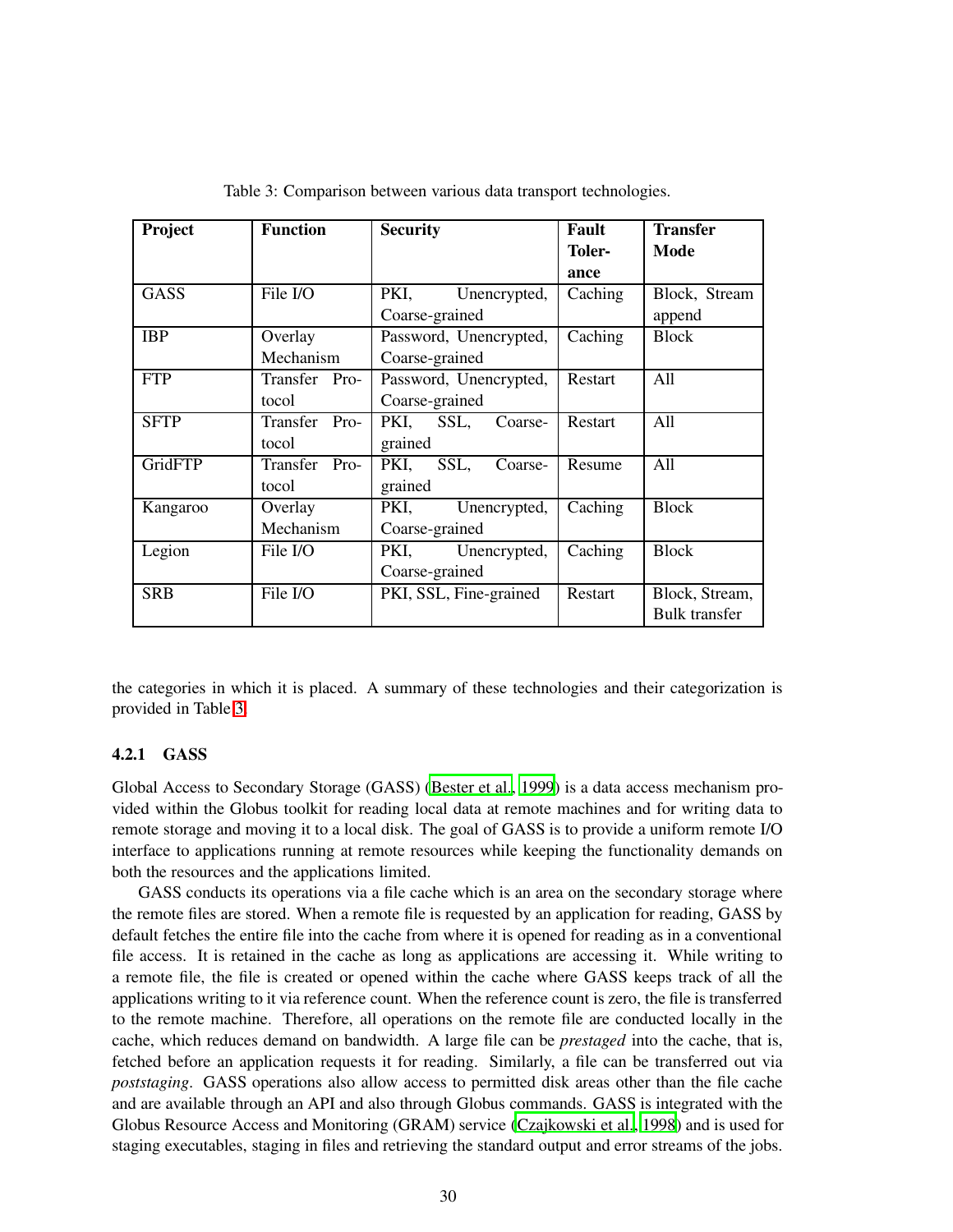Table 3: Comparison between various data transport technologies.

| Project | Function | Security | Fault Tolerance | Transfer Mode |
| --- | --- | --- | --- | --- |
| GASS | File I/O | PKI, Unencrypted, Coarse-grained | Caching | Block, Stream append |
| IBP | Overlay Mechanism | Password, Unencrypted, Coarse-grained | Caching | Block |
| FTP | Transfer Protocol | Password, Unencrypted, Coarse-grained | Restart | All |
| SFTP | Transfer Protocol | PKI, SSL, Coarse-grained | Restart | All |
| GridFTP | Transfer Protocol | PKI, SSL, Coarse-grained | Resume | All |
| Kangaroo | Overlay Mechanism | PKI, Unencrypted, Coarse-grained | Caching | Block |
| Legion | File I/O | PKI, Unencrypted, Coarse-grained | Caching | Block |
| SRB | File I/O | PKI, SSL, Fine-grained | Restart | Block, Stream, Bulk transfer |

the categories in which it is placed. A summary of these technologies and their categorization is provided in Table 3.

#### 4.2.1 GASS

Global Access to Secondary Storage (GASS) (Bester et al., 1999) is a data access mechanism provided within the Globus toolkit for reading local data at remote machines and for writing data to remote storage and moving it to a local disk. The goal of GASS is to provide a uniform remote I/O interface to applications running at remote resources while keeping the functionality demands on both the resources and the applications limited.

GASS conducts its operations via a file cache which is an area on the secondary storage where the remote files are stored. When a remote file is requested by an application for reading, GASS by default fetches the entire file into the cache from where it is opened for reading as in a conventional file access. It is retained in the cache as long as applications are accessing it. While writing to a remote file, the file is created or opened within the cache where GASS keeps track of all the applications writing to it via reference count. When the reference count is zero, the file is transferred to the remote machine. Therefore, all operations on the remote file are conducted locally in the cache, which reduces demand on bandwidth. A large file can be *prestaged* into the cache, that is, fetched before an application requests it for reading. Similarly, a file can be transferred out via *poststaging*. GASS operations also allow access to permitted disk areas other than the file cache and are available through an API and also through Globus commands. GASS is integrated with the Globus Resource Access and Monitoring (GRAM) service (Czajkowski et al., 1998) and is used for staging executables, staging in files and retrieving the standard output and error streams of the jobs.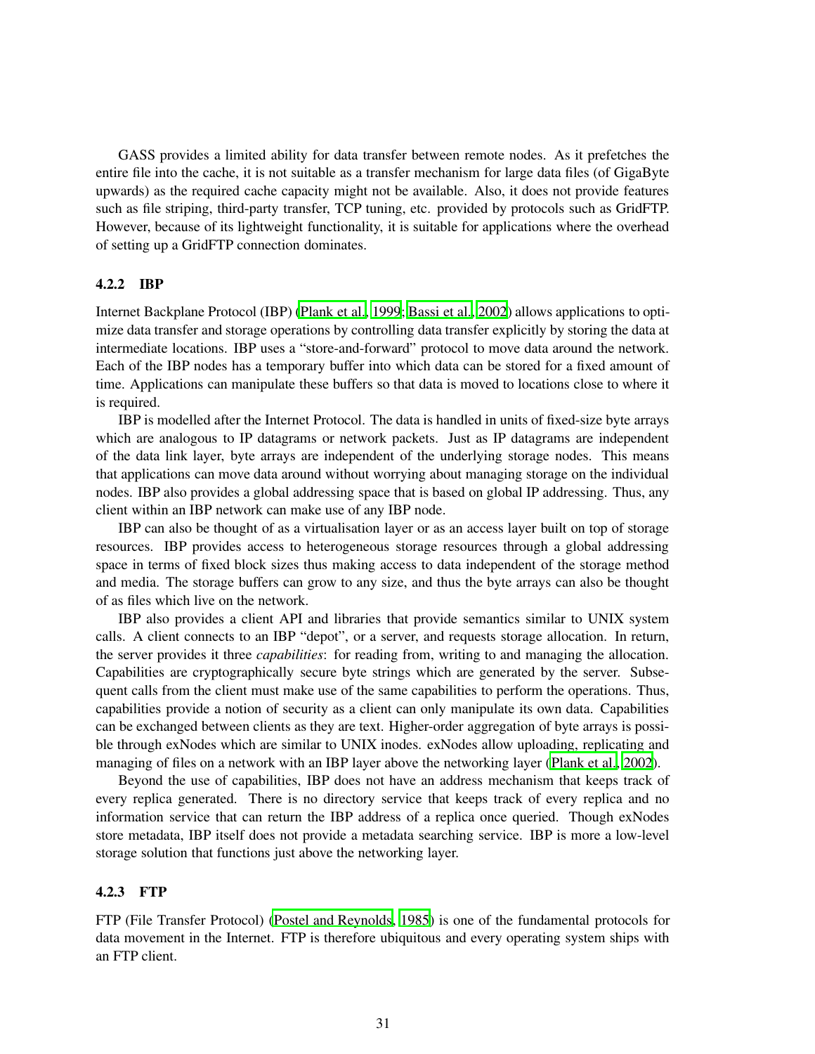GASS provides a limited ability for data transfer between remote nodes. As it prefetches the entire file into the cache, it is not suitable as a transfer mechanism for large data files (of GigaByte upwards) as the required cache capacity might not be available. Also, it does not provide features such as file striping, third-party transfer, TCP tuning, etc. provided by protocols such as GridFTP. However, because of its lightweight functionality, it is suitable for applications where the overhead of setting up a GridFTP connection dominates.

### 4.2.2 IBP

Internet Backplane Protocol (IBP) (Plank et al., 1999; Bassi et al., 2002) allows applications to optimize data transfer and storage operations by controlling data transfer explicitly by storing the data at intermediate locations. IBP uses a "store-and-forward" protocol to move data around the network. Each of the IBP nodes has a temporary buffer into which data can be stored for a fixed amount of time. Applications can manipulate these buffers so that data is moved to locations close to where it is required.

IBP is modelled after the Internet Protocol. The data is handled in units of fixed-size byte arrays which are analogous to IP datagrams or network packets. Just as IP datagrams are independent of the data link layer, byte arrays are independent of the underlying storage nodes. This means that applications can move data around without worrying about managing storage on the individual nodes. IBP also provides a global addressing space that is based on global IP addressing. Thus, any client within an IBP network can make use of any IBP node.

IBP can also be thought of as a virtualisation layer or as an access layer built on top of storage resources. IBP provides access to heterogeneous storage resources through a global addressing space in terms of fixed block sizes thus making access to data independent of the storage method and media. The storage buffers can grow to any size, and thus the byte arrays can also be thought of as files which live on the network.

IBP also provides a client API and libraries that provide semantics similar to UNIX system calls. A client connects to an IBP "depot", or a server, and requests storage allocation. In return, the server provides it three *capabilities*: for reading from, writing to and managing the allocation. Capabilities are cryptographically secure byte strings which are generated by the server. Subsequent calls from the client must make use of the same capabilities to perform the operations. Thus, capabilities provide a notion of security as a client can only manipulate its own data. Capabilities can be exchanged between clients as they are text. Higher-order aggregation of byte arrays is possible through exNodes which are similar to UNIX inodes. exNodes allow uploading, replicating and managing of files on a network with an IBP layer above the networking layer (Plank et al., 2002).

Beyond the use of capabilities, IBP does not have an address mechanism that keeps track of every replica generated. There is no directory service that keeps track of every replica and no information service that can return the IBP address of a replica once queried. Though exNodes store metadata, IBP itself does not provide a metadata searching service. IBP is more a low-level storage solution that functions just above the networking layer.

### 4.2.3 FTP

FTP (File Transfer Protocol) (Postel and Reynolds, 1985) is one of the fundamental protocols for data movement in the Internet. FTP is therefore ubiquitous and every operating system ships with an FTP client.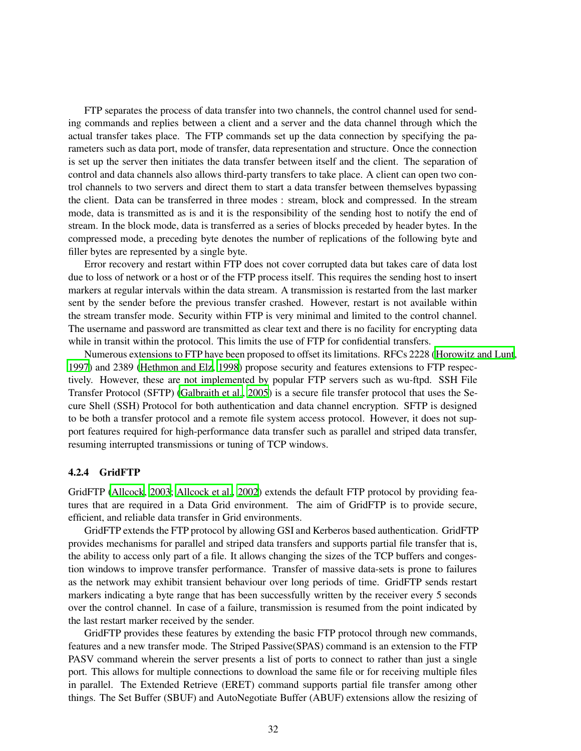FTP separates the process of data transfer into two channels, the control channel used for sending commands and replies between a client and a server and the data channel through which the actual transfer takes place. The FTP commands set up the data connection by specifying the parameters such as data port, mode of transfer, data representation and structure. Once the connection is set up the server then initiates the data transfer between itself and the client. The separation of control and data channels also allows third-party transfers to take place. A client can open two control channels to two servers and direct them to start a data transfer between themselves bypassing the client. Data can be transferred in three modes : stream, block and compressed. In the stream mode, data is transmitted as is and it is the responsibility of the sending host to notify the end of stream. In the block mode, data is transferred as a series of blocks preceded by header bytes. In the compressed mode, a preceding byte denotes the number of replications of the following byte and filler bytes are represented by a single byte.

Error recovery and restart within FTP does not cover corrupted data but takes care of data lost due to loss of network or a host or of the FTP process itself. This requires the sending host to insert markers at regular intervals within the data stream. A transmission is restarted from the last marker sent by the sender before the previous transfer crashed. However, restart is not available within the stream transfer mode. Security within FTP is very minimal and limited to the control channel. The username and password are transmitted as clear text and there is no facility for encrypting data while in transit within the protocol. This limits the use of FTP for confidential transfers.

Numerous extensions to FTP have been proposed to offset its limitations. RFCs 2228 (Horowitz and Lunt, 1997) and 2389 (Hethmon and Elz, 1998) propose security and features extensions to FTP respectively. However, these are not implemented by popular FTP servers such as wu-ftpd. SSH File Transfer Protocol (SFTP) (Galbraith et al., 2005) is a secure file transfer protocol that uses the Secure Shell (SSH) Protocol for both authentication and data channel encryption. SFTP is designed to be both a transfer protocol and a remote file system access protocol. However, it does not support features required for high-performance data transfer such as parallel and striped data transfer, resuming interrupted transmissions or tuning of TCP windows.

#### 4.2.4 GridFTP

GridFTP (Allcock, 2003; Allcock et al., 2002) extends the default FTP protocol by providing features that are required in a Data Grid environment. The aim of GridFTP is to provide secure, efficient, and reliable data transfer in Grid environments.

GridFTP extends the FTP protocol by allowing GSI and Kerberos based authentication. GridFTP provides mechanisms for parallel and striped data transfers and supports partial file transfer that is, the ability to access only part of a file. It allows changing the sizes of the TCP buffers and congestion windows to improve transfer performance. Transfer of massive data-sets is prone to failures as the network may exhibit transient behaviour over long periods of time. GridFTP sends restart markers indicating a byte range that has been successfully written by the receiver every 5 seconds over the control channel. In case of a failure, transmission is resumed from the point indicated by the last restart marker received by the sender.

GridFTP provides these features by extending the basic FTP protocol through new commands, features and a new transfer mode. The Striped Passive(SPAS) command is an extension to the FTP PASV command wherein the server presents a list of ports to connect to rather than just a single port. This allows for multiple connections to download the same file or for receiving multiple files in parallel. The Extended Retrieve (ERET) command supports partial file transfer among other things. The Set Buffer (SBUF) and AutoNegotiate Buffer (ABUF) extensions allow the resizing of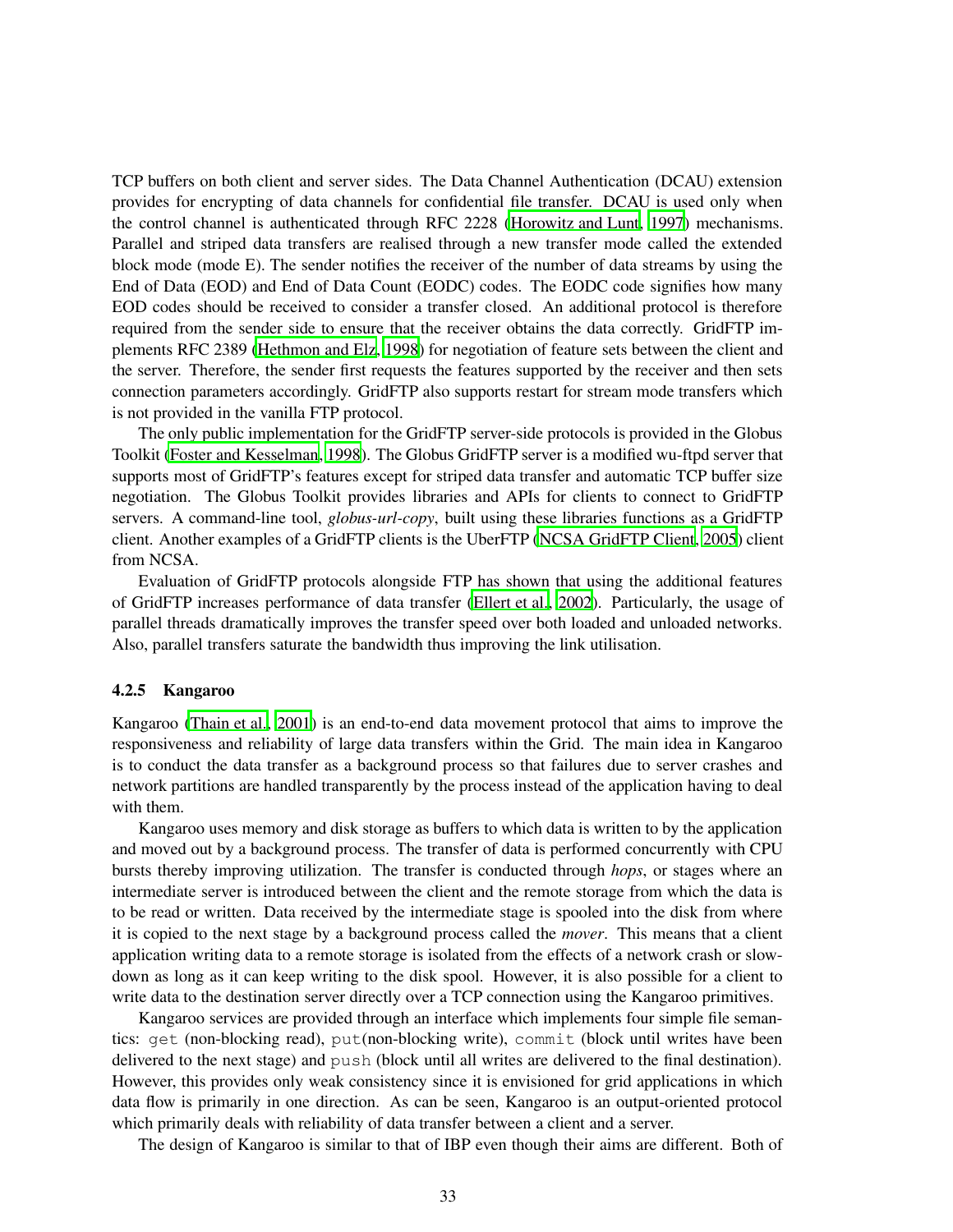TCP buffers on both client and server sides. The Data Channel Authentication (DCAU) extension provides for encrypting of data channels for confidential file transfer. DCAU is used only when the control channel is authenticated through RFC 2228 (Horowitz and Lunt, 1997) mechanisms. Parallel and striped data transfers are realised through a new transfer mode called the extended block mode (mode E). The sender notifies the receiver of the number of data streams by using the End of Data (EOD) and End of Data Count (EODC) codes. The EODC code signifies how many EOD codes should be received to consider a transfer closed. An additional protocol is therefore required from the sender side to ensure that the receiver obtains the data correctly. GridFTP implements RFC 2389 (Hethmon and Elz, 1998) for negotiation of feature sets between the client and the server. Therefore, the sender first requests the features supported by the receiver and then sets connection parameters accordingly. GridFTP also supports restart for stream mode transfers which is not provided in the vanilla FTP protocol.

The only public implementation for the GridFTP server-side protocols is provided in the Globus Toolkit (Foster and Kesselman, 1998). The Globus GridFTP server is a modified wu-ftpd server that supports most of GridFTP's features except for striped data transfer and automatic TCP buffer size negotiation. The Globus Toolkit provides libraries and APIs for clients to connect to GridFTP servers. A command-line tool, *globus-url-copy*, built using these libraries functions as a GridFTP client. Another examples of a GridFTP clients is the UberFTP (NCSA GridFTP Client, 2005) client from NCSA.

Evaluation of GridFTP protocols alongside FTP has shown that using the additional features of GridFTP increases performance of data transfer (Ellert et al., 2002). Particularly, the usage of parallel threads dramatically improves the transfer speed over both loaded and unloaded networks. Also, parallel transfers saturate the bandwidth thus improving the link utilisation.

### 4.2.5 Kangaroo

Kangaroo (Thain et al., 2001) is an end-to-end data movement protocol that aims to improve the responsiveness and reliability of large data transfers within the Grid. The main idea in Kangaroo is to conduct the data transfer as a background process so that failures due to server crashes and network partitions are handled transparently by the process instead of the application having to deal with them.

Kangaroo uses memory and disk storage as buffers to which data is written to by the application and moved out by a background process. The transfer of data is performed concurrently with CPU bursts thereby improving utilization. The transfer is conducted through *hops*, or stages where an intermediate server is introduced between the client and the remote storage from which the data is to be read or written. Data received by the intermediate stage is spooled into the disk from where it is copied to the next stage by a background process called the *mover*. This means that a client application writing data to a remote storage is isolated from the effects of a network crash or slowdown as long as it can keep writing to the disk spool. However, it is also possible for a client to write data to the destination server directly over a TCP connection using the Kangaroo primitives.

Kangaroo services are provided through an interface which implements four simple file semantics: `get` (non-blocking read), `put`(non-blocking write), `commit` (block until writes have been delivered to the next stage) and `push` (block until all writes are delivered to the final destination). However, this provides only weak consistency since it is envisioned for grid applications in which data flow is primarily in one direction. As can be seen, Kangaroo is an output-oriented protocol which primarily deals with reliability of data transfer between a client and a server.

The design of Kangaroo is similar to that of IBP even though their aims are different. Both of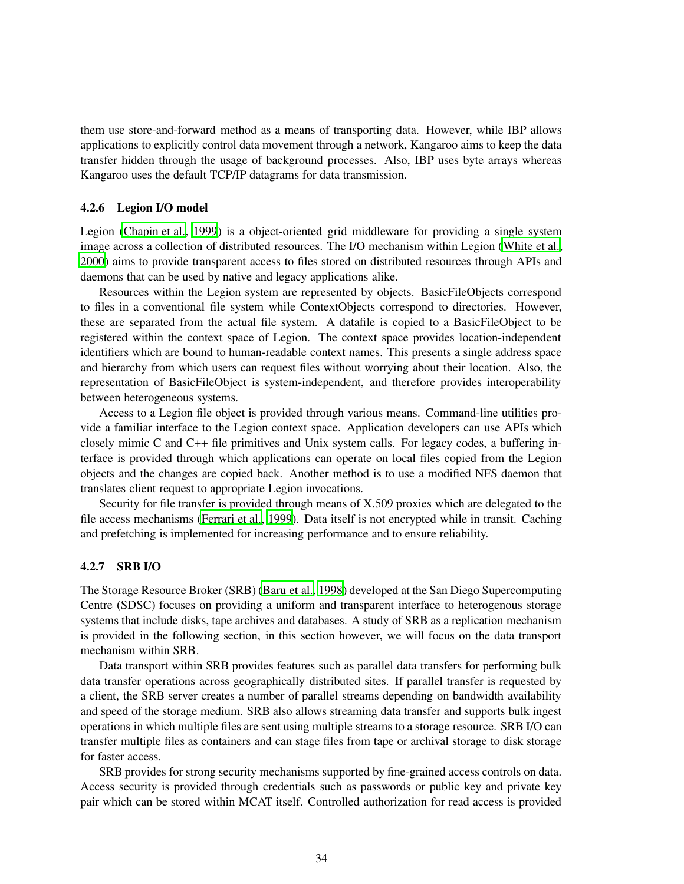them use store-and-forward method as a means of transporting data. However, while IBP allows applications to explicitly control data movement through a network, Kangaroo aims to keep the data transfer hidden through the usage of background processes. Also, IBP uses byte arrays whereas Kangaroo uses the default TCP/IP datagrams for data transmission.

### 4.2.6 Legion I/O model

Legion (Chapin et al., 1999) is a object-oriented grid middleware for providing a single system image across a collection of distributed resources. The I/O mechanism within Legion (White et al., 2000) aims to provide transparent access to files stored on distributed resources through APIs and daemons that can be used by native and legacy applications alike.

Resources within the Legion system are represented by objects. BasicFileObjects correspond to files in a conventional file system while ContextObjects correspond to directories. However, these are separated from the actual file system. A datafile is copied to a BasicFileObject to be registered within the context space of Legion. The context space provides location-independent identifiers which are bound to human-readable context names. This presents a single address space and hierarchy from which users can request files without worrying about their location. Also, the representation of BasicFileObject is system-independent, and therefore provides interoperability between heterogeneous systems.

Access to a Legion file object is provided through various means. Command-line utilities provide a familiar interface to the Legion context space. Application developers can use APIs which closely mimic C and C++ file primitives and Unix system calls. For legacy codes, a buffering interface is provided through which applications can operate on local files copied from the Legion objects and the changes are copied back. Another method is to use a modified NFS daemon that translates client request to appropriate Legion invocations.

Security for file transfer is provided through means of X.509 proxies which are delegated to the file access mechanisms (Ferrari et al., 1999). Data itself is not encrypted while in transit. Caching and prefetching is implemented for increasing performance and to ensure reliability.

### 4.2.7 SRB I/O

The Storage Resource Broker (SRB) (Baru et al., 1998) developed at the San Diego Supercomputing Centre (SDSC) focuses on providing a uniform and transparent interface to heterogenous storage systems that include disks, tape archives and databases. A study of SRB as a replication mechanism is provided in the following section, in this section however, we will focus on the data transport mechanism within SRB.

Data transport within SRB provides features such as parallel data transfers for performing bulk data transfer operations across geographically distributed sites. If parallel transfer is requested by a client, the SRB server creates a number of parallel streams depending on bandwidth availability and speed of the storage medium. SRB also allows streaming data transfer and supports bulk ingest operations in which multiple files are sent using multiple streams to a storage resource. SRB I/O can transfer multiple files as containers and can stage files from tape or archival storage to disk storage for faster access.

SRB provides for strong security mechanisms supported by fine-grained access controls on data. Access security is provided through credentials such as passwords or public key and private key pair which can be stored within MCAT itself. Controlled authorization for read access is provided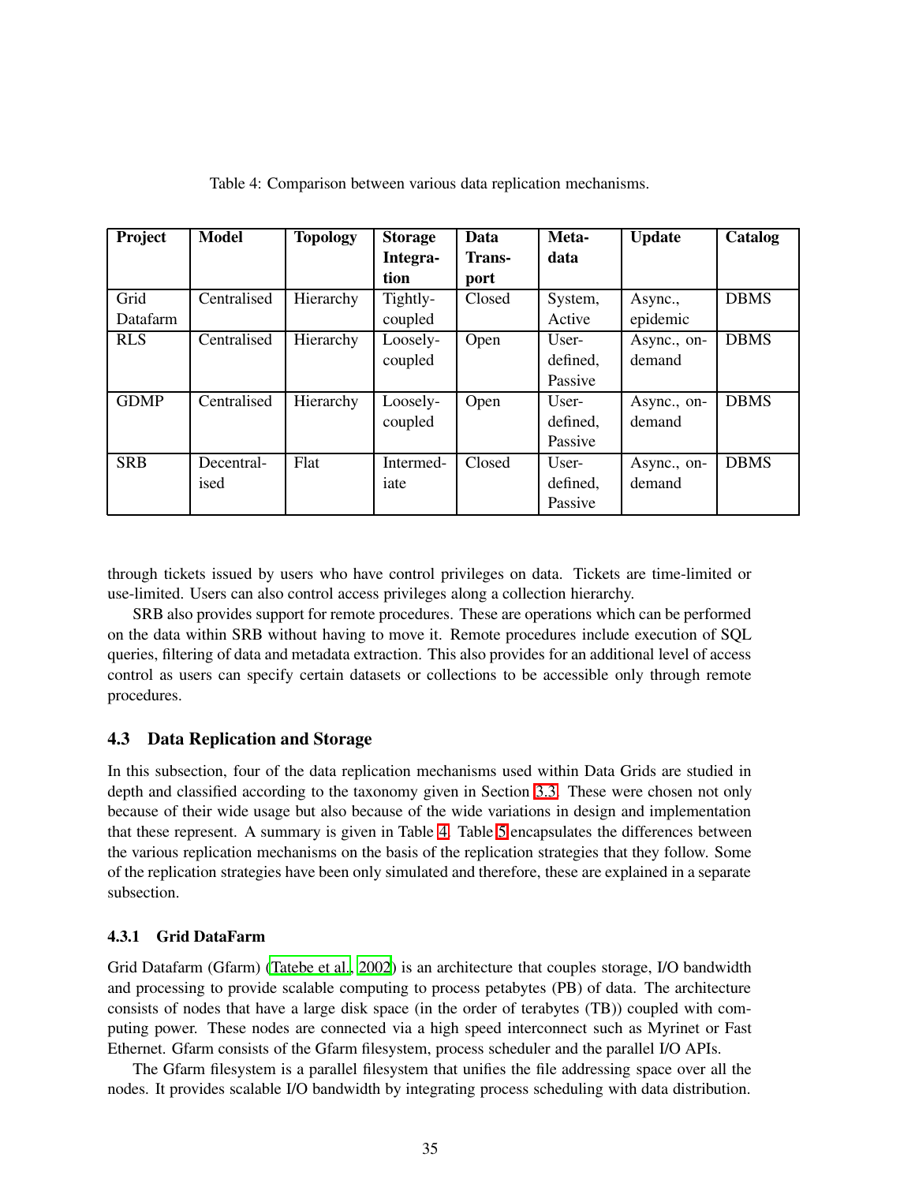Table 4: Comparison between various data replication mechanisms.

| Project | Model | Topology | Storage Integration | Data Transport | Metadata | Update | Catalog |
|---|---|---|---|---|---|---|---|
| Grid Datafarm | Centralised | Hierarchy | Tightly-coupled | Closed | System, Active | Async., epidemic | DBMS |
| RLS | Centralised | Hierarchy | Loosely-coupled | Open | User-defined, Passive | Async., on-demand | DBMS |
| GDMP | Centralised | Hierarchy | Loosely-coupled | Open | User-defined, Passive | Async., on-demand | DBMS |
| SRB | Decentralised | Flat | Intermediate | Closed | User-defined, Passive | Async., on-demand | DBMS |

through tickets issued by users who have control privileges on data. Tickets are time-limited or use-limited. Users can also control access privileges along a collection hierarchy.

SRB also provides support for remote procedures. These are operations which can be performed on the data within SRB without having to move it. Remote procedures include execution of SQL queries, filtering of data and metadata extraction. This also provides for an additional level of access control as users can specify certain datasets or collections to be accessible only through remote procedures.

### 4.3 Data Replication and Storage

In this subsection, four of the data replication mechanisms used within Data Grids are studied in depth and classified according to the taxonomy given in Section 3.3. These were chosen not only because of their wide usage but also because of the wide variations in design and implementation that these represent. A summary is given in Table 4. Table 5 encapsulates the differences between the various replication mechanisms on the basis of the replication strategies that they follow. Some of the replication strategies have been only simulated and therefore, these are explained in a separate subsection.

#### 4.3.1 Grid DataFarm

Grid Datafarm (Gfarm) (Tatebe et al., 2002) is an architecture that couples storage, I/O bandwidth and processing to provide scalable computing to process petabytes (PB) of data. The architecture consists of nodes that have a large disk space (in the order of terabytes (TB)) coupled with computing power. These nodes are connected via a high speed interconnect such as Myrinet or Fast Ethernet. Gfarm consists of the Gfarm filesystem, process scheduler and the parallel I/O APIs.

The Gfarm filesystem is a parallel filesystem that unifies the file addressing space over all the nodes. It provides scalable I/O bandwidth by integrating process scheduling with data distribution.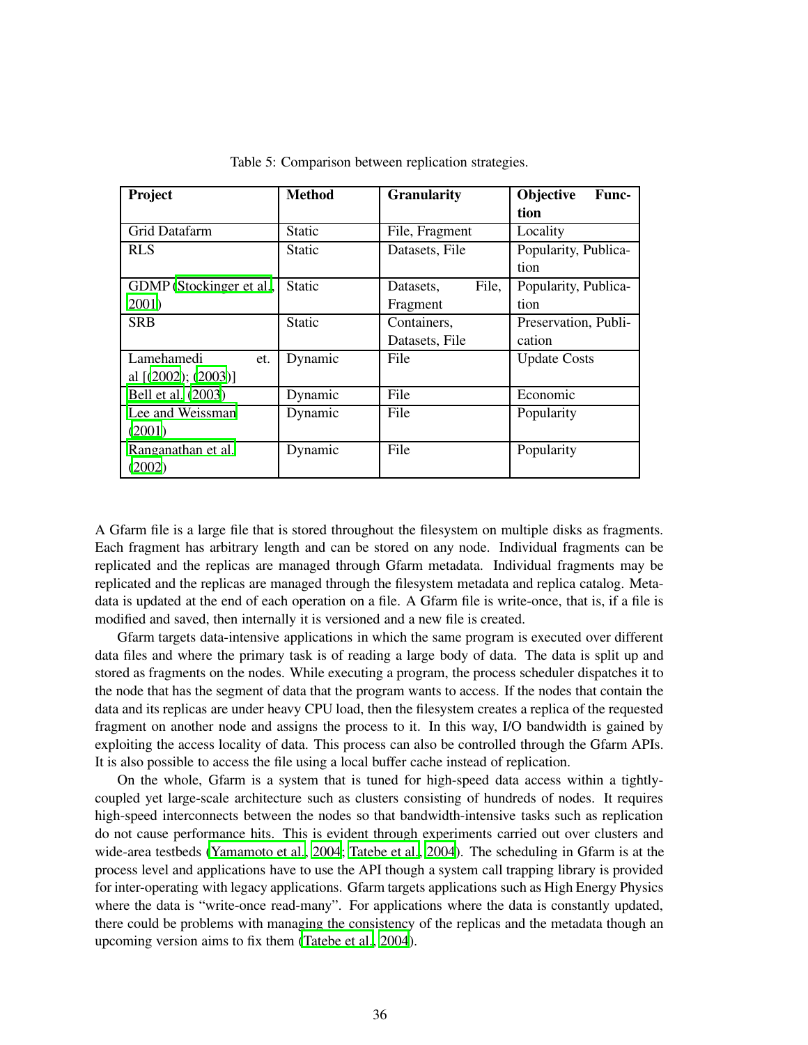Table 5: Comparison between replication strategies.

| Project | Method | Granularity | Objective Function |
|---|---|---|---|
| Grid Datafarm | Static | File, Fragment | Locality |
| RLS | Static | Datasets, File | Popularity, Publication |
| GDMP (Stockinger et al., 2001) | Static | Datasets, File, Fragment | Popularity, Publication |
| SRB | Static | Containers, Datasets, File | Preservation, Publication |
| Lamehamedi et. al [(2002); (2003)] | Dynamic | File | Update Costs |
| Bell et al. (2003) | Dynamic | File | Economic |
| Lee and Weissman (2001) | Dynamic | File | Popularity |
| Ranganathan et al. (2002) | Dynamic | File | Popularity |

A Gfarm file is a large file that is stored throughout the filesystem on multiple disks as fragments. Each fragment has arbitrary length and can be stored on any node. Individual fragments can be replicated and the replicas are managed through Gfarm metadata. Individual fragments may be replicated and the replicas are managed through the filesystem metadata and replica catalog. Metadata is updated at the end of each operation on a file. A Gfarm file is write-once, that is, if a file is modified and saved, then internally it is versioned and a new file is created.

Gfarm targets data-intensive applications in which the same program is executed over different data files and where the primary task is of reading a large body of data. The data is split up and stored as fragments on the nodes. While executing a program, the process scheduler dispatches it to the node that has the segment of data that the program wants to access. If the nodes that contain the data and its replicas are under heavy CPU load, then the filesystem creates a replica of the requested fragment on another node and assigns the process to it. In this way, I/O bandwidth is gained by exploiting the access locality of data. This process can also be controlled through the Gfarm APIs. It is also possible to access the file using a local buffer cache instead of replication.

On the whole, Gfarm is a system that is tuned for high-speed data access within a tightly-coupled yet large-scale architecture such as clusters consisting of hundreds of nodes. It requires high-speed interconnects between the nodes so that bandwidth-intensive tasks such as replication do not cause performance hits. This is evident through experiments carried out over clusters and wide-area testbeds (Yamamoto et al., 2004; Tatebe et al., 2004). The scheduling in Gfarm is at the process level and applications have to use the API though a system call trapping library is provided for inter-operating with legacy applications. Gfarm targets applications such as High Energy Physics where the data is "write-once read-many". For applications where the data is constantly updated, there could be problems with managing the consistency of the replicas and the metadata though an upcoming version aims to fix them (Tatebe et al., 2004).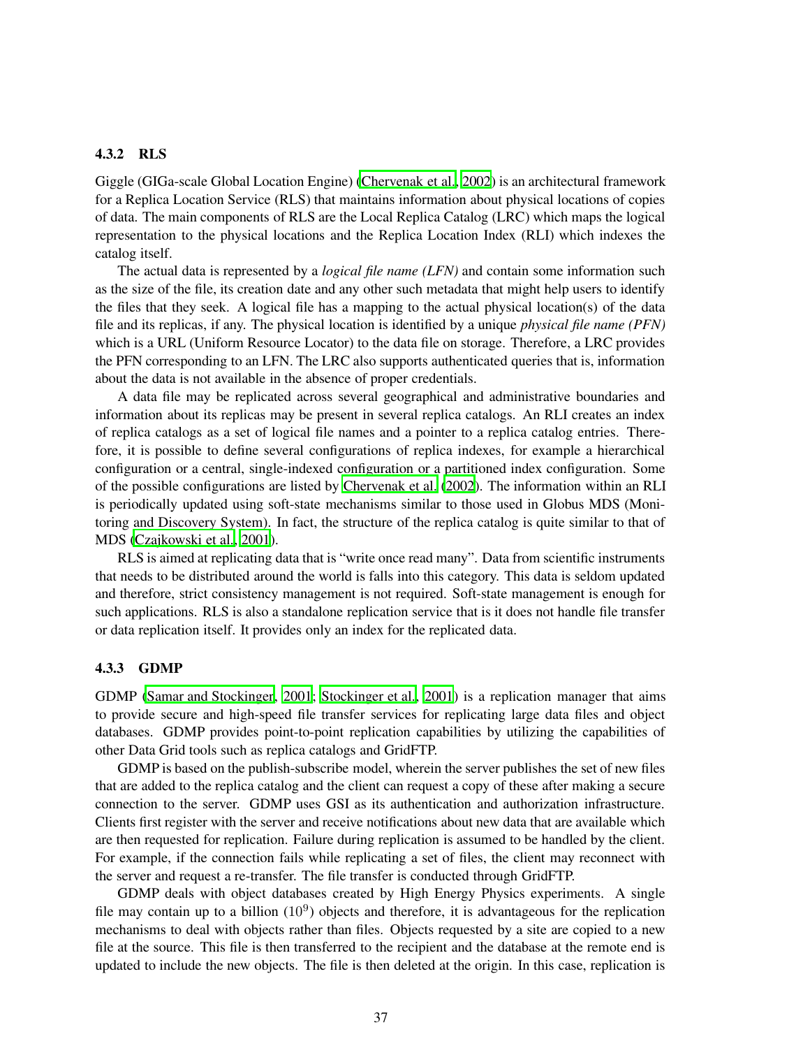### 4.3.2 RLS

Giggle (GIGa-scale Global Location Engine) (Chervenak et al., 2002) is an architectural framework for a Replica Location Service (RLS) that maintains information about physical locations of copies of data. The main components of RLS are the Local Replica Catalog (LRC) which maps the logical representation to the physical locations and the Replica Location Index (RLI) which indexes the catalog itself.

The actual data is represented by a *logical file name (LFN)* and contain some information such as the size of the file, its creation date and any other such metadata that might help users to identify the files that they seek. A logical file has a mapping to the actual physical location(s) of the data file and its replicas, if any. The physical location is identified by a unique *physical file name (PFN)* which is a URL (Uniform Resource Locator) to the data file on storage. Therefore, a LRC provides the PFN corresponding to an LFN. The LRC also supports authenticated queries that is, information about the data is not available in the absence of proper credentials.

A data file may be replicated across several geographical and administrative boundaries and information about its replicas may be present in several replica catalogs. An RLI creates an index of replica catalogs as a set of logical file names and a pointer to a replica catalog entries. Therefore, it is possible to define several configurations of replica indexes, for example a hierarchical configuration or a central, single-indexed configuration or a partitioned index configuration. Some of the possible configurations are listed by Chervenak et al. (2002). The information within an RLI is periodically updated using soft-state mechanisms similar to those used in Globus MDS (Monitoring and Discovery System). In fact, the structure of the replica catalog is quite similar to that of MDS (Czajkowski et al., 2001).

RLS is aimed at replicating data that is "write once read many". Data from scientific instruments that needs to be distributed around the world is falls into this category. This data is seldom updated and therefore, strict consistency management is not required. Soft-state management is enough for such applications. RLS is also a standalone replication service that is it does not handle file transfer or data replication itself. It provides only an index for the replicated data.

### 4.3.3 GDMP

GDMP (Samar and Stockinger, 2001; Stockinger et al., 2001) is a replication manager that aims to provide secure and high-speed file transfer services for replicating large data files and object databases. GDMP provides point-to-point replication capabilities by utilizing the capabilities of other Data Grid tools such as replica catalogs and GridFTP.

GDMP is based on the publish-subscribe model, wherein the server publishes the set of new files that are added to the replica catalog and the client can request a copy of these after making a secure connection to the server. GDMP uses GSI as its authentication and authorization infrastructure. Clients first register with the server and receive notifications about new data that are available which are then requested for replication. Failure during replication is assumed to be handled by the client. For example, if the connection fails while replicating a set of files, the client may reconnect with the server and request a re-transfer. The file transfer is conducted through GridFTP.

GDMP deals with object databases created by High Energy Physics experiments. A single file may contain up to a billion ($10^9$) objects and therefore, it is advantageous for the replication mechanisms to deal with objects rather than files. Objects requested by a site are copied to a new file at the source. This file is then transferred to the recipient and the database at the remote end is updated to include the new objects. The file is then deleted at the origin. In this case, replication is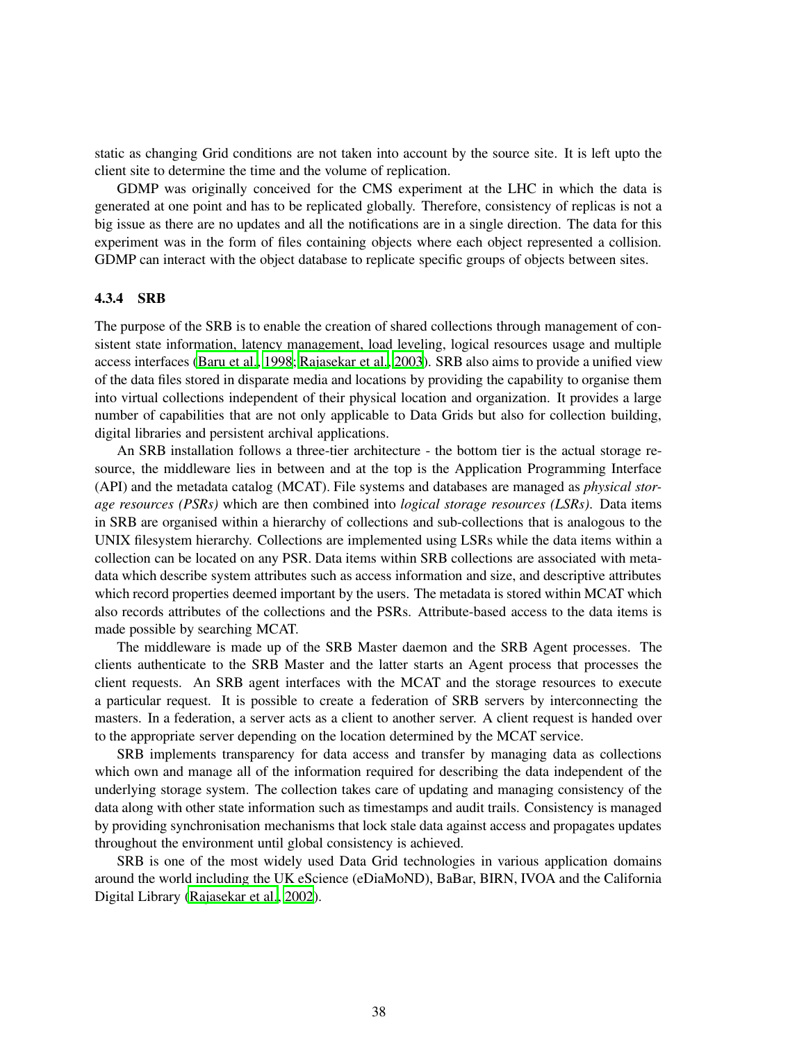static as changing Grid conditions are not taken into account by the source site. It is left upto the client site to determine the time and the volume of replication.

GDMP was originally conceived for the CMS experiment at the LHC in which the data is generated at one point and has to be replicated globally. Therefore, consistency of replicas is not a big issue as there are no updates and all the notifications are in a single direction. The data for this experiment was in the form of files containing objects where each object represented a collision. GDMP can interact with the object database to replicate specific groups of objects between sites.

### 4.3.4 SRB

The purpose of the SRB is to enable the creation of shared collections through management of consistent state information, latency management, load leveling, logical resources usage and multiple access interfaces (Baru et al., 1998; Rajasekar et al., 2003). SRB also aims to provide a unified view of the data files stored in disparate media and locations by providing the capability to organise them into virtual collections independent of their physical location and organization. It provides a large number of capabilities that are not only applicable to Data Grids but also for collection building, digital libraries and persistent archival applications.

An SRB installation follows a three-tier architecture - the bottom tier is the actual storage resource, the middleware lies in between and at the top is the Application Programming Interface (API) and the metadata catalog (MCAT). File systems and databases are managed as *physical storage resources (PSRs)* which are then combined into *logical storage resources (LSRs)*. Data items in SRB are organised within a hierarchy of collections and sub-collections that is analogous to the UNIX filesystem hierarchy. Collections are implemented using LSRs while the data items within a collection can be located on any PSR. Data items within SRB collections are associated with metadata which describe system attributes such as access information and size, and descriptive attributes which record properties deemed important by the users. The metadata is stored within MCAT which also records attributes of the collections and the PSRs. Attribute-based access to the data items is made possible by searching MCAT.

The middleware is made up of the SRB Master daemon and the SRB Agent processes. The clients authenticate to the SRB Master and the latter starts an Agent process that processes the client requests. An SRB agent interfaces with the MCAT and the storage resources to execute a particular request. It is possible to create a federation of SRB servers by interconnecting the masters. In a federation, a server acts as a client to another server. A client request is handed over to the appropriate server depending on the location determined by the MCAT service.

SRB implements transparency for data access and transfer by managing data as collections which own and manage all of the information required for describing the data independent of the underlying storage system. The collection takes care of updating and managing consistency of the data along with other state information such as timestamps and audit trails. Consistency is managed by providing synchronisation mechanisms that lock stale data against access and propagates updates throughout the environment until global consistency is achieved.

SRB is one of the most widely used Data Grid technologies in various application domains around the world including the UK eScience (eDiaMoND), BaBar, BIRN, IVOA and the California Digital Library (Rajasekar et al., 2002).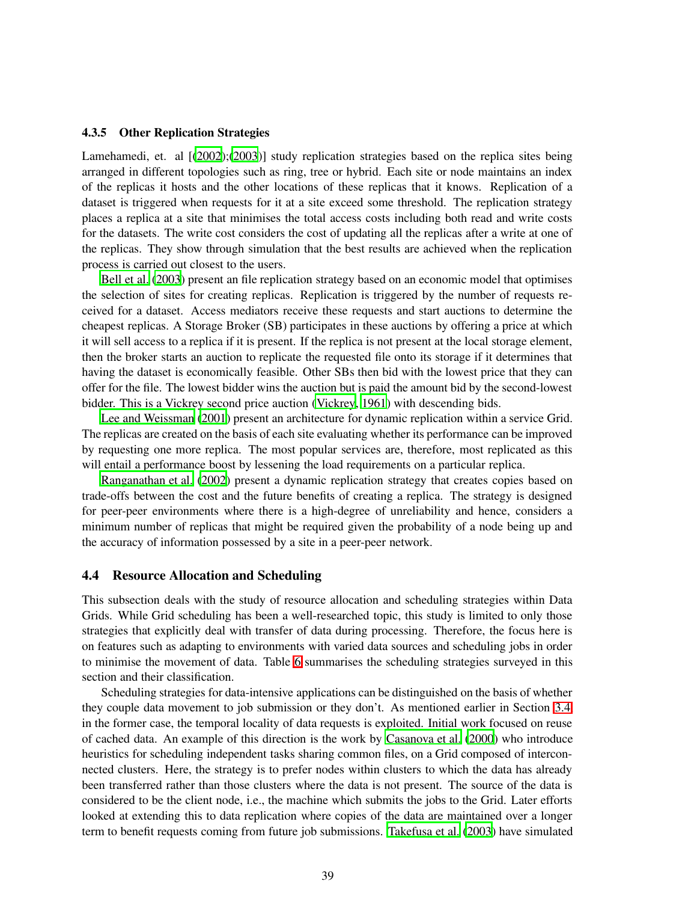#### 4.3.5 Other Replication Strategies

Lamehamedi, et. al [(2002);(2003)] study replication strategies based on the replica sites being arranged in different topologies such as ring, tree or hybrid. Each site or node maintains an index of the replicas it hosts and the other locations of these replicas that it knows. Replication of a dataset is triggered when requests for it at a site exceed some threshold. The replication strategy places a replica at a site that minimises the total access costs including both read and write costs for the datasets. The write cost considers the cost of updating all the replicas after a write at one of the replicas. They show through simulation that the best results are achieved when the replication process is carried out closest to the users.

Bell et al. (2003) present an file replication strategy based on an economic model that optimises the selection of sites for creating replicas. Replication is triggered by the number of requests received for a dataset. Access mediators receive these requests and start auctions to determine the cheapest replicas. A Storage Broker (SB) participates in these auctions by offering a price at which it will sell access to a replica if it is present. If the replica is not present at the local storage element, then the broker starts an auction to replicate the requested file onto its storage if it determines that having the dataset is economically feasible. Other SBs then bid with the lowest price that they can offer for the file. The lowest bidder wins the auction but is paid the amount bid by the second-lowest bidder. This is a Vickrey second price auction (Vickrey, 1961) with descending bids.

Lee and Weissman (2001) present an architecture for dynamic replication within a service Grid. The replicas are created on the basis of each site evaluating whether its performance can be improved by requesting one more replica. The most popular services are, therefore, most replicated as this will entail a performance boost by lessening the load requirements on a particular replica.

Ranganathan et al. (2002) present a dynamic replication strategy that creates copies based on trade-offs between the cost and the future benefits of creating a replica. The strategy is designed for peer-peer environments where there is a high-degree of unreliability and hence, considers a minimum number of replicas that might be required given the probability of a node being up and the accuracy of information possessed by a site in a peer-peer network.

### 4.4 Resource Allocation and Scheduling

This subsection deals with the study of resource allocation and scheduling strategies within Data Grids. While Grid scheduling has been a well-researched topic, this study is limited to only those strategies that explicitly deal with transfer of data during processing. Therefore, the focus here is on features such as adapting to environments with varied data sources and scheduling jobs in order to minimise the movement of data. Table 6 summarises the scheduling strategies surveyed in this section and their classification.

Scheduling strategies for data-intensive applications can be distinguished on the basis of whether they couple data movement to job submission or they don't. As mentioned earlier in Section 3.4 in the former case, the temporal locality of data requests is exploited. Initial work focused on reuse of cached data. An example of this direction is the work by Casanova et al. (2000) who introduce heuristics for scheduling independent tasks sharing common files, on a Grid composed of interconnected clusters. Here, the strategy is to prefer nodes within clusters to which the data has already been transferred rather than those clusters where the data is not present. The source of the data is considered to be the client node, i.e., the machine which submits the jobs to the Grid. Later efforts looked at extending this to data replication where copies of the data are maintained over a longer term to benefit requests coming from future job submissions. Takefusa et al. (2003) have simulated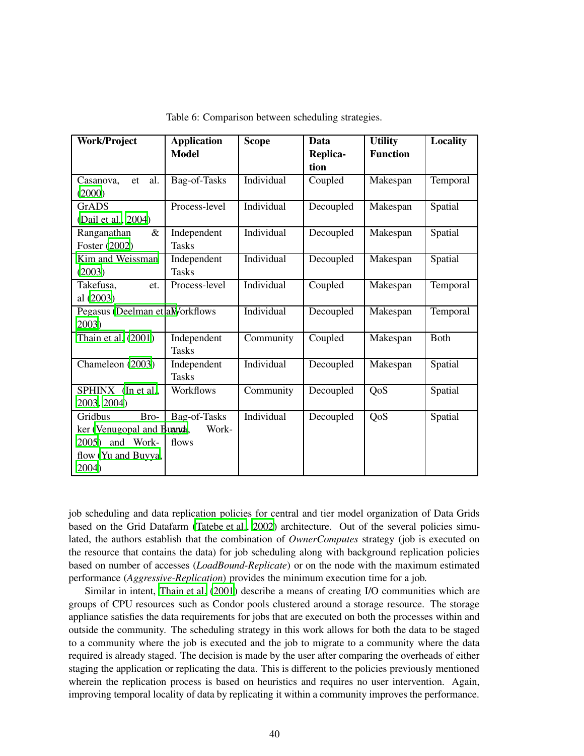Table 6: Comparison between scheduling strategies.

| Work/Project | Application Model | Scope | Data Replication | Utility Function | Locality |
|---|---|---|---|---|---|
| Casanova, et al. (2000) | Bag-of-Tasks | Individual | Coupled | Makespan | Temporal |
| GrADS (Dail et al., 2004) | Process-level | Individual | Decoupled | Makespan | Spatial |
| Ranganathan & Foster (2002) | Independent Tasks | Individual | Decoupled | Makespan | Spatial |
| Kim and Weissman (2003) | Independent Tasks | Individual | Decoupled | Makespan | Spatial |
| Takefusa, et. al (2003) | Process-level | Individual | Coupled | Makespan | Temporal |
| Pegasus (Deelman et al., 2003) | Workflows | Individual | Decoupled | Makespan | Temporal |
| Thain et al. (2001) | Independent Tasks | Community | Coupled | Makespan | Both |
| Chameleon (2003) | Independent Tasks | Individual | Decoupled | Makespan | Spatial |
| SPHINX (In et al., 2003, 2004) | Workflows | Community | Decoupled | QoS | Spatial |
| Gridbus Broker (Venugopal and Buyya, 2005) and Workflow (Yu and Buyya, 2004) | Bag-of-Tasks and Workflows | Individual | Decoupled | QoS | Spatial |

job scheduling and data replication policies for central and tier model organization of Data Grids based on the Grid Datafarm (Tatebe et al., 2002) architecture. Out of the several policies simulated, the authors establish that the combination of *OwnerComputes* strategy (job is executed on the resource that contains the data) for job scheduling along with background replication policies based on number of accesses (*LoadBound-Replicate*) or on the node with the maximum estimated performance (*Aggressive-Replication*) provides the minimum execution time for a job.

Similar in intent, Thain et al. (2001) describe a means of creating I/O communities which are groups of CPU resources such as Condor pools clustered around a storage resource. The storage appliance satisfies the data requirements for jobs that are executed on both the processes within and outside the community. The scheduling strategy in this work allows for both the data to be staged to a community where the job is executed and the job to migrate to a community where the data required is already staged. The decision is made by the user after comparing the overheads of either staging the application or replicating the data. This is different to the policies previously mentioned wherein the replication process is based on heuristics and requires no user intervention. Again, improving temporal locality of data by replicating it within a community improves the performance.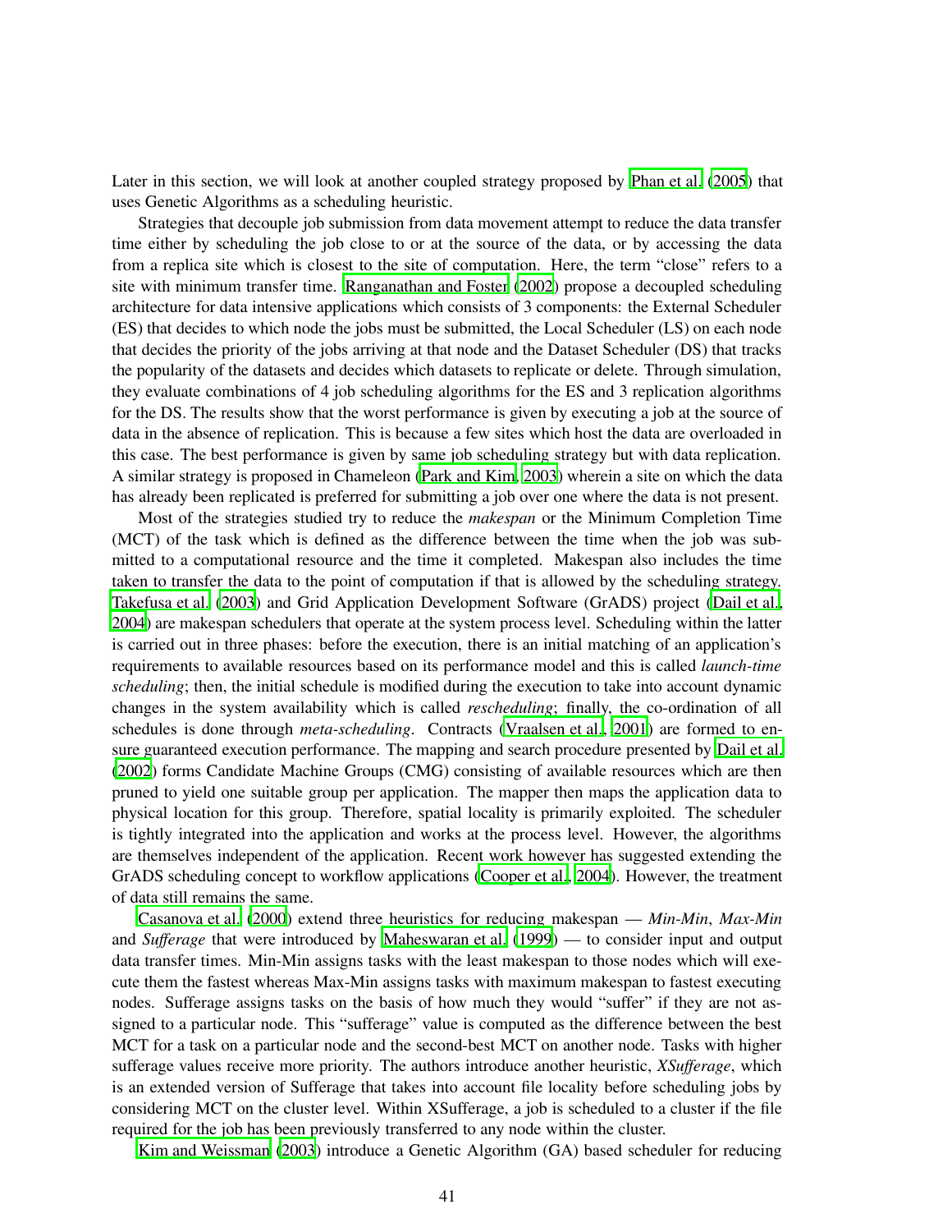Later in this section, we will look at another coupled strategy proposed by Phan et al. (2005) that uses Genetic Algorithms as a scheduling heuristic.

Strategies that decouple job submission from data movement attempt to reduce the data transfer time either by scheduling the job close to or at the source of the data, or by accessing the data from a replica site which is closest to the site of computation. Here, the term "close" refers to a site with minimum transfer time. Ranganathan and Foster (2002) propose a decoupled scheduling architecture for data intensive applications which consists of 3 components: the External Scheduler (ES) that decides to which node the jobs must be submitted, the Local Scheduler (LS) on each node that decides the priority of the jobs arriving at that node and the Dataset Scheduler (DS) that tracks the popularity of the datasets and decides which datasets to replicate or delete. Through simulation, they evaluate combinations of 4 job scheduling algorithms for the ES and 3 replication algorithms for the DS. The results show that the worst performance is given by executing a job at the source of data in the absence of replication. This is because a few sites which host the data are overloaded in this case. The best performance is given by same job scheduling strategy but with data replication. A similar strategy is proposed in Chameleon (Park and Kim, 2003) wherein a site on which the data has already been replicated is preferred for submitting a job over one where the data is not present.

Most of the strategies studied try to reduce the *makespan* or the Minimum Completion Time (MCT) of the task which is defined as the difference between the time when the job was submitted to a computational resource and the time it completed. Makespan also includes the time taken to transfer the data to the point of computation if that is allowed by the scheduling strategy. Takefusa et al. (2003) and Grid Application Development Software (GrADS) project (Dail et al., 2004) are makespan schedulers that operate at the system process level. Scheduling within the latter is carried out in three phases: before the execution, there is an initial matching of an application's requirements to available resources based on its performance model and this is called *launch-time scheduling*; then, the initial schedule is modified during the execution to take into account dynamic changes in the system availability which is called *rescheduling*; finally, the co-ordination of all schedules is done through *meta-scheduling*. Contracts (Vraalsen et al., 2001) are formed to ensure guaranteed execution performance. The mapping and search procedure presented by Dail et al. (2002) forms Candidate Machine Groups (CMG) consisting of available resources which are then pruned to yield one suitable group per application. The mapper then maps the application data to physical location for this group. Therefore, spatial locality is primarily exploited. The scheduler is tightly integrated into the application and works at the process level. However, the algorithms are themselves independent of the application. Recent work however has suggested extending the GrADS scheduling concept to workflow applications (Cooper et al., 2004). However, the treatment of data still remains the same.

Casanova et al. (2000) extend three heuristics for reducing makespan — *Min-Min*, *Max-Min* and *Sufferage* that were introduced by Maheswaran et al. (1999) — to consider input and output data transfer times. Min-Min assigns tasks with the least makespan to those nodes which will execute them the fastest whereas Max-Min assigns tasks with maximum makespan to fastest executing nodes. Sufferage assigns tasks on the basis of how much they would "suffer" if they are not assigned to a particular node. This "sufferage" value is computed as the difference between the best MCT for a task on a particular node and the second-best MCT on another node. Tasks with higher sufferage values receive more priority. The authors introduce another heuristic, *XSufferage*, which is an extended version of Sufferage that takes into account file locality before scheduling jobs by considering MCT on the cluster level. Within XSufferage, a job is scheduled to a cluster if the file required for the job has been previously transferred to any node within the cluster.

Kim and Weissman (2003) introduce a Genetic Algorithm (GA) based scheduler for reducing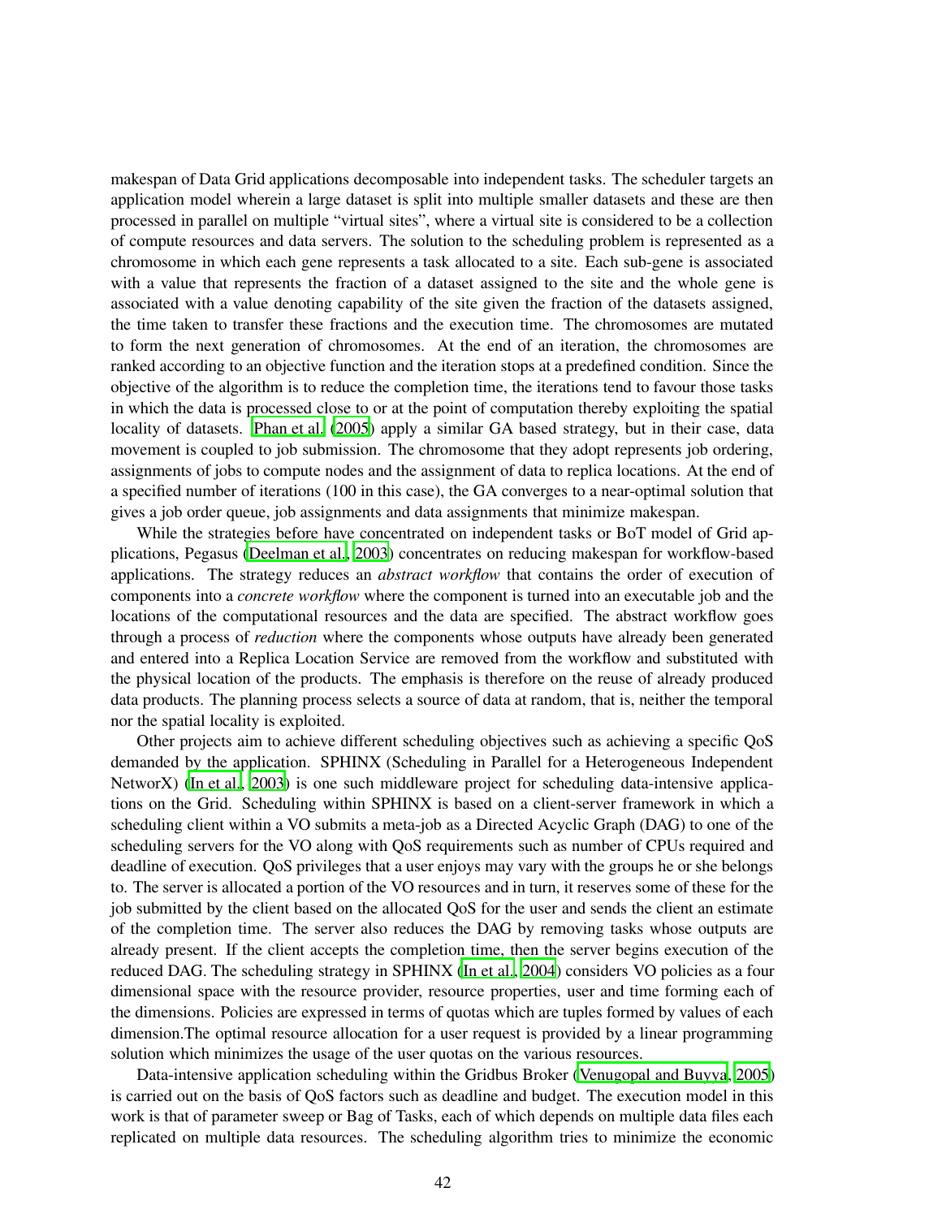makespan of Data Grid applications decomposable into independent tasks. The scheduler targets an application model wherein a large dataset is split into multiple smaller datasets and these are then processed in parallel on multiple "virtual sites", where a virtual site is considered to be a collection of compute resources and data servers. The solution to the scheduling problem is represented as a chromosome in which each gene represents a task allocated to a site. Each sub-gene is associated with a value that represents the fraction of a dataset assigned to the site and the whole gene is associated with a value denoting capability of the site given the fraction of the datasets assigned, the time taken to transfer these fractions and the execution time. The chromosomes are mutated to form the next generation of chromosomes. At the end of an iteration, the chromosomes are ranked according to an objective function and the iteration stops at a predefined condition. Since the objective of the algorithm is to reduce the completion time, the iterations tend to favour those tasks in which the data is processed close to or at the point of computation thereby exploiting the spatial locality of datasets. Phan et al. (2005) apply a similar GA based strategy, but in their case, data movement is coupled to job submission. The chromosome that they adopt represents job ordering, assignments of jobs to compute nodes and the assignment of data to replica locations. At the end of a specified number of iterations (100 in this case), the GA converges to a near-optimal solution that gives a job order queue, job assignments and data assignments that minimize makespan.

While the strategies before have concentrated on independent tasks or BoT model of Grid applications, Pegasus (Deelman et al., 2003) concentrates on reducing makespan for workflow-based applications. The strategy reduces an *abstract workflow* that contains the order of execution of components into a *concrete workflow* where the component is turned into an executable job and the locations of the computational resources and the data are specified. The abstract workflow goes through a process of *reduction* where the components whose outputs have already been generated and entered into a Replica Location Service are removed from the workflow and substituted with the physical location of the products. The emphasis is therefore on the reuse of already produced data products. The planning process selects a source of data at random, that is, neither the temporal nor the spatial locality is exploited.

Other projects aim to achieve different scheduling objectives such as achieving a specific QoS demanded by the application. SPHINX (Scheduling in Parallel for a Heterogeneous Independent NetworX) (In et al., 2003) is one such middleware project for scheduling data-intensive applications on the Grid. Scheduling within SPHINX is based on a client-server framework in which a scheduling client within a VO submits a meta-job as a Directed Acyclic Graph (DAG) to one of the scheduling servers for the VO along with QoS requirements such as number of CPUs required and deadline of execution. QoS privileges that a user enjoys may vary with the groups he or she belongs to. The server is allocated a portion of the VO resources and in turn, it reserves some of these for the job submitted by the client based on the allocated QoS for the user and sends the client an estimate of the completion time. The server also reduces the DAG by removing tasks whose outputs are already present. If the client accepts the completion time, then the server begins execution of the reduced DAG. The scheduling strategy in SPHINX (In et al., 2004) considers VO policies as a four dimensional space with the resource provider, resource properties, user and time forming each of the dimensions. Policies are expressed in terms of quotas which are tuples formed by values of each dimension.The optimal resource allocation for a user request is provided by a linear programming solution which minimizes the usage of the user quotas on the various resources.

Data-intensive application scheduling within the Gridbus Broker (Venugopal and Buyya, 2005) is carried out on the basis of QoS factors such as deadline and budget. The execution model in this work is that of parameter sweep or Bag of Tasks, each of which depends on multiple data files each replicated on multiple data resources. The scheduling algorithm tries to minimize the economic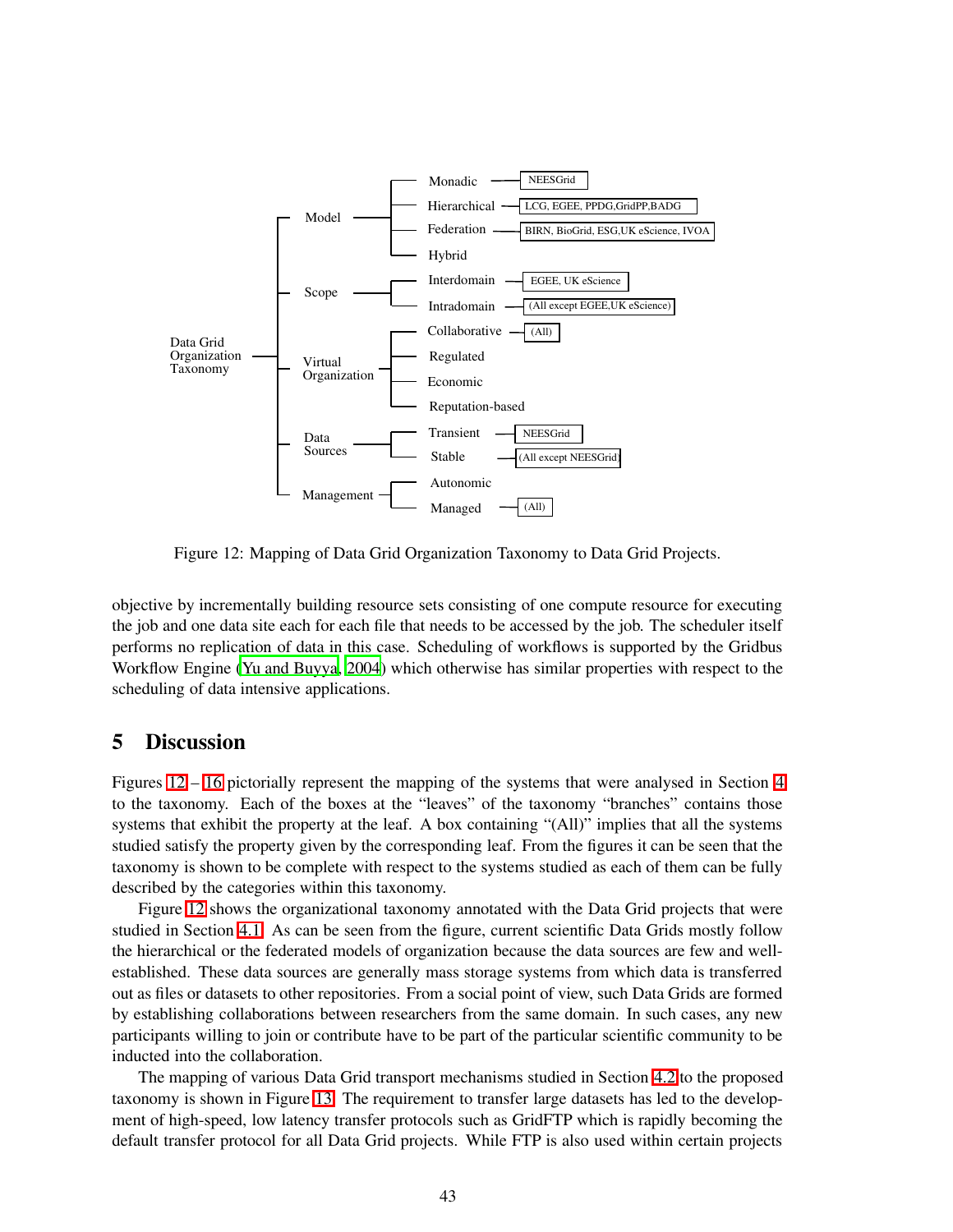Figure 12: Mapping of Data Grid Organization Taxonomy to Data Grid Projects.

objective by incrementally building resource sets consisting of one compute resource for executing the job and one data site each for each file that needs to be accessed by the job. The scheduler itself performs no replication of data in this case. Scheduling of workflows is supported by the Gridbus Workflow Engine (Yu and Buyya, 2004) which otherwise has similar properties with respect to the scheduling of data intensive applications.

## 5 Discussion

Figures 12 – 16 pictorially represent the mapping of the systems that were analysed in Section 4 to the taxonomy. Each of the boxes at the “leaves” of the taxonomy “branches” contains those systems that exhibit the property at the leaf. A box containing “(All)” implies that all the systems studied satisfy the property given by the corresponding leaf. From the figures it can be seen that the taxonomy is shown to be complete with respect to the systems studied as each of them can be fully described by the categories within this taxonomy.

Figure 12 shows the organizational taxonomy annotated with the Data Grid projects that were studied in Section 4.1. As can be seen from the figure, current scientific Data Grids mostly follow the hierarchical or the federated models of organization because the data sources are few and well-established. These data sources are generally mass storage systems from which data is transferred out as files or datasets to other repositories. From a social point of view, such Data Grids are formed by establishing collaborations between researchers from the same domain. In such cases, any new participants willing to join or contribute have to be part of the particular scientific community to be inducted into the collaboration.

The mapping of various Data Grid transport mechanisms studied in Section 4.2 to the proposed taxonomy is shown in Figure 13. The requirement to transfer large datasets has led to the development of high-speed, low latency transfer protocols such as GridFTP which is rapidly becoming the default transfer protocol for all Data Grid projects. While FTP is also used within certain projects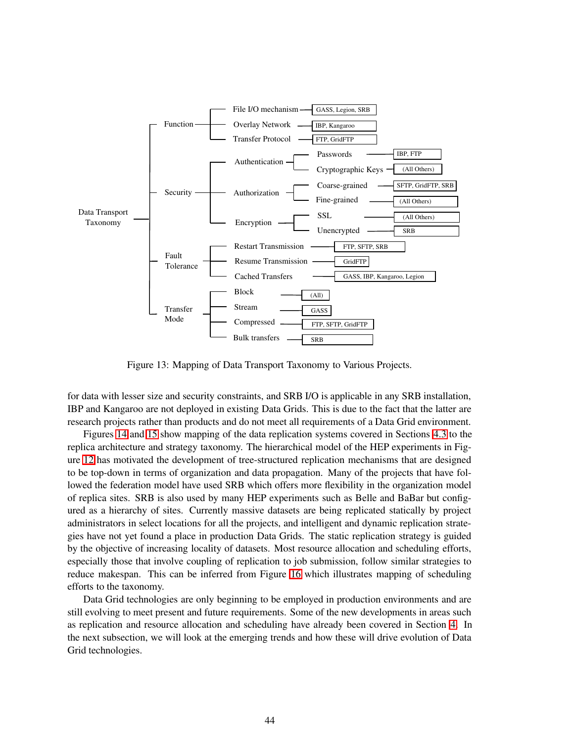Data Transport Taxonomy

- Function
  - File I/O mechanism — GASS, Legion, SRB
  - Overlay Network — IBP, Kangaroo
  - Transfer Protocol — FTP, GridFTP
- Security
  - Authentication
    - Passwords — IBP, FTP
    - Cryptographic Keys — (All Others)
  - Authorization
    - Coarse-grained — SFTP, GridFTP, SRB
    - Fine-grained — (All Others)
  - Encryption
    - SSL — (All Others)
    - Unencrypted — SRB
- Fault Tolerance
  - Restart Transmission — FTP, SFTP, SRB
  - Resume Transmission — GridFTP
  - Cached Transfers — GASS, IBP, Kangaroo, Legion
- Transfer Mode
  - Block — (All)
  - Stream — GASS
  - Compressed — FTP, SFTP, GridFTP
  - Bulk transfers — SRB

Figure 13: Mapping of Data Transport Taxonomy to Various Projects.

for data with lesser size and security constraints, and SRB I/O is applicable in any SRB installation, IBP and Kangaroo are not deployed in existing Data Grids. This is due to the fact that the latter are research projects rather than products and do not meet all requirements of a Data Grid environment.

Figures 14 and 15 show mapping of the data replication systems covered in Sections 4.3 to the replica architecture and strategy taxonomy. The hierarchical model of the HEP experiments in Figure 12 has motivated the development of tree-structured replication mechanisms that are designed to be top-down in terms of organization and data propagation. Many of the projects that have followed the federation model have used SRB which offers more flexibility in the organization model of replica sites. SRB is also used by many HEP experiments such as Belle and BaBar but configured as a hierarchy of sites. Currently massive datasets are being replicated statically by project administrators in select locations for all the projects, and intelligent and dynamic replication strategies have not yet found a place in production Data Grids. The static replication strategy is guided by the objective of increasing locality of datasets. Most resource allocation and scheduling efforts, especially those that involve coupling of replication to job submission, follow similar strategies to reduce makespan. This can be inferred from Figure 16 which illustrates mapping of scheduling efforts to the taxonomy.

Data Grid technologies are only beginning to be employed in production environments and are still evolving to meet present and future requirements. Some of the new developments in areas such as replication and resource allocation and scheduling have already been covered in Section 4. In the next subsection, we will look at the emerging trends and how these will drive evolution of Data Grid technologies.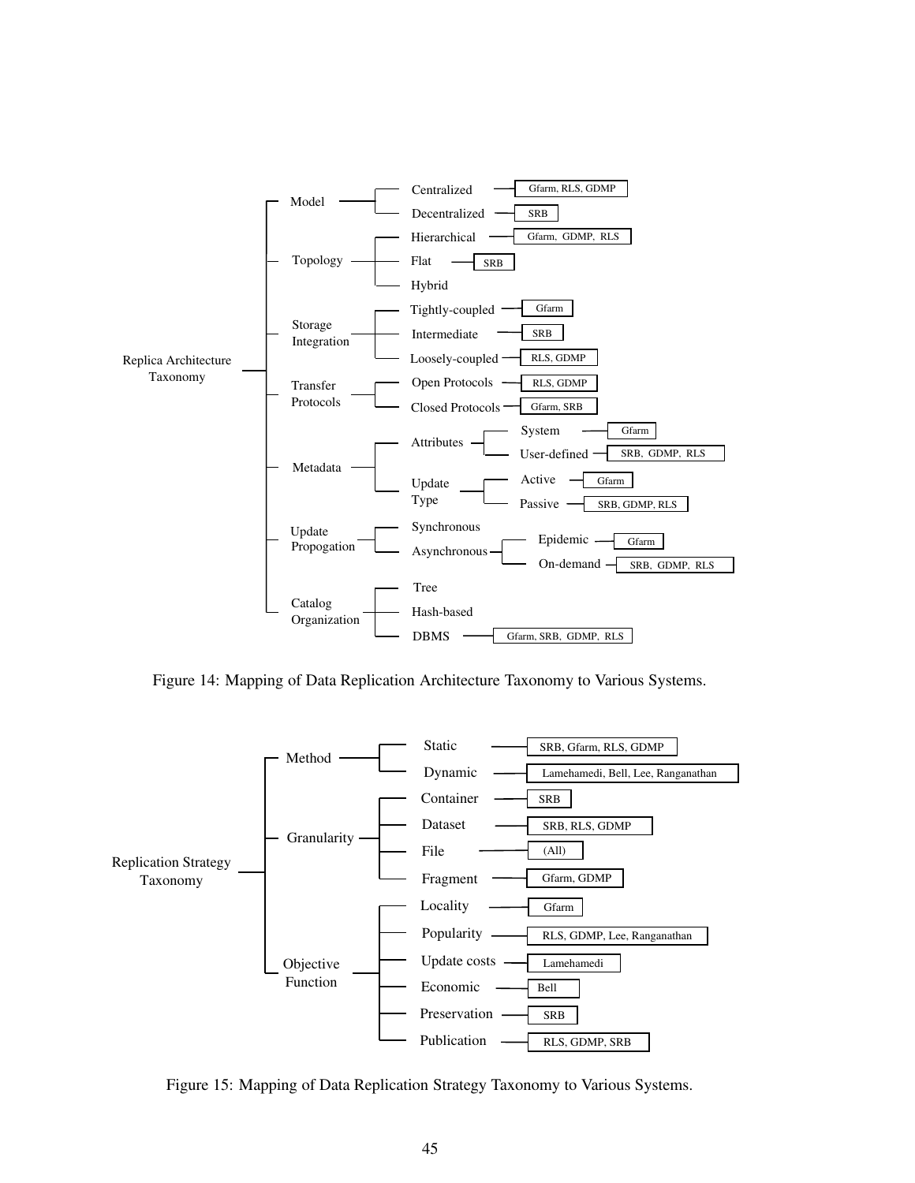- Replica Architecture Taxonomy
  - Model
    - Centralized — Gfarm, RLS, GDMP
    - Decentralized — SRB
  - Topology
    - Hierarchical — Gfarm, GDMP, RLS
    - Flat — SRB
    - Hybrid
  - Storage Integration
    - Tightly-coupled — Gfarm
    - Intermediate — SRB
    - Loosely-coupled — RLS, GDMP
  - Transfer Protocols
    - Open Protocols — RLS, GDMP
    - Closed Protocols — Gfarm, SRB
  - Metadata
    - Attributes
      - System — Gfarm
      - User-defined — SRB, GDMP, RLS
    - Update Type
      - Active — Gfarm
      - Passive — SRB, GDMP, RLS
  - Update Propogation
    - Synchronous
    - Asynchronous
      - Epidemic — Gfarm
      - On-demand — SRB, GDMP, RLS
  - Catalog Organization
    - Tree
    - Hash-based
    - DBMS — Gfarm, SRB, GDMP, RLS

Figure 14: Mapping of Data Replication Architecture Taxonomy to Various Systems.

- Replication Strategy Taxonomy
  - Method
    - Static — SRB, Gfarm, RLS, GDMP
    - Dynamic — Lamehamedi, Bell, Lee, Ranganathan
  - Granularity
    - Container — SRB
    - Dataset — SRB, RLS, GDMP
    - File — (All)
    - Fragment — Gfarm, GDMP
  - Objective Function
    - Locality — Gfarm
    - Popularity — RLS, GDMP, Lee, Ranganathan
    - Update costs — Lamehamedi
    - Economic — Bell
    - Preservation — SRB
    - Publication — RLS, GDMP, SRB

Figure 15: Mapping of Data Replication Strategy Taxonomy to Various Systems.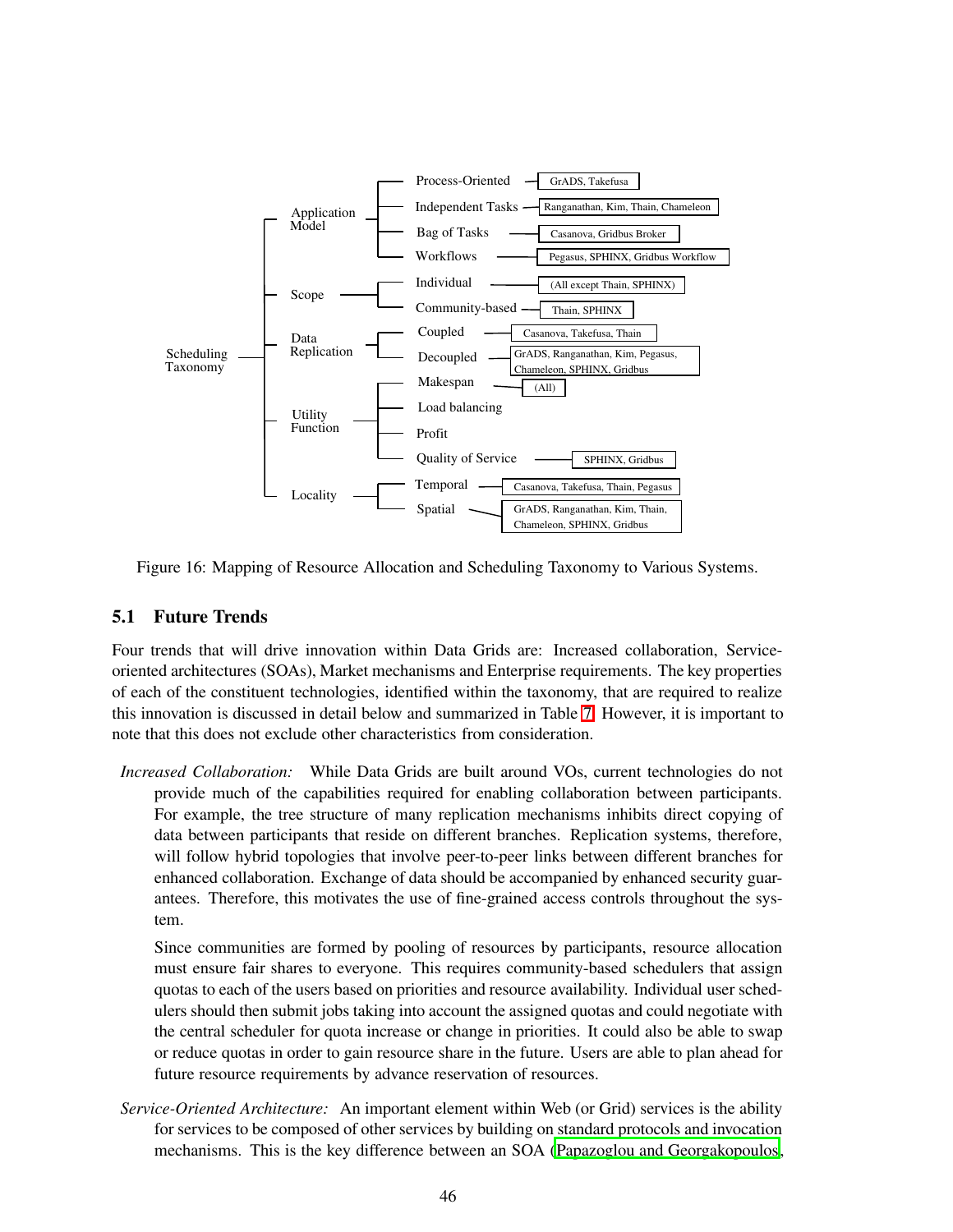Scheduling Taxonomy
- Application Model
  - Process-Oriented — GrADS, Takefusa
  - Independent Tasks — Ranganathan, Kim, Thain, Chameleon
  - Bag of Tasks — Casanova, Gridbus Broker
  - Workflows — Pegasus, SPHINX, Gridbus Workflow
- Scope
  - Individual — (All except Thain, SPHINX)
  - Community-based — Thain, SPHINX
- Data Replication
  - Coupled — Casanova, Takefusa, Thain
  - Decoupled — GrADS, Ranganathan, Kim, Pegasus, Chameleon, SPHINX, Gridbus
- Utility Function
  - Makespan — (All)
  - Load balancing
  - Profit
  - Quality of Service — SPHINX, Gridbus
- Locality
  - Temporal — Casanova, Takefusa, Thain, Pegasus
  - Spatial — GrADS, Ranganathan, Kim, Thain, Chameleon, SPHINX, Gridbus

Figure 16: Mapping of Resource Allocation and Scheduling Taxonomy to Various Systems.

### 5.1 Future Trends

Four trends that will drive innovation within Data Grids are: Increased collaboration, Service-oriented architectures (SOAs), Market mechanisms and Enterprise requirements. The key properties of each of the constituent technologies, identified within the taxonomy, that are required to realize this innovation is discussed in detail below and summarized in Table 7. However, it is important to note that this does not exclude other characteristics from consideration.

*Increased Collaboration:* While Data Grids are built around VOs, current technologies do not provide much of the capabilities required for enabling collaboration between participants. For example, the tree structure of many replication mechanisms inhibits direct copying of data between participants that reside on different branches. Replication systems, therefore, will follow hybrid topologies that involve peer-to-peer links between different branches for enhanced collaboration. Exchange of data should be accompanied by enhanced security guarantees. Therefore, this motivates the use of fine-grained access controls throughout the system.

Since communities are formed by pooling of resources by participants, resource allocation must ensure fair shares to everyone. This requires community-based schedulers that assign quotas to each of the users based on priorities and resource availability. Individual user schedulers should then submit jobs taking into account the assigned quotas and could negotiate with the central scheduler for quota increase or change in priorities. It could also be able to swap or reduce quotas in order to gain resource share in the future. Users are able to plan ahead for future resource requirements by advance reservation of resources.

*Service-Oriented Architecture:* An important element within Web (or Grid) services is the ability for services to be composed of other services by building on standard protocols and invocation mechanisms. This is the key difference between an SOA (Papazoglou and Georgakopoulos,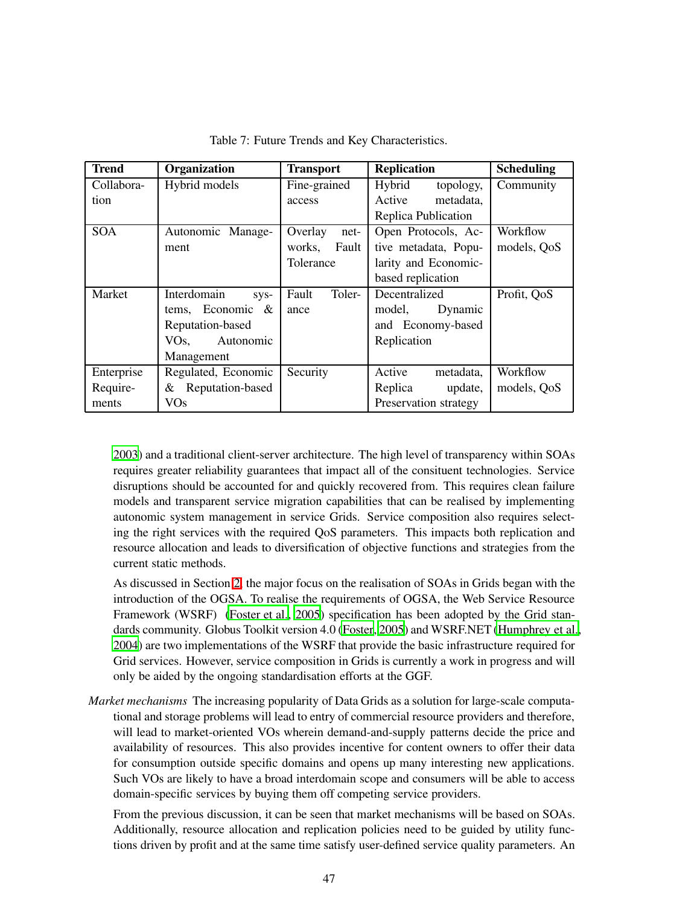Table 7: Future Trends and Key Characteristics.

| Trend | Organization | Transport | Replication | Scheduling |
|---|---|---|---|---|
| Collaboration | Hybrid models | Fine-grained access | Hybrid topology, Active metadata, Replica Publication | Community |
| SOA | Autonomic Management | Overlay networks, Fault Tolerance | Open Protocols, Active metadata, Popularity and Economic-based replication | Workflow models, QoS |
| Market | Interdomain systems, Economic & Reputation-based VOs, Autonomic Management | Fault Tolerance | Decentralized model, Dynamic and Economy-based Replication | Profit, QoS |
| Enterprise Requirements | Regulated, Economic & Reputation-based VOs | Security | Active metadata, Replica update, Preservation strategy | Workflow models, QoS |

2003) and a traditional client-server architecture. The high level of transparency within SOAs requires greater reliability guarantees that impact all of the consituent technologies. Service disruptions should be accounted for and quickly recovered from. This requires clean failure models and transparent service migration capabilities that can be realised by implementing autonomic system management in service Grids. Service composition also requires selecting the right services with the required QoS parameters. This impacts both replication and resource allocation and leads to diversification of objective functions and strategies from the current static methods.

As discussed in Section 2, the major focus on the realisation of SOAs in Grids began with the introduction of the OGSA. To realise the requirements of OGSA, the Web Service Resource Framework (WSRF) (Foster et al., 2005) specification has been adopted by the Grid standards community. Globus Toolkit version 4.0 (Foster, 2005) and WSRF.NET (Humphrey et al., 2004) are two implementations of the WSRF that provide the basic infrastructure required for Grid services. However, service composition in Grids is currently a work in progress and will only be aided by the ongoing standardisation efforts at the GGF.

*Market mechanisms* The increasing popularity of Data Grids as a solution for large-scale computational and storage problems will lead to entry of commercial resource providers and therefore, will lead to market-oriented VOs wherein demand-and-supply patterns decide the price and availability of resources. This also provides incentive for content owners to offer their data for consumption outside specific domains and opens up many interesting new applications. Such VOs are likely to have a broad interdomain scope and consumers will be able to access domain-specific services by buying them off competing service providers.

From the previous discussion, it can be seen that market mechanisms will be based on SOAs. Additionally, resource allocation and replication policies need to be guided by utility functions driven by profit and at the same time satisfy user-defined service quality parameters. An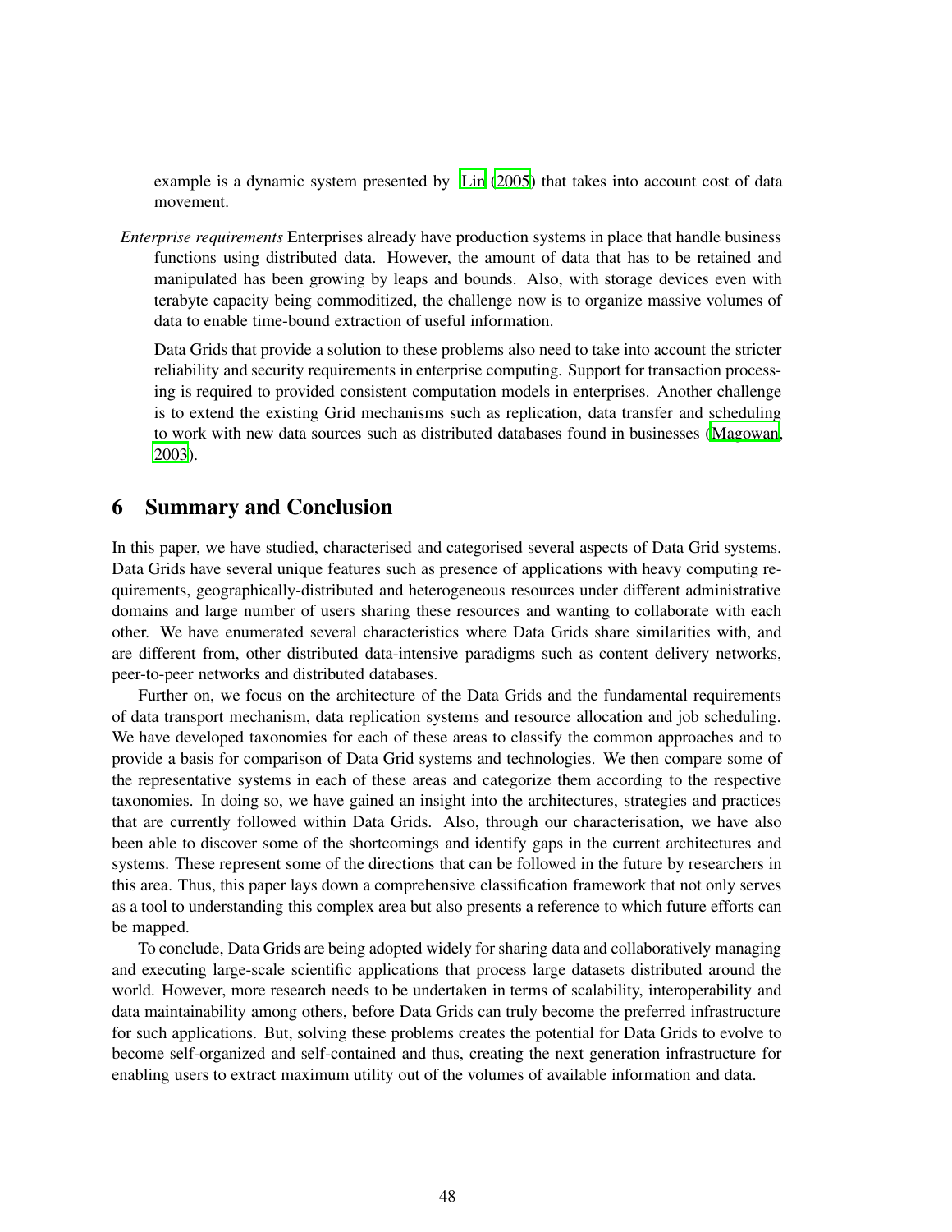example is a dynamic system presented by Lin (2005) that takes into account cost of data movement.

*Enterprise requirements* Enterprises already have production systems in place that handle business functions using distributed data. However, the amount of data that has to be retained and manipulated has been growing by leaps and bounds. Also, with storage devices even with terabyte capacity being commoditized, the challenge now is to organize massive volumes of data to enable time-bound extraction of useful information.

Data Grids that provide a solution to these problems also need to take into account the stricter reliability and security requirements in enterprise computing. Support for transaction processing is required to provided consistent computation models in enterprises. Another challenge is to extend the existing Grid mechanisms such as replication, data transfer and scheduling to work with new data sources such as distributed databases found in businesses (Magowan, 2003).

## 6 Summary and Conclusion

In this paper, we have studied, characterised and categorised several aspects of Data Grid systems. Data Grids have several unique features such as presence of applications with heavy computing requirements, geographically-distributed and heterogeneous resources under different administrative domains and large number of users sharing these resources and wanting to collaborate with each other. We have enumerated several characteristics where Data Grids share similarities with, and are different from, other distributed data-intensive paradigms such as content delivery networks, peer-to-peer networks and distributed databases.

Further on, we focus on the architecture of the Data Grids and the fundamental requirements of data transport mechanism, data replication systems and resource allocation and job scheduling. We have developed taxonomies for each of these areas to classify the common approaches and to provide a basis for comparison of Data Grid systems and technologies. We then compare some of the representative systems in each of these areas and categorize them according to the respective taxonomies. In doing so, we have gained an insight into the architectures, strategies and practices that are currently followed within Data Grids. Also, through our characterisation, we have also been able to discover some of the shortcomings and identify gaps in the current architectures and systems. These represent some of the directions that can be followed in the future by researchers in this area. Thus, this paper lays down a comprehensive classification framework that not only serves as a tool to understanding this complex area but also presents a reference to which future efforts can be mapped.

To conclude, Data Grids are being adopted widely for sharing data and collaboratively managing and executing large-scale scientific applications that process large datasets distributed around the world. However, more research needs to be undertaken in terms of scalability, interoperability and data maintainability among others, before Data Grids can truly become the preferred infrastructure for such applications. But, solving these problems creates the potential for Data Grids to evolve to become self-organized and self-contained and thus, creating the next generation infrastructure for enabling users to extract maximum utility out of the volumes of available information and data.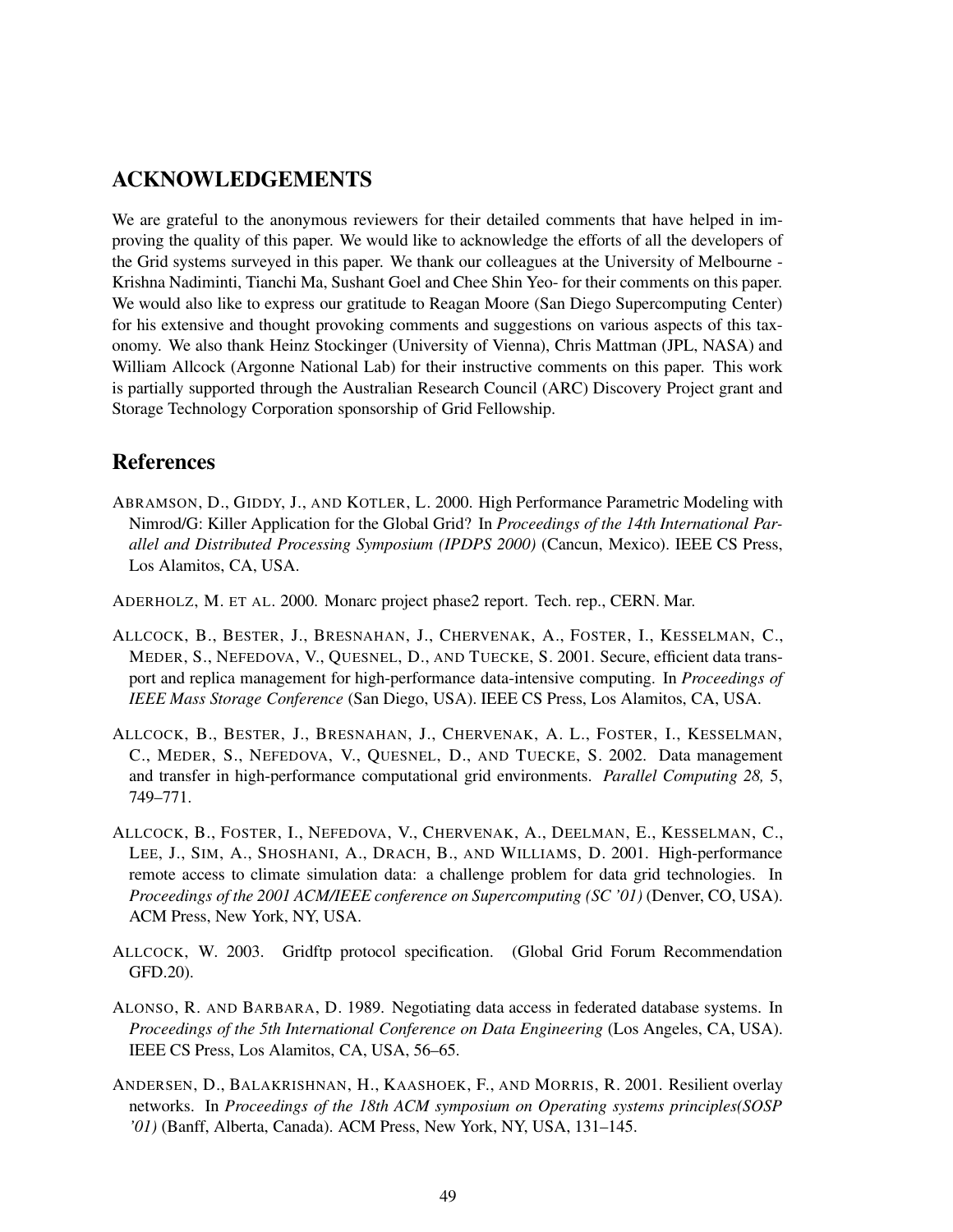## ACKNOWLEDGEMENTS

We are grateful to the anonymous reviewers for their detailed comments that have helped in improving the quality of this paper. We would like to acknowledge the efforts of all the developers of the Grid systems surveyed in this paper. We thank our colleagues at the University of Melbourne - Krishna Nadiminti, Tianchi Ma, Sushant Goel and Chee Shin Yeo- for their comments on this paper. We would also like to express our gratitude to Reagan Moore (San Diego Supercomputing Center) for his extensive and thought provoking comments and suggestions on various aspects of this taxonomy. We also thank Heinz Stockinger (University of Vienna), Chris Mattman (JPL, NASA) and William Allcock (Argonne National Lab) for their instructive comments on this paper. This work is partially supported through the Australian Research Council (ARC) Discovery Project grant and Storage Technology Corporation sponsorship of Grid Fellowship.

## References

ABRAMSON, D., GIDDY, J., AND KOTLER, L. 2000. High Performance Parametric Modeling with Nimrod/G: Killer Application for the Global Grid? In *Proceedings of the 14th International Parallel and Distributed Processing Symposium (IPDPS 2000)* (Cancun, Mexico). IEEE CS Press, Los Alamitos, CA, USA.

ADERHOLZ, M. ET AL. 2000. Monarc project phase2 report. Tech. rep., CERN. Mar.

ALLCOCK, B., BESTER, J., BRESNAHAN, J., CHERVENAK, A., FOSTER, I., KESSELMAN, C., MEDER, S., NEFEDOVA, V., QUESNEL, D., AND TUECKE, S. 2001. Secure, efficient data transport and replica management for high-performance data-intensive computing. In *Proceedings of IEEE Mass Storage Conference* (San Diego, USA). IEEE CS Press, Los Alamitos, CA, USA.

ALLCOCK, B., BESTER, J., BRESNAHAN, J., CHERVENAK, A. L., FOSTER, I., KESSELMAN, C., MEDER, S., NEFEDOVA, V., QUESNEL, D., AND TUECKE, S. 2002. Data management and transfer in high-performance computational grid environments. *Parallel Computing 28,* 5, 749–771.

ALLCOCK, B., FOSTER, I., NEFEDOVA, V., CHERVENAK, A., DEELMAN, E., KESSELMAN, C., LEE, J., SIM, A., SHOSHANI, A., DRACH, B., AND WILLIAMS, D. 2001. High-performance remote access to climate simulation data: a challenge problem for data grid technologies. In *Proceedings of the 2001 ACM/IEEE conference on Supercomputing (SC '01)* (Denver, CO, USA). ACM Press, New York, NY, USA.

ALLCOCK, W. 2003. Gridftp protocol specification. (Global Grid Forum Recommendation GFD.20).

ALONSO, R. AND BARBARA, D. 1989. Negotiating data access in federated database systems. In *Proceedings of the 5th International Conference on Data Engineering* (Los Angeles, CA, USA). IEEE CS Press, Los Alamitos, CA, USA, 56–65.

ANDERSEN, D., BALAKRISHNAN, H., KAASHOEK, F., AND MORRIS, R. 2001. Resilient overlay networks. In *Proceedings of the 18th ACM symposium on Operating systems principles(SOSP '01)* (Banff, Alberta, Canada). ACM Press, New York, NY, USA, 131–145.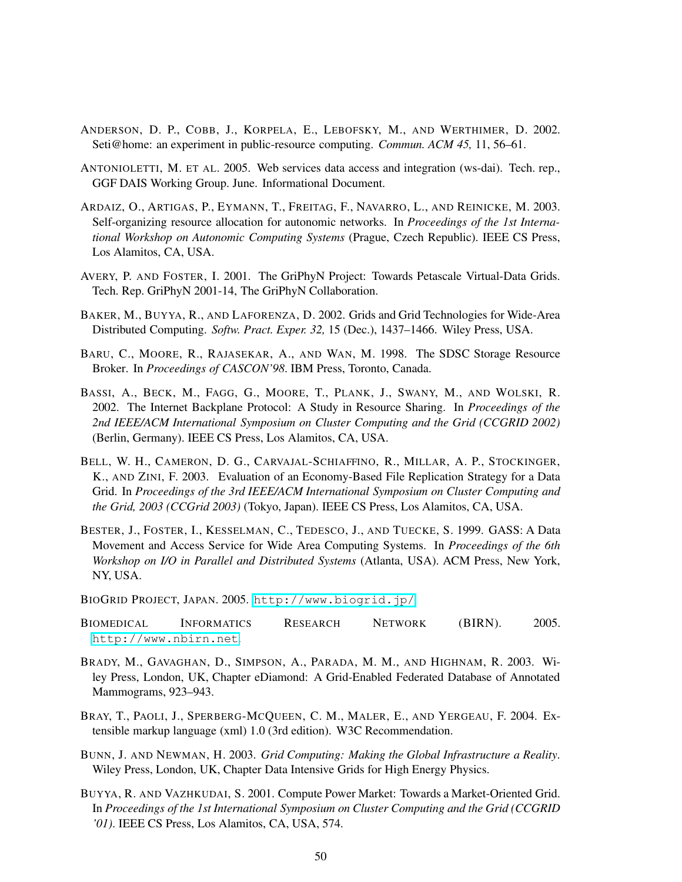ANDERSON, D. P., COBB, J., KORPELA, E., LEBOFSKY, M., AND WERTHIMER, D. 2002. Seti@home: an experiment in public-resource computing. *Commun. ACM 45,* 11, 56–61.

ANTONIOLETTI, M. ET AL. 2005. Web services data access and integration (ws-dai). Tech. rep., GGF DAIS Working Group. June. Informational Document.

ARDAIZ, O., ARTIGAS, P., EYMANN, T., FREITAG, F., NAVARRO, L., AND REINICKE, M. 2003. Self-organizing resource allocation for autonomic networks. In *Proceedings of the 1st International Workshop on Autonomic Computing Systems* (Prague, Czech Republic). IEEE CS Press, Los Alamitos, CA, USA.

AVERY, P. AND FOSTER, I. 2001. The GriPhyN Project: Towards Petascale Virtual-Data Grids. Tech. Rep. GriPhyN 2001-14, The GriPhyN Collaboration.

BAKER, M., BUYYA, R., AND LAFORENZA, D. 2002. Grids and Grid Technologies for Wide-Area Distributed Computing. *Softw. Pract. Exper. 32,* 15 (Dec.), 1437–1466. Wiley Press, USA.

BARU, C., MOORE, R., RAJASEKAR, A., AND WAN, M. 1998. The SDSC Storage Resource Broker. In *Proceedings of CASCON'98*. IBM Press, Toronto, Canada.

BASSI, A., BECK, M., FAGG, G., MOORE, T., PLANK, J., SWANY, M., AND WOLSKI, R. 2002. The Internet Backplane Protocol: A Study in Resource Sharing. In *Proceedings of the 2nd IEEE/ACM International Symposium on Cluster Computing and the Grid (CCGRID 2002)* (Berlin, Germany). IEEE CS Press, Los Alamitos, CA, USA.

BELL, W. H., CAMERON, D. G., CARVAJAL-SCHIAFFINO, R., MILLAR, A. P., STOCKINGER, K., AND ZINI, F. 2003. Evaluation of an Economy-Based File Replication Strategy for a Data Grid. In *Proceedings of the 3rd IEEE/ACM International Symposium on Cluster Computing and the Grid, 2003 (CCGrid 2003)* (Tokyo, Japan). IEEE CS Press, Los Alamitos, CA, USA.

BESTER, J., FOSTER, I., KESSELMAN, C., TEDESCO, J., AND TUECKE, S. 1999. GASS: A Data Movement and Access Service for Wide Area Computing Systems. In *Proceedings of the 6th Workshop on I/O in Parallel and Distributed Systems* (Atlanta, USA). ACM Press, New York, NY, USA.

BIOGRID PROJECT, JAPAN. 2005. http://www.biogrid.jp/.

BIOMEDICAL INFORMATICS RESEARCH NETWORK (BIRN). 2005. http://www.nbirn.net.

BRADY, M., GAVAGHAN, D., SIMPSON, A., PARADA, M. M., AND HIGHNAM, R. 2003. Wiley Press, London, UK, Chapter eDiamond: A Grid-Enabled Federated Database of Annotated Mammograms, 923–943.

BRAY, T., PAOLI, J., SPERBERG-MCQUEEN, C. M., MALER, E., AND YERGEAU, F. 2004. Extensible markup language (xml) 1.0 (3rd edition). W3C Recommendation.

BUNN, J. AND NEWMAN, H. 2003. *Grid Computing: Making the Global Infrastructure a Reality*. Wiley Press, London, UK, Chapter Data Intensive Grids for High Energy Physics.

BUYYA, R. AND VAZHKUDAI, S. 2001. Compute Power Market: Towards a Market-Oriented Grid. In *Proceedings of the 1st International Symposium on Cluster Computing and the Grid (CCGRID '01)*. IEEE CS Press, Los Alamitos, CA, USA, 574.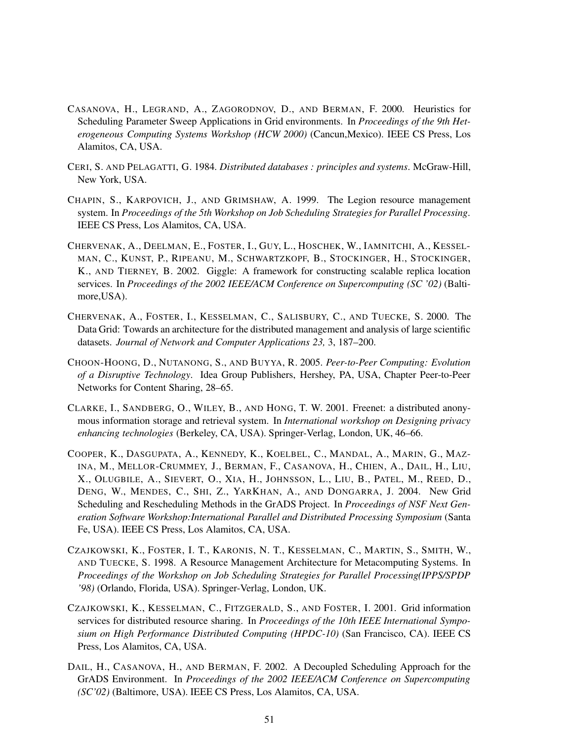CASANOVA, H., LEGRAND, A., ZAGORODNOV, D., AND BERMAN, F. 2000. Heuristics for Scheduling Parameter Sweep Applications in Grid environments. In *Proceedings of the 9th Heterogeneous Computing Systems Workshop (HCW 2000)* (Cancun,Mexico). IEEE CS Press, Los Alamitos, CA, USA.

CERI, S. AND PELAGATTI, G. 1984. *Distributed databases : principles and systems*. McGraw-Hill, New York, USA.

CHAPIN, S., KARPOVICH, J., AND GRIMSHAW, A. 1999. The Legion resource management system. In *Proceedings of the 5th Workshop on Job Scheduling Strategies for Parallel Processing*. IEEE CS Press, Los Alamitos, CA, USA.

CHERVENAK, A., DEELMAN, E., FOSTER, I., GUY, L., HOSCHEK, W., IAMNITCHI, A., KESSELMAN, C., KUNST, P., RIPEANU, M., SCHWARTZKOPF, B., STOCKINGER, H., STOCKINGER, K., AND TIERNEY, B. 2002. Giggle: A framework for constructing scalable replica location services. In *Proceedings of the 2002 IEEE/ACM Conference on Supercomputing (SC '02)* (Baltimore,USA).

CHERVENAK, A., FOSTER, I., KESSELMAN, C., SALISBURY, C., AND TUECKE, S. 2000. The Data Grid: Towards an architecture for the distributed management and analysis of large scientific datasets. *Journal of Network and Computer Applications 23,* 3, 187–200.

CHOON-HOONG, D., NUTANONG, S., AND BUYYA, R. 2005. *Peer-to-Peer Computing: Evolution of a Disruptive Technology*. Idea Group Publishers, Hershey, PA, USA, Chapter Peer-to-Peer Networks for Content Sharing, 28–65.

CLARKE, I., SANDBERG, O., WILEY, B., AND HONG, T. W. 2001. Freenet: a distributed anonymous information storage and retrieval system. In *International workshop on Designing privacy enhancing technologies* (Berkeley, CA, USA). Springer-Verlag, London, UK, 46–66.

COOPER, K., DASGUPATA, A., KENNEDY, K., KOELBEL, C., MANDAL, A., MARIN, G., MAZINA, M., MELLOR-CRUMMEY, J., BERMAN, F., CASANOVA, H., CHIEN, A., DAIL, H., LIU, X., OLUGBILE, A., SIEVERT, O., XIA, H., JOHNSSON, L., LIU, B., PATEL, M., REED, D., DENG, W., MENDES, C., SHI, Z., YARKHAN, A., AND DONGARRA, J. 2004. New Grid Scheduling and Rescheduling Methods in the GrADS Project. In *Proceedings of NSF Next Generation Software Workshop:International Parallel and Distributed Processing Symposium* (Santa Fe, USA). IEEE CS Press, Los Alamitos, CA, USA.

CZAJKOWSKI, K., FOSTER, I. T., KARONIS, N. T., KESSELMAN, C., MARTIN, S., SMITH, W., AND TUECKE, S. 1998. A Resource Management Architecture for Metacomputing Systems. In *Proceedings of the Workshop on Job Scheduling Strategies for Parallel Processing(IPPS/SPDP '98)* (Orlando, Florida, USA). Springer-Verlag, London, UK.

CZAJKOWSKI, K., KESSELMAN, C., FITZGERALD, S., AND FOSTER, I. 2001. Grid information services for distributed resource sharing. In *Proceedings of the 10th IEEE International Symposium on High Performance Distributed Computing (HPDC-10)* (San Francisco, CA). IEEE CS Press, Los Alamitos, CA, USA.

DAIL, H., CASANOVA, H., AND BERMAN, F. 2002. A Decoupled Scheduling Approach for the GrADS Environment. In *Proceedings of the 2002 IEEE/ACM Conference on Supercomputing (SC'02)* (Baltimore, USA). IEEE CS Press, Los Alamitos, CA, USA.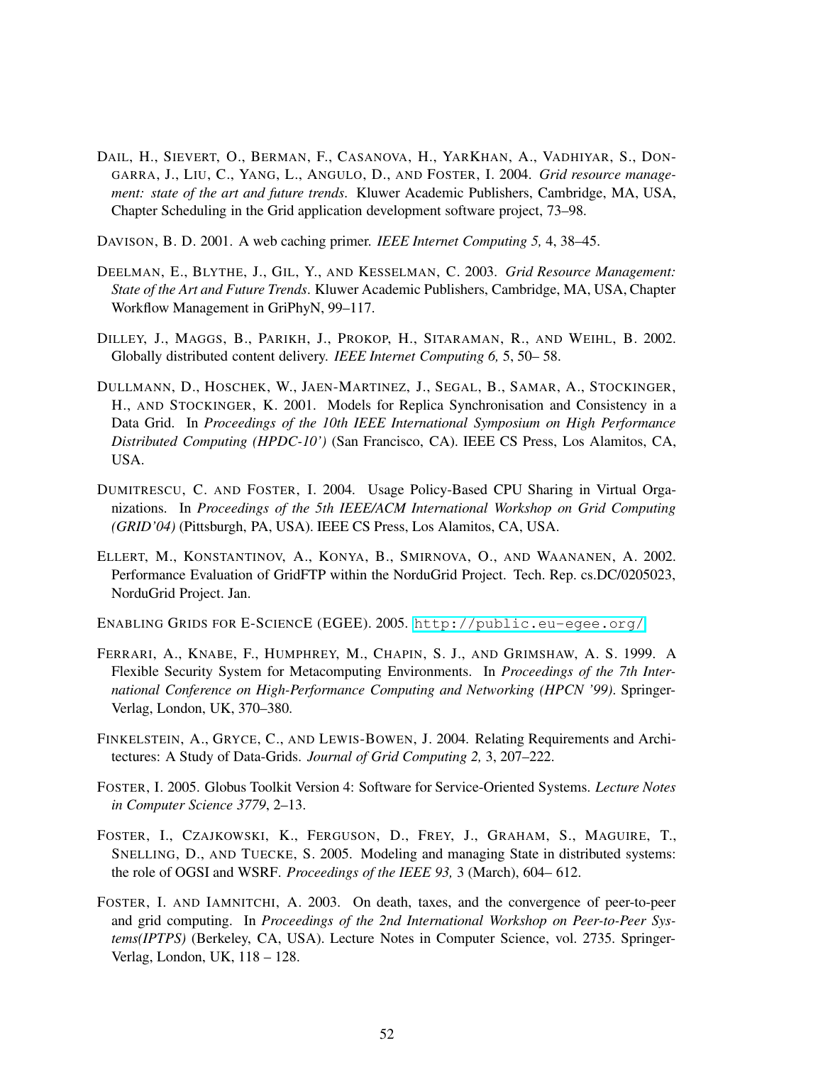DAIL, H., SIEVERT, O., BERMAN, F., CASANOVA, H., YARKHAN, A., VADHIYAR, S., DONGARRA, J., LIU, C., YANG, L., ANGULO, D., AND FOSTER, I. 2004. *Grid resource management: state of the art and future trends*. Kluwer Academic Publishers, Cambridge, MA, USA, Chapter Scheduling in the Grid application development software project, 73–98.

DAVISON, B. D. 2001. A web caching primer. *IEEE Internet Computing 5,* 4, 38–45.

DEELMAN, E., BLYTHE, J., GIL, Y., AND KESSELMAN, C. 2003. *Grid Resource Management: State of the Art and Future Trends*. Kluwer Academic Publishers, Cambridge, MA, USA, Chapter Workflow Management in GriPhyN, 99–117.

DILLEY, J., MAGGS, B., PARIKH, J., PROKOP, H., SITARAMAN, R., AND WEIHL, B. 2002. Globally distributed content delivery. *IEEE Internet Computing 6,* 5, 50– 58.

DULLMANN, D., HOSCHEK, W., JAEN-MARTINEZ, J., SEGAL, B., SAMAR, A., STOCKINGER, H., AND STOCKINGER, K. 2001. Models for Replica Synchronisation and Consistency in a Data Grid. In *Proceedings of the 10th IEEE International Symposium on High Performance Distributed Computing (HPDC-10')* (San Francisco, CA). IEEE CS Press, Los Alamitos, CA, USA.

DUMITRESCU, C. AND FOSTER, I. 2004. Usage Policy-Based CPU Sharing in Virtual Organizations. In *Proceedings of the 5th IEEE/ACM International Workshop on Grid Computing (GRID'04)* (Pittsburgh, PA, USA). IEEE CS Press, Los Alamitos, CA, USA.

ELLERT, M., KONSTANTINOV, A., KONYA, B., SMIRNOVA, O., AND WAANANEN, A. 2002. Performance Evaluation of GridFTP within the NorduGrid Project. Tech. Rep. cs.DC/0205023, NorduGrid Project. Jan.

ENABLING GRIDS FOR E-SCIENCE (EGEE). 2005. http://public.eu-egee.org/

FERRARI, A., KNABE, F., HUMPHREY, M., CHAPIN, S. J., AND GRIMSHAW, A. S. 1999. A Flexible Security System for Metacomputing Environments. In *Proceedings of the 7th International Conference on High-Performance Computing and Networking (HPCN '99)*. Springer-Verlag, London, UK, 370–380.

FINKELSTEIN, A., GRYCE, C., AND LEWIS-BOWEN, J. 2004. Relating Requirements and Architectures: A Study of Data-Grids. *Journal of Grid Computing 2,* 3, 207–222.

FOSTER, I. 2005. Globus Toolkit Version 4: Software for Service-Oriented Systems. *Lecture Notes in Computer Science 3779*, 2–13.

FOSTER, I., CZAJKOWSKI, K., FERGUSON, D., FREY, J., GRAHAM, S., MAGUIRE, T., SNELLING, D., AND TUECKE, S. 2005. Modeling and managing State in distributed systems: the role of OGSI and WSRF. *Proceedings of the IEEE 93,* 3 (March), 604– 612.

FOSTER, I. AND IAMNITCHI, A. 2003. On death, taxes, and the convergence of peer-to-peer and grid computing. In *Proceedings of the 2nd International Workshop on Peer-to-Peer Systems(IPTPS)* (Berkeley, CA, USA). Lecture Notes in Computer Science, vol. 2735. Springer-Verlag, London, UK, 118 – 128.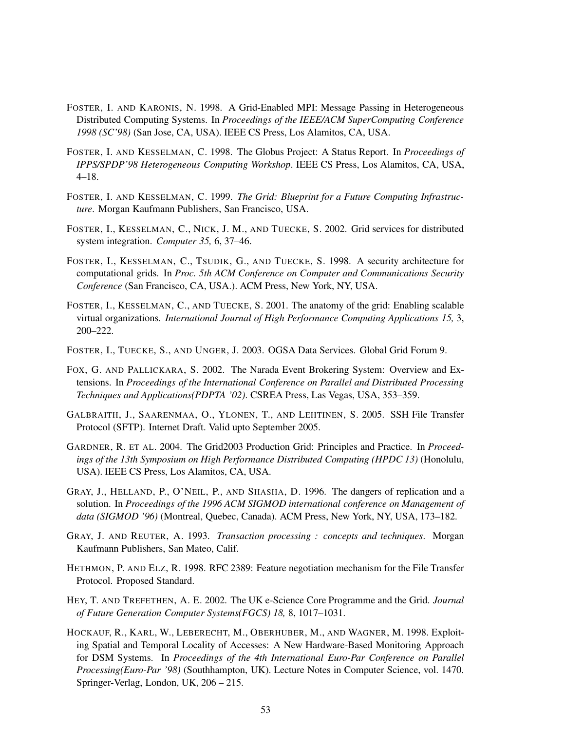FOSTER, I. AND KARONIS, N. 1998. A Grid-Enabled MPI: Message Passing in Heterogeneous Distributed Computing Systems. In *Proceedings of the IEEE/ACM SuperComputing Conference 1998 (SC'98)* (San Jose, CA, USA). IEEE CS Press, Los Alamitos, CA, USA.

FOSTER, I. AND KESSELMAN, C. 1998. The Globus Project: A Status Report. In *Proceedings of IPPS/SPDP'98 Heterogeneous Computing Workshop*. IEEE CS Press, Los Alamitos, CA, USA, 4–18.

FOSTER, I. AND KESSELMAN, C. 1999. *The Grid: Blueprint for a Future Computing Infrastructure*. Morgan Kaufmann Publishers, San Francisco, USA.

FOSTER, I., KESSELMAN, C., NICK, J. M., AND TUECKE, S. 2002. Grid services for distributed system integration. *Computer 35,* 6, 37–46.

FOSTER, I., KESSELMAN, C., TSUDIK, G., AND TUECKE, S. 1998. A security architecture for computational grids. In *Proc. 5th ACM Conference on Computer and Communications Security Conference* (San Francisco, CA, USA.). ACM Press, New York, NY, USA.

FOSTER, I., KESSELMAN, C., AND TUECKE, S. 2001. The anatomy of the grid: Enabling scalable virtual organizations. *International Journal of High Performance Computing Applications 15,* 3, 200–222.

FOSTER, I., TUECKE, S., AND UNGER, J. 2003. OGSA Data Services. Global Grid Forum 9.

FOX, G. AND PALLICKARA, S. 2002. The Narada Event Brokering System: Overview and Extensions. In *Proceedings of the International Conference on Parallel and Distributed Processing Techniques and Applications(PDPTA '02)*. CSREA Press, Las Vegas, USA, 353–359.

GALBRAITH, J., SAARENMAA, O., YLONEN, T., AND LEHTINEN, S. 2005. SSH File Transfer Protocol (SFTP). Internet Draft. Valid upto September 2005.

GARDNER, R. ET AL. 2004. The Grid2003 Production Grid: Principles and Practice. In *Proceedings of the 13th Symposium on High Performance Distributed Computing (HPDC 13)* (Honolulu, USA). IEEE CS Press, Los Alamitos, CA, USA.

GRAY, J., HELLAND, P., O'NEIL, P., AND SHASHA, D. 1996. The dangers of replication and a solution. In *Proceedings of the 1996 ACM SIGMOD international conference on Management of data (SIGMOD '96)* (Montreal, Quebec, Canada). ACM Press, New York, NY, USA, 173–182.

GRAY, J. AND REUTER, A. 1993. *Transaction processing : concepts and techniques*. Morgan Kaufmann Publishers, San Mateo, Calif.

HETHMON, P. AND ELZ, R. 1998. RFC 2389: Feature negotiation mechanism for the File Transfer Protocol. Proposed Standard.

HEY, T. AND TREFETHEN, A. E. 2002. The UK e-Science Core Programme and the Grid. *Journal of Future Generation Computer Systems(FGCS) 18,* 8, 1017–1031.

HOCKAUF, R., KARL, W., LEBERECHT, M., OBERHUBER, M., AND WAGNER, M. 1998. Exploiting Spatial and Temporal Locality of Accesses: A New Hardware-Based Monitoring Approach for DSM Systems. In *Proceedings of the 4th International Euro-Par Conference on Parallel Processing(Euro-Par '98)* (Southhampton, UK). Lecture Notes in Computer Science, vol. 1470. Springer-Verlag, London, UK, 206 – 215.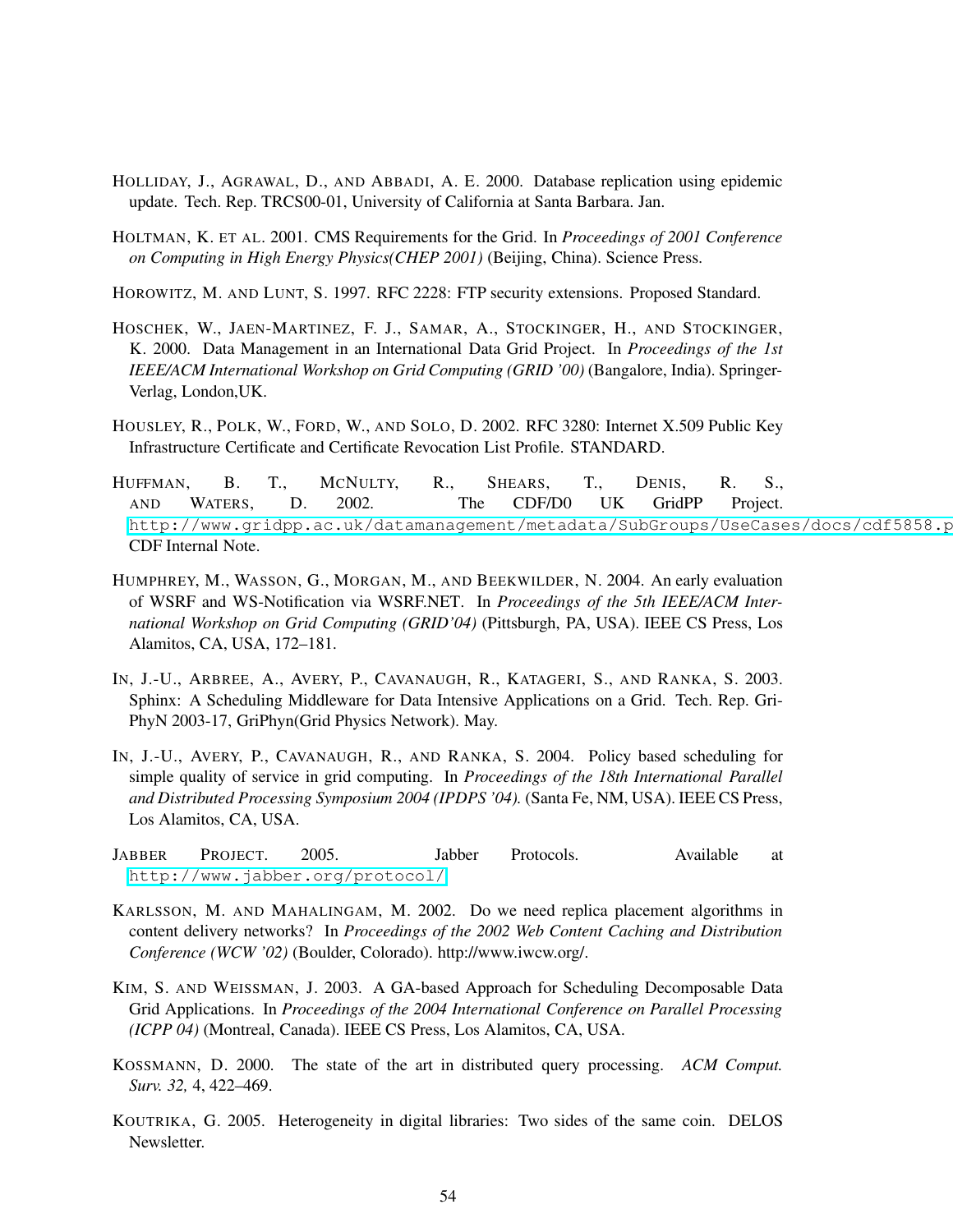HOLLIDAY, J., AGRAWAL, D., AND ABBADI, A. E. 2000. Database replication using epidemic update. Tech. Rep. TRCS00-01, University of California at Santa Barbara. Jan.

HOLTMAN, K. ET AL. 2001. CMS Requirements for the Grid. In *Proceedings of 2001 Conference on Computing in High Energy Physics(CHEP 2001)* (Beijing, China). Science Press.

HOROWITZ, M. AND LUNT, S. 1997. RFC 2228: FTP security extensions. Proposed Standard.

HOSCHEK, W., JAEN-MARTINEZ, F. J., SAMAR, A., STOCKINGER, H., AND STOCKINGER, K. 2000. Data Management in an International Data Grid Project. In *Proceedings of the 1st IEEE/ACM International Workshop on Grid Computing (GRID '00)* (Bangalore, India). Springer-Verlag, London,UK.

HOUSLEY, R., POLK, W., FORD, W., AND SOLO, D. 2002. RFC 3280: Internet X.509 Public Key Infrastructure Certificate and Certificate Revocation List Profile. STANDARD.

HUFFMAN, B. T., MCNULTY, R., SHEARS, T., DENIS, R. S., AND WATERS, D. 2002. The CDF/D0 UK GridPP Project. http://www.gridpp.ac.uk/datamanagement/metadata/SubGroups/UseCases/docs/cdf5858.p CDF Internal Note.

HUMPHREY, M., WASSON, G., MORGAN, M., AND BEEKWILDER, N. 2004. An early evaluation of WSRF and WS-Notification via WSRF.NET. In *Proceedings of the 5th IEEE/ACM International Workshop on Grid Computing (GRID'04)* (Pittsburgh, PA, USA). IEEE CS Press, Los Alamitos, CA, USA, 172–181.

IN, J.-U., ARBREE, A., AVERY, P., CAVANAUGH, R., KATAGERI, S., AND RANKA, S. 2003. Sphinx: A Scheduling Middleware for Data Intensive Applications on a Grid. Tech. Rep. GriPhyN 2003-17, GriPhyn(Grid Physics Network). May.

IN, J.-U., AVERY, P., CAVANAUGH, R., AND RANKA, S. 2004. Policy based scheduling for simple quality of service in grid computing. In *Proceedings of the 18th International Parallel and Distributed Processing Symposium 2004 (IPDPS '04).* (Santa Fe, NM, USA). IEEE CS Press, Los Alamitos, CA, USA.

JABBER PROJECT. 2005. Jabber Protocols. Available at http://www.jabber.org/protocol/

KARLSSON, M. AND MAHALINGAM, M. 2002. Do we need replica placement algorithms in content delivery networks? In *Proceedings of the 2002 Web Content Caching and Distribution Conference (WCW '02)* (Boulder, Colorado). http://www.iwcw.org/.

KIM, S. AND WEISSMAN, J. 2003. A GA-based Approach for Scheduling Decomposable Data Grid Applications. In *Proceedings of the 2004 International Conference on Parallel Processing (ICPP 04)* (Montreal, Canada). IEEE CS Press, Los Alamitos, CA, USA.

KOSSMANN, D. 2000. The state of the art in distributed query processing. *ACM Comput. Surv. 32,* 4, 422–469.

KOUTRIKA, G. 2005. Heterogeneity in digital libraries: Two sides of the same coin. DELOS Newsletter.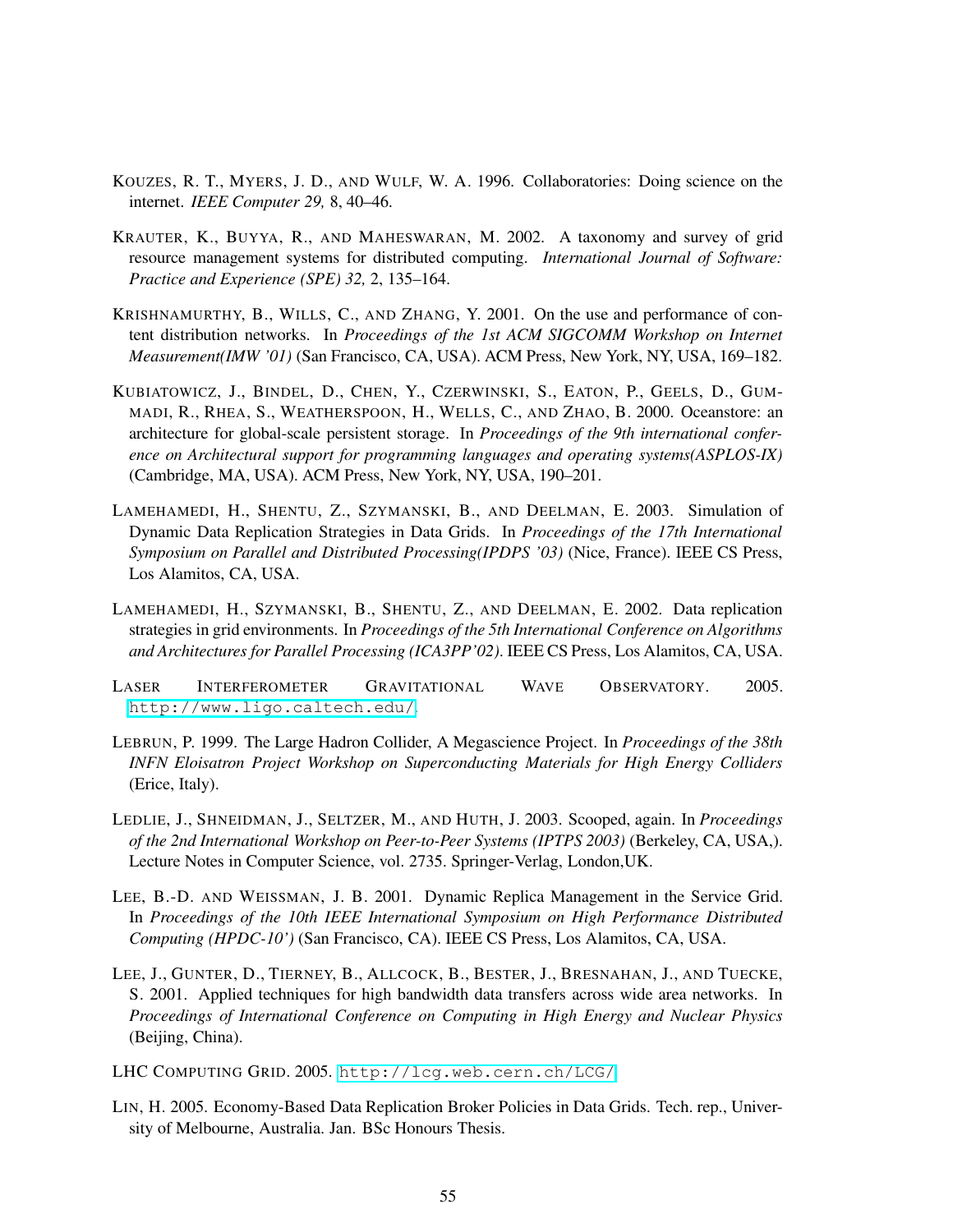KOUZES, R. T., MYERS, J. D., AND WULF, W. A. 1996. Collaboratories: Doing science on the internet. *IEEE Computer 29,* 8, 40–46.

KRAUTER, K., BUYYA, R., AND MAHESWARAN, M. 2002. A taxonomy and survey of grid resource management systems for distributed computing. *International Journal of Software: Practice and Experience (SPE) 32,* 2, 135–164.

KRISHNAMURTHY, B., WILLS, C., AND ZHANG, Y. 2001. On the use and performance of content distribution networks. In *Proceedings of the 1st ACM SIGCOMM Workshop on Internet Measurement(IMW '01)* (San Francisco, CA, USA). ACM Press, New York, NY, USA, 169–182.

KUBIATOWICZ, J., BINDEL, D., CHEN, Y., CZERWINSKI, S., EATON, P., GEELS, D., GUMMADI, R., RHEA, S., WEATHERSPOON, H., WELLS, C., AND ZHAO, B. 2000. Oceanstore: an architecture for global-scale persistent storage. In *Proceedings of the 9th international conference on Architectural support for programming languages and operating systems(ASPLOS-IX)* (Cambridge, MA, USA). ACM Press, New York, NY, USA, 190–201.

LAMEHAMEDI, H., SHENTU, Z., SZYMANSKI, B., AND DEELMAN, E. 2003. Simulation of Dynamic Data Replication Strategies in Data Grids. In *Proceedings of the 17th International Symposium on Parallel and Distributed Processing(IPDPS '03)* (Nice, France). IEEE CS Press, Los Alamitos, CA, USA.

LAMEHAMEDI, H., SZYMANSKI, B., SHENTU, Z., AND DEELMAN, E. 2002. Data replication strategies in grid environments. In *Proceedings of the 5th International Conference on Algorithms and Architectures for Parallel Processing (ICA3PP'02)*. IEEE CS Press, Los Alamitos, CA, USA.

LASER INTERFEROMETER GRAVITATIONAL WAVE OBSERVATORY. 2005. http://www.ligo.caltech.edu/.

LEBRUN, P. 1999. The Large Hadron Collider, A Megascience Project. In *Proceedings of the 38th INFN Eloisatron Project Workshop on Superconducting Materials for High Energy Colliders* (Erice, Italy).

LEDLIE, J., SHNEIDMAN, J., SELTZER, M., AND HUTH, J. 2003. Scooped, again. In *Proceedings of the 2nd International Workshop on Peer-to-Peer Systems (IPTPS 2003)* (Berkeley, CA, USA,). Lecture Notes in Computer Science, vol. 2735. Springer-Verlag, London,UK.

LEE, B.-D. AND WEISSMAN, J. B. 2001. Dynamic Replica Management in the Service Grid. In *Proceedings of the 10th IEEE International Symposium on High Performance Distributed Computing (HPDC-10')* (San Francisco, CA). IEEE CS Press, Los Alamitos, CA, USA.

LEE, J., GUNTER, D., TIERNEY, B., ALLCOCK, B., BESTER, J., BRESNAHAN, J., AND TUECKE, S. 2001. Applied techniques for high bandwidth data transfers across wide area networks. In *Proceedings of International Conference on Computing in High Energy and Nuclear Physics* (Beijing, China).

LHC COMPUTING GRID. 2005. http://lcg.web.cern.ch/LCG/.

LIN, H. 2005. Economy-Based Data Replication Broker Policies in Data Grids. Tech. rep., University of Melbourne, Australia. Jan. BSc Honours Thesis.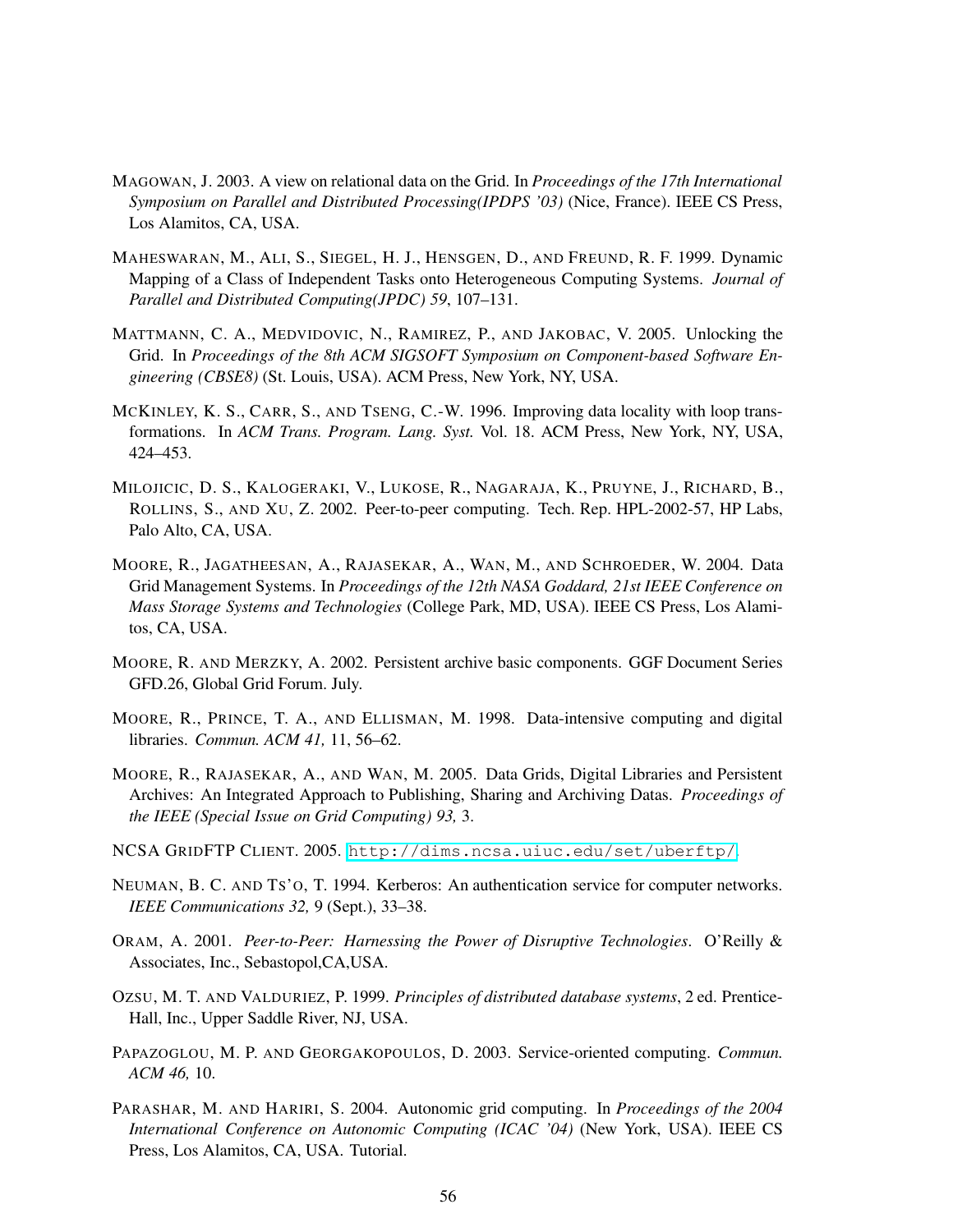MAGOWAN, J. 2003. A view on relational data on the Grid. In *Proceedings of the 17th International Symposium on Parallel and Distributed Processing(IPDPS '03)* (Nice, France). IEEE CS Press, Los Alamitos, CA, USA.

MAHESWARAN, M., ALI, S., SIEGEL, H. J., HENSGEN, D., AND FREUND, R. F. 1999. Dynamic Mapping of a Class of Independent Tasks onto Heterogeneous Computing Systems. *Journal of Parallel and Distributed Computing(JPDC) 59*, 107–131.

MATTMANN, C. A., MEDVIDOVIC, N., RAMIREZ, P., AND JAKOBAC, V. 2005. Unlocking the Grid. In *Proceedings of the 8th ACM SIGSOFT Symposium on Component-based Software Engineering (CBSE8)* (St. Louis, USA). ACM Press, New York, NY, USA.

MCKINLEY, K. S., CARR, S., AND TSENG, C.-W. 1996. Improving data locality with loop transformations. In *ACM Trans. Program. Lang. Syst.* Vol. 18. ACM Press, New York, NY, USA, 424–453.

MILOJICIC, D. S., KALOGERAKI, V., LUKOSE, R., NAGARAJA, K., PRUYNE, J., RICHARD, B., ROLLINS, S., AND XU, Z. 2002. Peer-to-peer computing. Tech. Rep. HPL-2002-57, HP Labs, Palo Alto, CA, USA.

MOORE, R., JAGATHEESAN, A., RAJASEKAR, A., WAN, M., AND SCHROEDER, W. 2004. Data Grid Management Systems. In *Proceedings of the 12th NASA Goddard, 21st IEEE Conference on Mass Storage Systems and Technologies* (College Park, MD, USA). IEEE CS Press, Los Alamitos, CA, USA.

MOORE, R. AND MERZKY, A. 2002. Persistent archive basic components. GGF Document Series GFD.26, Global Grid Forum. July.

MOORE, R., PRINCE, T. A., AND ELLISMAN, M. 1998. Data-intensive computing and digital libraries. *Commun. ACM 41,* 11, 56–62.

MOORE, R., RAJASEKAR, A., AND WAN, M. 2005. Data Grids, Digital Libraries and Persistent Archives: An Integrated Approach to Publishing, Sharing and Archiving Datas. *Proceedings of the IEEE (Special Issue on Grid Computing) 93,* 3.

NCSA GRIDFTP CLIENT. 2005. `http://dims.ncsa.uiuc.edu/set/uberftp/`.

NEUMAN, B. C. AND TS'O, T. 1994. Kerberos: An authentication service for computer networks. *IEEE Communications 32,* 9 (Sept.), 33–38.

ORAM, A. 2001. *Peer-to-Peer: Harnessing the Power of Disruptive Technologies*. O'Reilly & Associates, Inc., Sebastopol,CA,USA.

OZSU, M. T. AND VALDURIEZ, P. 1999. *Principles of distributed database systems*, 2 ed. Prentice-Hall, Inc., Upper Saddle River, NJ, USA.

PAPAZOGLOU, M. P. AND GEORGAKOPOULOS, D. 2003. Service-oriented computing. *Commun. ACM 46,* 10.

PARASHAR, M. AND HARIRI, S. 2004. Autonomic grid computing. In *Proceedings of the 2004 International Conference on Autonomic Computing (ICAC '04)* (New York, USA). IEEE CS Press, Los Alamitos, CA, USA. Tutorial.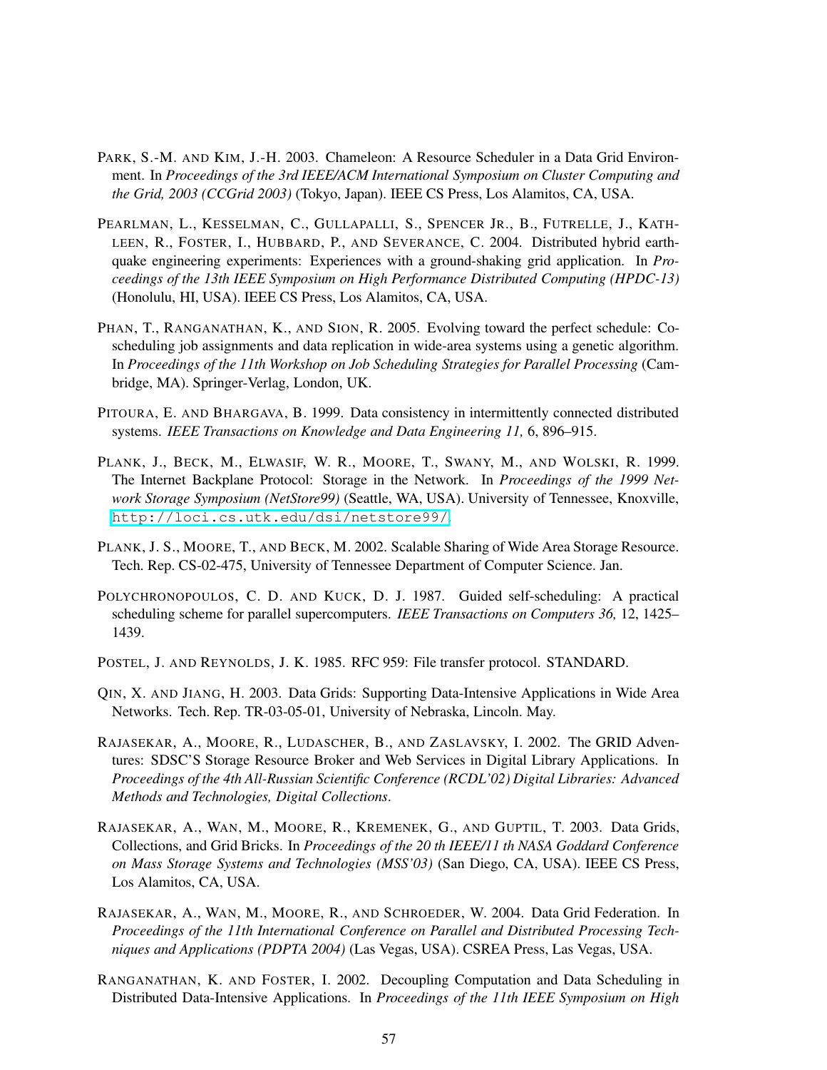PARK, S.-M. AND KIM, J.-H. 2003. Chameleon: A Resource Scheduler in a Data Grid Environment. In *Proceedings of the 3rd IEEE/ACM International Symposium on Cluster Computing and the Grid, 2003 (CCGrid 2003)* (Tokyo, Japan). IEEE CS Press, Los Alamitos, CA, USA.

PEARLMAN, L., KESSELMAN, C., GULLAPALLI, S., SPENCER JR., B., FUTRELLE, J., KATHLEEN, R., FOSTER, I., HUBBARD, P., AND SEVERANCE, C. 2004. Distributed hybrid earthquake engineering experiments: Experiences with a ground-shaking grid application. In *Proceedings of the 13th IEEE Symposium on High Performance Distributed Computing (HPDC-13)* (Honolulu, HI, USA). IEEE CS Press, Los Alamitos, CA, USA.

PHAN, T., RANGANATHAN, K., AND SION, R. 2005. Evolving toward the perfect schedule: Co-scheduling job assignments and data replication in wide-area systems using a genetic algorithm. In *Proceedings of the 11th Workshop on Job Scheduling Strategies for Parallel Processing* (Cambridge, MA). Springer-Verlag, London, UK.

PITOURA, E. AND BHARGAVA, B. 1999. Data consistency in intermittently connected distributed systems. *IEEE Transactions on Knowledge and Data Engineering 11,* 6, 896–915.

PLANK, J., BECK, M., ELWASIF, W. R., MOORE, T., SWANY, M., AND WOLSKI, R. 1999. The Internet Backplane Protocol: Storage in the Network. In *Proceedings of the 1999 Network Storage Symposium (NetStore99)* (Seattle, WA, USA). University of Tennessee, Knoxville, http://loci.cs.utk.edu/dsi/netstore99/.

PLANK, J. S., MOORE, T., AND BECK, M. 2002. Scalable Sharing of Wide Area Storage Resource. Tech. Rep. CS-02-475, University of Tennessee Department of Computer Science. Jan.

POLYCHRONOPOULOS, C. D. AND KUCK, D. J. 1987. Guided self-scheduling: A practical scheduling scheme for parallel supercomputers. *IEEE Transactions on Computers 36,* 12, 1425–1439.

POSTEL, J. AND REYNOLDS, J. K. 1985. RFC 959: File transfer protocol. STANDARD.

QIN, X. AND JIANG, H. 2003. Data Grids: Supporting Data-Intensive Applications in Wide Area Networks. Tech. Rep. TR-03-05-01, University of Nebraska, Lincoln. May.

RAJASEKAR, A., MOORE, R., LUDASCHER, B., AND ZASLAVSKY, I. 2002. The GRID Adventures: SDSC'S Storage Resource Broker and Web Services in Digital Library Applications. In *Proceedings of the 4th All-Russian Scientific Conference (RCDL'02) Digital Libraries: Advanced Methods and Technologies, Digital Collections*.

RAJASEKAR, A., WAN, M., MOORE, R., KREMENEK, G., AND GUPTIL, T. 2003. Data Grids, Collections, and Grid Bricks. In *Proceedings of the 20 th IEEE/11 th NASA Goddard Conference on Mass Storage Systems and Technologies (MSS'03)* (San Diego, CA, USA). IEEE CS Press, Los Alamitos, CA, USA.

RAJASEKAR, A., WAN, M., MOORE, R., AND SCHROEDER, W. 2004. Data Grid Federation. In *Proceedings of the 11th International Conference on Parallel and Distributed Processing Techniques and Applications (PDPTA 2004)* (Las Vegas, USA). CSREA Press, Las Vegas, USA.

RANGANATHAN, K. AND FOSTER, I. 2002. Decoupling Computation and Data Scheduling in Distributed Data-Intensive Applications. In *Proceedings of the 11th IEEE Symposium on High*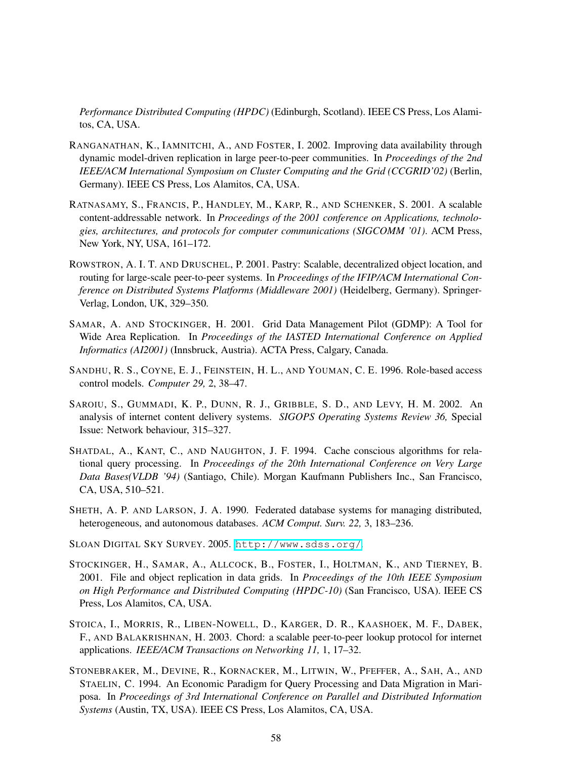*Performance Distributed Computing (HPDC)* (Edinburgh, Scotland). IEEE CS Press, Los Alamitos, CA, USA.

RANGANATHAN, K., IAMNITCHI, A., AND FOSTER, I. 2002. Improving data availability through dynamic model-driven replication in large peer-to-peer communities. In *Proceedings of the 2nd IEEE/ACM International Symposium on Cluster Computing and the Grid (CCGRID'02)* (Berlin, Germany). IEEE CS Press, Los Alamitos, CA, USA.

RATNASAMY, S., FRANCIS, P., HANDLEY, M., KARP, R., AND SCHENKER, S. 2001. A scalable content-addressable network. In *Proceedings of the 2001 conference on Applications, technologies, architectures, and protocols for computer communications (SIGCOMM '01)*. ACM Press, New York, NY, USA, 161–172.

ROWSTRON, A. I. T. AND DRUSCHEL, P. 2001. Pastry: Scalable, decentralized object location, and routing for large-scale peer-to-peer systems. In *Proceedings of the IFIP/ACM International Conference on Distributed Systems Platforms (Middleware 2001)* (Heidelberg, Germany). Springer-Verlag, London, UK, 329–350.

SAMAR, A. AND STOCKINGER, H. 2001. Grid Data Management Pilot (GDMP): A Tool for Wide Area Replication. In *Proceedings of the IASTED International Conference on Applied Informatics (AI2001)* (Innsbruck, Austria). ACTA Press, Calgary, Canada.

SANDHU, R. S., COYNE, E. J., FEINSTEIN, H. L., AND YOUMAN, C. E. 1996. Role-based access control models. *Computer 29,* 2, 38–47.

SAROIU, S., GUMMADI, K. P., DUNN, R. J., GRIBBLE, S. D., AND LEVY, H. M. 2002. An analysis of internet content delivery systems. *SIGOPS Operating Systems Review 36,* Special Issue: Network behaviour, 315–327.

SHATDAL, A., KANT, C., AND NAUGHTON, J. F. 1994. Cache conscious algorithms for relational query processing. In *Proceedings of the 20th International Conference on Very Large Data Bases(VLDB '94)* (Santiago, Chile). Morgan Kaufmann Publishers Inc., San Francisco, CA, USA, 510–521.

SHETH, A. P. AND LARSON, J. A. 1990. Federated database systems for managing distributed, heterogeneous, and autonomous databases. *ACM Comput. Surv. 22,* 3, 183–236.

SLOAN DIGITAL SKY SURVEY. 2005. http://www.sdss.org/.

STOCKINGER, H., SAMAR, A., ALLCOCK, B., FOSTER, I., HOLTMAN, K., AND TIERNEY, B. 2001. File and object replication in data grids. In *Proceedings of the 10th IEEE Symposium on High Performance and Distributed Computing (HPDC-10)* (San Francisco, USA). IEEE CS Press, Los Alamitos, CA, USA.

STOICA, I., MORRIS, R., LIBEN-NOWELL, D., KARGER, D. R., KAASHOEK, M. F., DABEK, F., AND BALAKRISHNAN, H. 2003. Chord: a scalable peer-to-peer lookup protocol for internet applications. *IEEE/ACM Transactions on Networking 11,* 1, 17–32.

STONEBRAKER, M., DEVINE, R., KORNACKER, M., LITWIN, W., PFEFFER, A., SAH, A., AND STAELIN, C. 1994. An Economic Paradigm for Query Processing and Data Migration in Mariposa. In *Proceedings of 3rd International Conference on Parallel and Distributed Information Systems* (Austin, TX, USA). IEEE CS Press, Los Alamitos, CA, USA.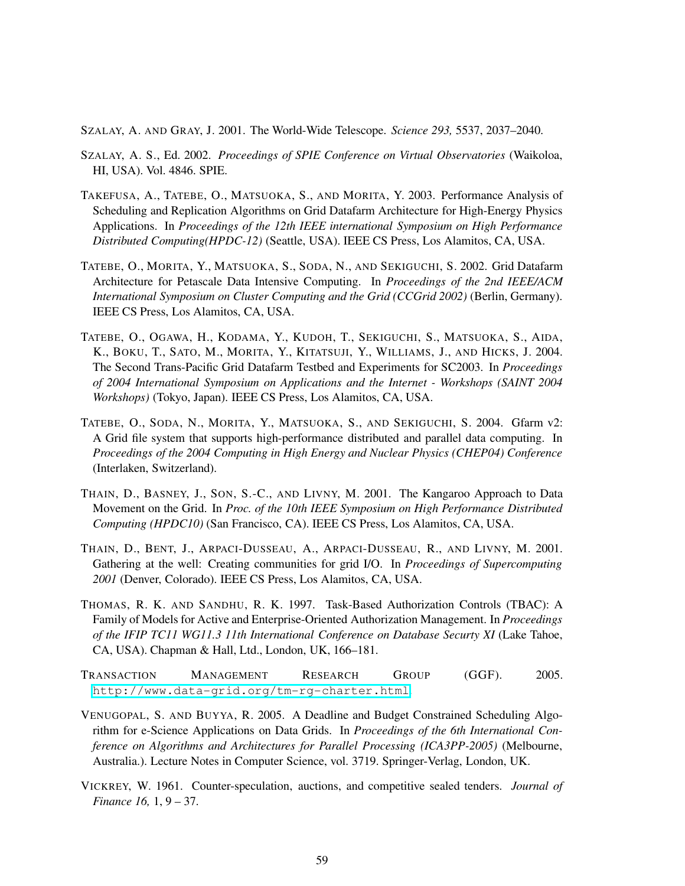SZALAY, A. AND GRAY, J. 2001. The World-Wide Telescope. *Science 293,* 5537, 2037–2040.

SZALAY, A. S., Ed. 2002. *Proceedings of SPIE Conference on Virtual Observatories* (Waikoloa, HI, USA). Vol. 4846. SPIE.

TAKEFUSA, A., TATEBE, O., MATSUOKA, S., AND MORITA, Y. 2003. Performance Analysis of Scheduling and Replication Algorithms on Grid Datafarm Architecture for High-Energy Physics Applications. In *Proceedings of the 12th IEEE international Symposium on High Performance Distributed Computing(HPDC-12)* (Seattle, USA). IEEE CS Press, Los Alamitos, CA, USA.

TATEBE, O., MORITA, Y., MATSUOKA, S., SODA, N., AND SEKIGUCHI, S. 2002. Grid Datafarm Architecture for Petascale Data Intensive Computing. In *Proceedings of the 2nd IEEE/ACM International Symposium on Cluster Computing and the Grid (CCGrid 2002)* (Berlin, Germany). IEEE CS Press, Los Alamitos, CA, USA.

TATEBE, O., OGAWA, H., KODAMA, Y., KUDOH, T., SEKIGUCHI, S., MATSUOKA, S., AIDA, K., BOKU, T., SATO, M., MORITA, Y., KITATSUJI, Y., WILLIAMS, J., AND HICKS, J. 2004. The Second Trans-Pacific Grid Datafarm Testbed and Experiments for SC2003. In *Proceedings of 2004 International Symposium on Applications and the Internet - Workshops (SAINT 2004 Workshops)* (Tokyo, Japan). IEEE CS Press, Los Alamitos, CA, USA.

TATEBE, O., SODA, N., MORITA, Y., MATSUOKA, S., AND SEKIGUCHI, S. 2004. Gfarm v2: A Grid file system that supports high-performance distributed and parallel data computing. In *Proceedings of the 2004 Computing in High Energy and Nuclear Physics (CHEP04) Conference* (Interlaken, Switzerland).

THAIN, D., BASNEY, J., SON, S.-C., AND LIVNY, M. 2001. The Kangaroo Approach to Data Movement on the Grid. In *Proc. of the 10th IEEE Symposium on High Performance Distributed Computing (HPDC10)* (San Francisco, CA). IEEE CS Press, Los Alamitos, CA, USA.

THAIN, D., BENT, J., ARPACI-DUSSEAU, A., ARPACI-DUSSEAU, R., AND LIVNY, M. 2001. Gathering at the well: Creating communities for grid I/O. In *Proceedings of Supercomputing 2001* (Denver, Colorado). IEEE CS Press, Los Alamitos, CA, USA.

THOMAS, R. K. AND SANDHU, R. K. 1997. Task-Based Authorization Controls (TBAC): A Family of Models for Active and Enterprise-Oriented Authorization Management. In *Proceedings of the IFIP TC11 WG11.3 11th International Conference on Database Securty XI* (Lake Tahoe, CA, USA). Chapman & Hall, Ltd., London, UK, 166–181.

TRANSACTION MANAGEMENT RESEARCH GROUP (GGF). 2005. http://www.data-grid.org/tm-rg-charter.html

VENUGOPAL, S. AND BUYYA, R. 2005. A Deadline and Budget Constrained Scheduling Algorithm for e-Science Applications on Data Grids. In *Proceedings of the 6th International Conference on Algorithms and Architectures for Parallel Processing (ICA3PP-2005)* (Melbourne, Australia.). Lecture Notes in Computer Science, vol. 3719. Springer-Verlag, London, UK.

VICKREY, W. 1961. Counter-speculation, auctions, and competitive sealed tenders. *Journal of Finance 16,* 1, 9 – 37.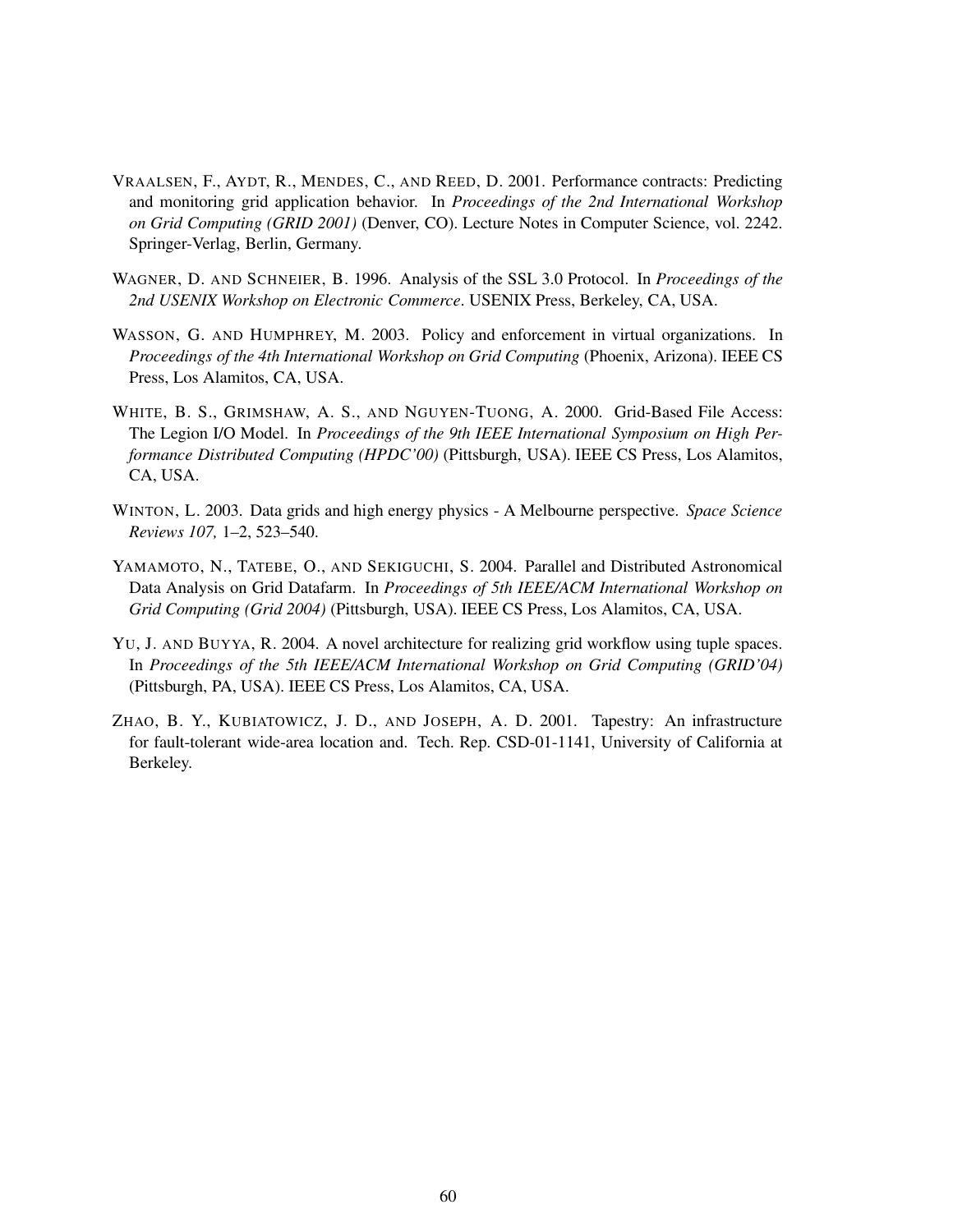VRAALSEN, F., AYDT, R., MENDES, C., AND REED, D. 2001. Performance contracts: Predicting and monitoring grid application behavior. In *Proceedings of the 2nd International Workshop on Grid Computing (GRID 2001)* (Denver, CO). Lecture Notes in Computer Science, vol. 2242. Springer-Verlag, Berlin, Germany.

WAGNER, D. AND SCHNEIER, B. 1996. Analysis of the SSL 3.0 Protocol. In *Proceedings of the 2nd USENIX Workshop on Electronic Commerce*. USENIX Press, Berkeley, CA, USA.

WASSON, G. AND HUMPHREY, M. 2003. Policy and enforcement in virtual organizations. In *Proceedings of the 4th International Workshop on Grid Computing* (Phoenix, Arizona). IEEE CS Press, Los Alamitos, CA, USA.

WHITE, B. S., GRIMSHAW, A. S., AND NGUYEN-TUONG, A. 2000. Grid-Based File Access: The Legion I/O Model. In *Proceedings of the 9th IEEE International Symposium on High Performance Distributed Computing (HPDC'00)* (Pittsburgh, USA). IEEE CS Press, Los Alamitos, CA, USA.

WINTON, L. 2003. Data grids and high energy physics - A Melbourne perspective. *Space Science Reviews 107,* 1–2, 523–540.

YAMAMOTO, N., TATEBE, O., AND SEKIGUCHI, S. 2004. Parallel and Distributed Astronomical Data Analysis on Grid Datafarm. In *Proceedings of 5th IEEE/ACM International Workshop on Grid Computing (Grid 2004)* (Pittsburgh, USA). IEEE CS Press, Los Alamitos, CA, USA.

YU, J. AND BUYYA, R. 2004. A novel architecture for realizing grid workflow using tuple spaces. In *Proceedings of the 5th IEEE/ACM International Workshop on Grid Computing (GRID'04)* (Pittsburgh, PA, USA). IEEE CS Press, Los Alamitos, CA, USA.

ZHAO, B. Y., KUBIATOWICZ, J. D., AND JOSEPH, A. D. 2001. Tapestry: An infrastructure for fault-tolerant wide-area location and. Tech. Rep. CSD-01-1141, University of California at Berkeley.